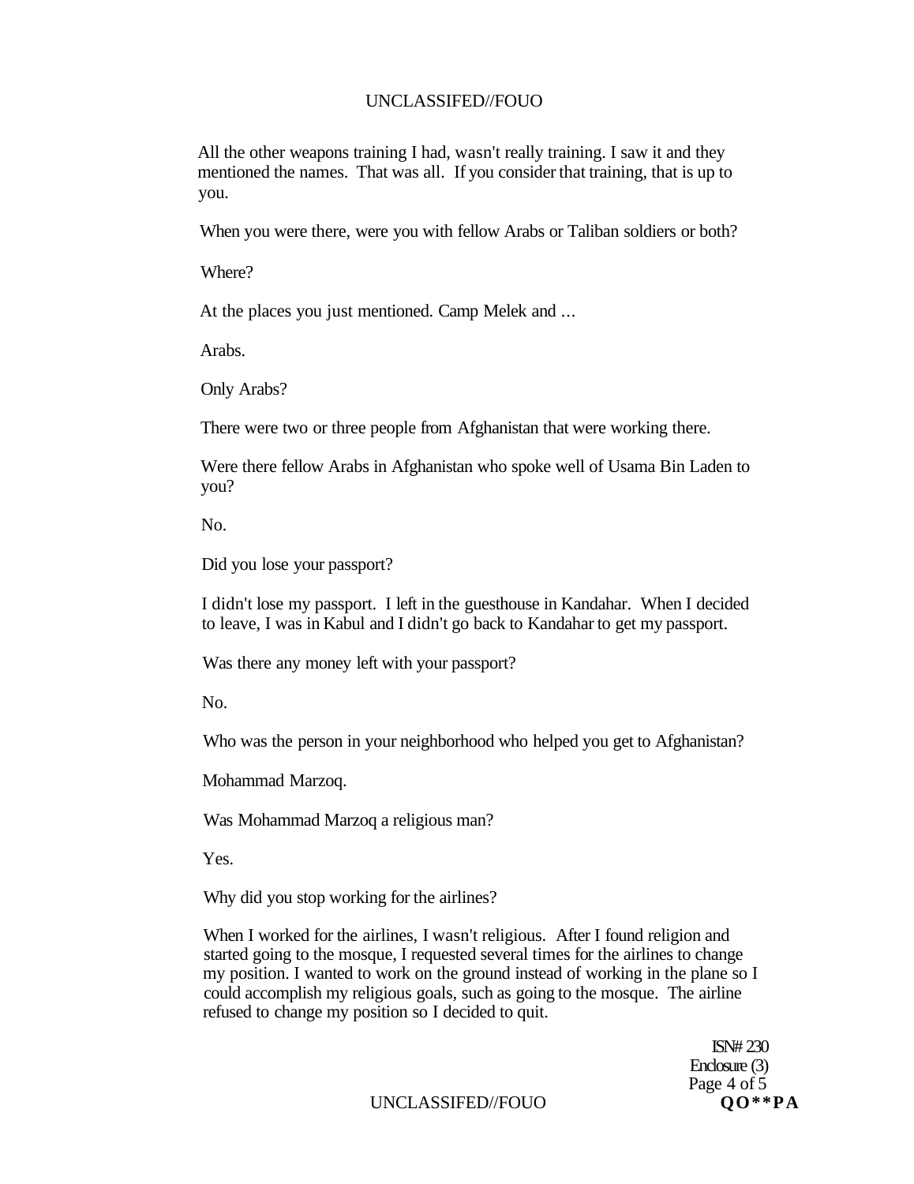All the other weapons training I had, wasn't really training. I saw it and they mentioned the names. That was all. If you consider that training, that is up to you.

When you were there, were you with fellow Arabs or Taliban soldiers or both?

Where?

At the places you just mentioned. Camp Melek and ...

Arabs.

Only Arabs?

There were two or three people from Afghanistan that were working there.

Were there fellow Arabs in Afghanistan who spoke well of Usama Bin Laden to you?

No.

Did you lose your passport?

I didn't lose my passport. I left in the guesthouse in Kandahar. When I decided to leave, I was in Kabul and I didn't go back to Kandahar to get my passport.

Was there any money left with your passport?

No.

Who was the person in your neighborhood who helped you get to Afghanistan?

Mohammad Marzoq.

Was Mohammad Marzoq a religious man?

Yes.

Why did you stop working for the airlines?

When I worked for the airlines, I wasn't religious. After I found religion and started going to the mosque, I requested several times for the airlines to change my position. I wanted to work on the ground instead of working in the plane so I could accomplish my religious goals, such as going to the mosque. The airline refused to change my position so I decided to quit.

ISN# 230
Enclosure (3)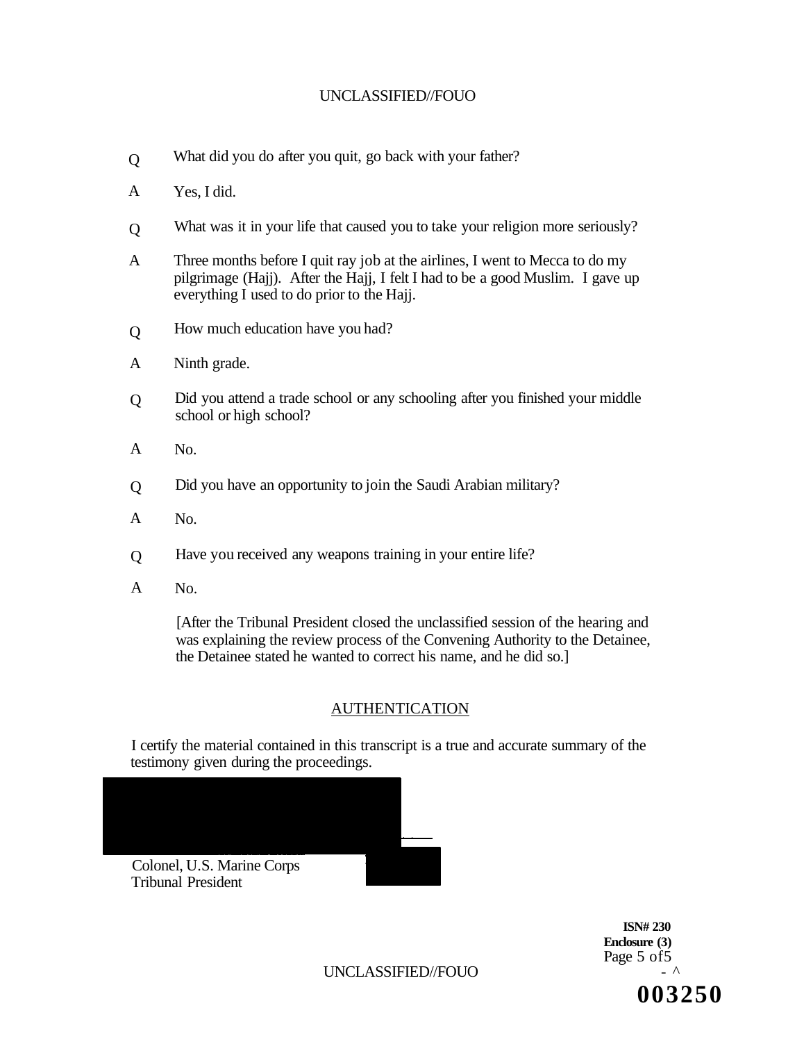Q What did you do after you quit, go back with your father?

A Yes, I did.

Q What was it in your life that caused you to take your religion more seriously?

A Three months before I quit ray job at the airlines, I went to Mecca to do my pilgrimage (Hajj). After the Hajj, I felt I had to be a good Muslim. I gave up everything I used to do prior to the Hajj.

Q How much education have you had?

A Ninth grade.

Q Did you attend a trade school or any schooling after you finished your middle school or high school?

A No.

Q Did you have an opportunity to join the Saudi Arabian military?

A No.

Q Have you received any weapons training in your entire life?

A No.

[After the Tribunal President closed the unclassified session of the hearing and was explaining the review process of the Convening Authority to the Detainee, the Detainee stated he wanted to correct his name, and he did so.]

## AUTHENTICATION

I certify the material contained in this transcript is a true and accurate summary of the testimony given during the proceedings.

Colonel, U.S. Marine Corps
Tribunal President

**ISN# 230**
**Enclosure (3)**
Page 5 of5

**003250**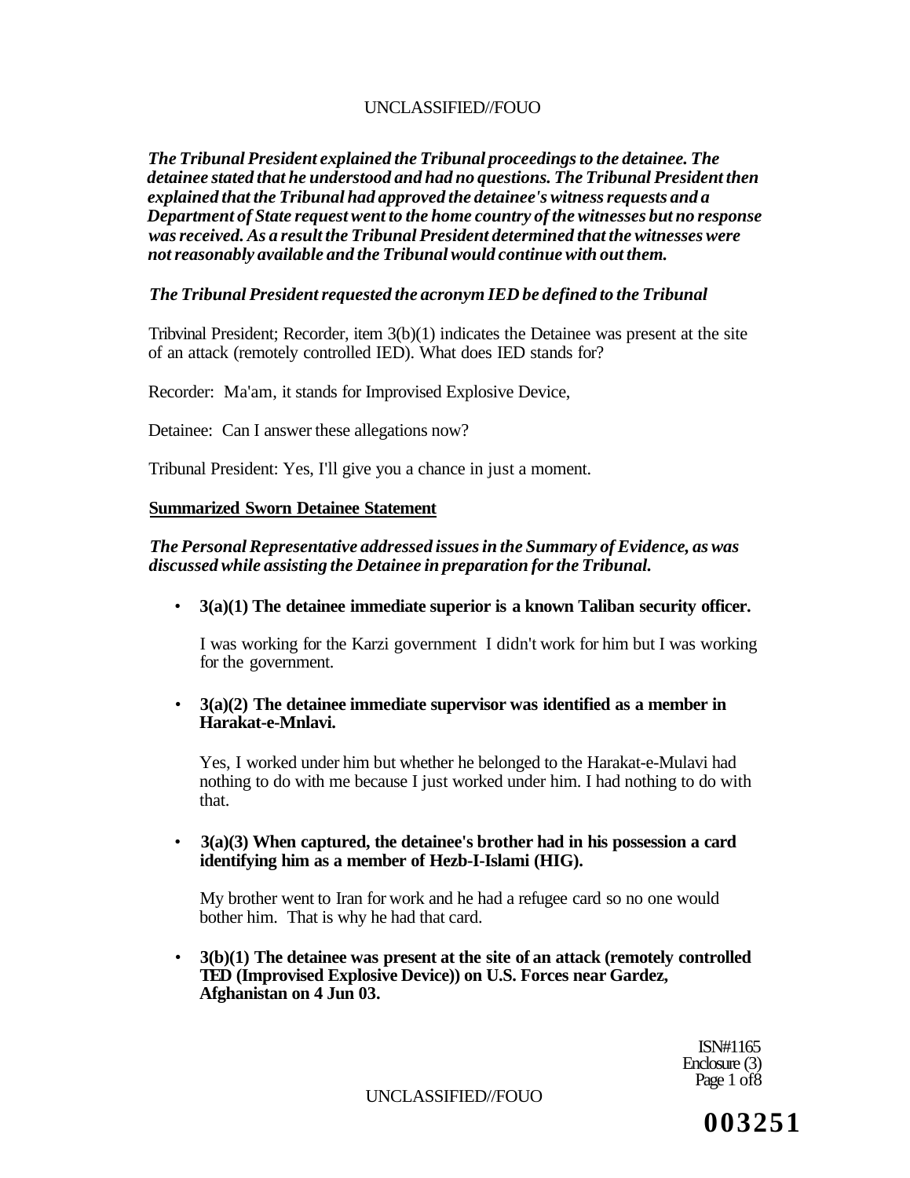*The Tribunal President explained the Tribunal proceedings to the detainee. The detainee stated that he understood and had no questions. The Tribunal President then explained that the Tribunal had approved the detainee's witness requests and a Department of State request went to the home country of the witnesses but no response was received. As a result the Tribunal President determined that the witnesses were not reasonably available and the Tribunal would continue with out them.*

*The Tribunal President requested the acronym IED be defined to the Tribunal*

Tribvinal President; Recorder, item 3(b)(1) indicates the Detainee was present at the site of an attack (remotely controlled IED). What does IED stands for?

Recorder: Ma'am, it stands for Improvised Explosive Device,

Detainee: Can I answer these allegations now?

Tribunal President: Yes, I'll give you a chance in just a moment.

**Summarized Sworn Detainee Statement**

*The Personal Representative addressed issues in the Summary of Evidence, as was discussed while assisting the Detainee in preparation for the Tribunal.*

- **3(a)(1) The detainee immediate superior is a known Taliban security officer.**

  I was working for the Karzi government I didn't work for him but I was working for the government.

- **3(a)(2) The detainee immediate supervisor was identified as a member in Harakat-e-Mnlavi.**

  Yes, I worked under him but whether he belonged to the Harakat-e-Mulavi had nothing to do with me because I just worked under him. I had nothing to do with that.

- **3(a)(3) When captured, the detainee's brother had in his possession a card identifying him as a member of Hezb-I-Islami (HIG).**

  My brother went to Iran for work and he had a refugee card so no one would bother him. That is why he had that card.

- **3(b)(1) The detainee was present at the site of an attack (remotely controlled TED (Improvised Explosive Device)) on U.S. Forces near Gardez, Afghanistan on 4 Jun 03.**

ISN#1165
Enclosure (3)

003251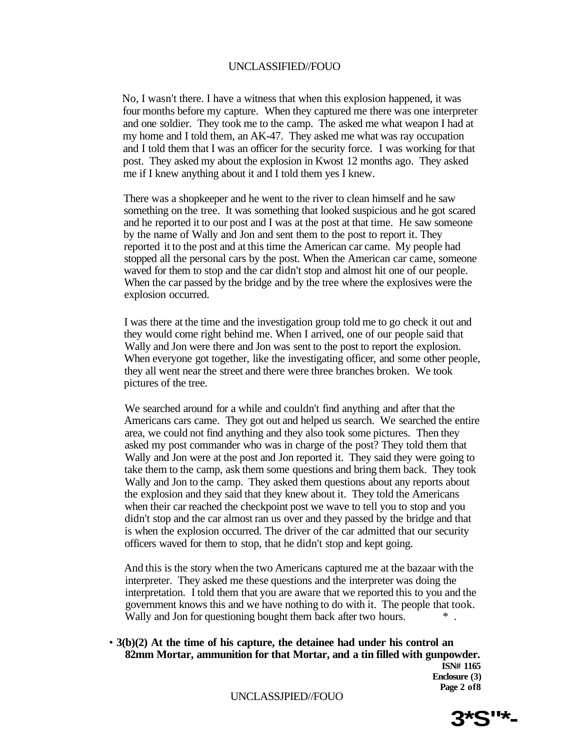No, I wasn't there. I have a witness that when this explosion happened, it was four months before my capture. When they captured me there was one interpreter and one soldier. They took me to the camp. The asked me what weapon I had at my home and I told them, an AK-47. They asked me what was ray occupation and I told them that I was an officer for the security force. I was working for that post. They asked my about the explosion in Kwost 12 months ago. They asked me if I knew anything about it and I told them yes I knew.

There was a shopkeeper and he went to the river to clean himself and he saw something on the tree. It was something that looked suspicious and he got scared and he reported it to our post and I was at the post at that time. He saw someone by the name of Wally and Jon and sent them to the post to report it. They reported it to the post and at this time the American car came. My people had stopped all the personal cars by the post. When the American car came, someone waved for them to stop and the car didn't stop and almost hit one of our people. When the car passed by the bridge and by the tree where the explosives were the explosion occurred.

I was there at the time and the investigation group told me to go check it out and they would come right behind me. When I arrived, one of our people said that Wally and Jon were there and Jon was sent to the post to report the explosion. When everyone got together, like the investigating officer, and some other people, they all went near the street and there were three branches broken. We took pictures of the tree.

We searched around for a while and couldn't find anything and after that the Americans cars came. They got out and helped us search. We searched the entire area, we could not find anything and they also took some pictures. Then they asked my post commander who was in charge of the post? They told them that Wally and Jon were at the post and Jon reported it. They said they were going to take them to the camp, ask them some questions and bring them back. They took Wally and Jon to the camp. They asked them questions about any reports about the explosion and they said that they knew about it. They told the Americans when their car reached the checkpoint post we wave to tell you to stop and you didn't stop and the car almost ran us over and they passed by the bridge and that is when the explosion occurred. The driver of the car admitted that our security officers waved for them to stop, that he didn't stop and kept going.

And this is the story when the two Americans captured me at the bazaar with the interpreter. They asked me these questions and the interpreter was doing the interpretation. I told them that you are aware that we reported this to you and the government knows this and we have nothing to do with it. The people that took. Wally and Jon for questioning bought them back after two hours.

• **3(b)(2) At the time of his capture, the detainee had under his control an 82mm Mortar, ammunition for that Mortar, and a tin filled with gunpowder.**

**ISN# 1165**
**Enclosure (3)**
**Page 2 of 8**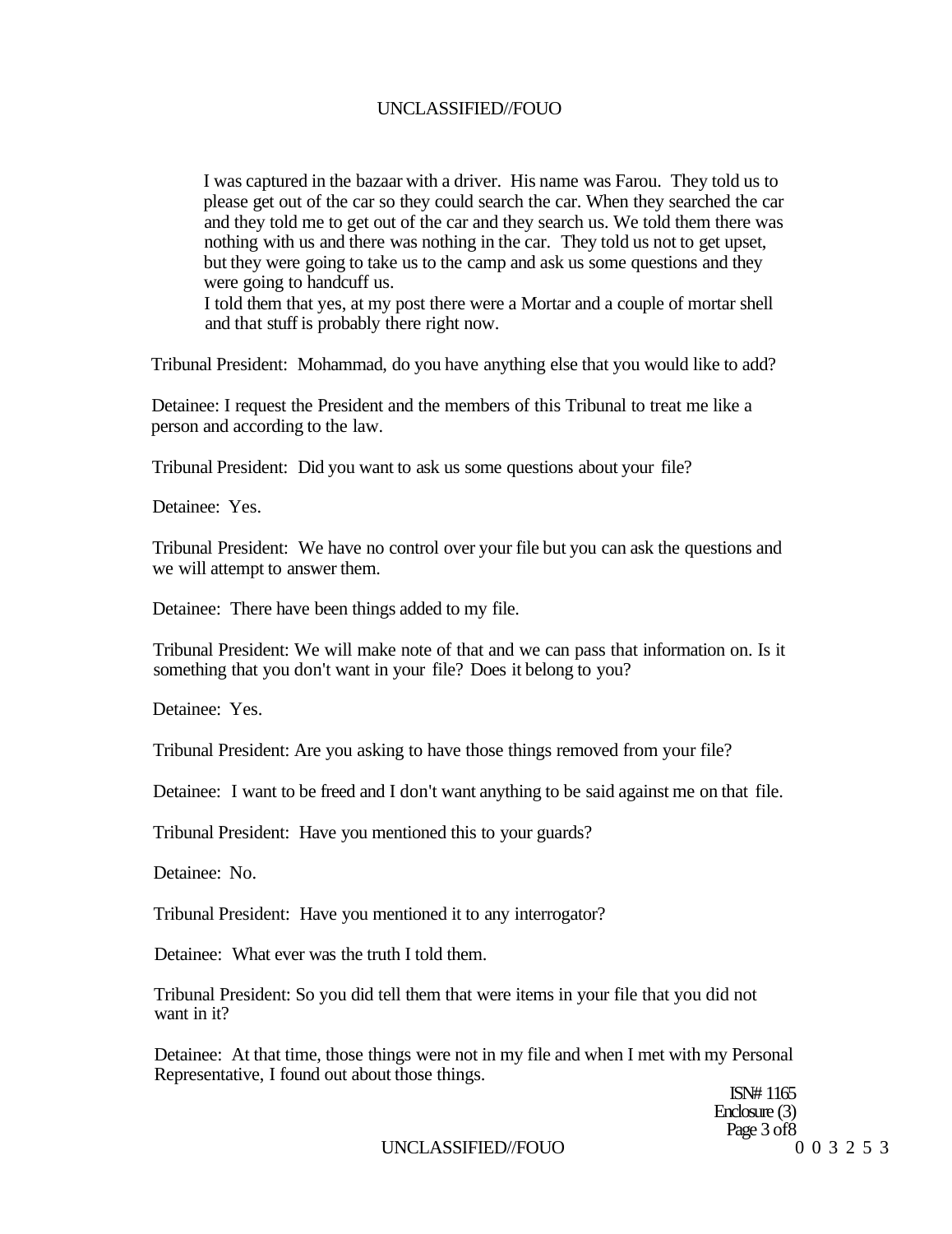I was captured in the bazaar with a driver. His name was Farou. They told us to please get out of the car so they could search the car. When they searched the car and they told me to get out of the car and they search us. We told them there was nothing with us and there was nothing in the car. They told us not to get upset, but they were going to take us to the camp and ask us some questions and they were going to handcuff us.

I told them that yes, at my post there were a Mortar and a couple of mortar shell and that stuff is probably there right now.

Tribunal President: Mohammad, do you have anything else that you would like to add?

Detainee: I request the President and the members of this Tribunal to treat me like a person and according to the law.

Tribunal President: Did you want to ask us some questions about your file?

Detainee: Yes.

Tribunal President: We have no control over your file but you can ask the questions and we will attempt to answer them.

Detainee: There have been things added to my file.

Tribunal President: We will make note of that and we can pass that information on. Is it something that you don't want in your file? Does it belong to you?

Detainee: Yes.

Tribunal President: Are you asking to have those things removed from your file?

Detainee: I want to be freed and I don't want anything to be said against me on that file.

Tribunal President: Have you mentioned this to your guards?

Detainee: No.

Tribunal President: Have you mentioned it to any interrogator?

Detainee: What ever was the truth I told them.

Tribunal President: So you did tell them that were items in your file that you did not want in it?

Detainee: At that time, those things were not in my file and when I met with my Personal Representative, I found out about those things.

ISN# 1165
Enclosure (3)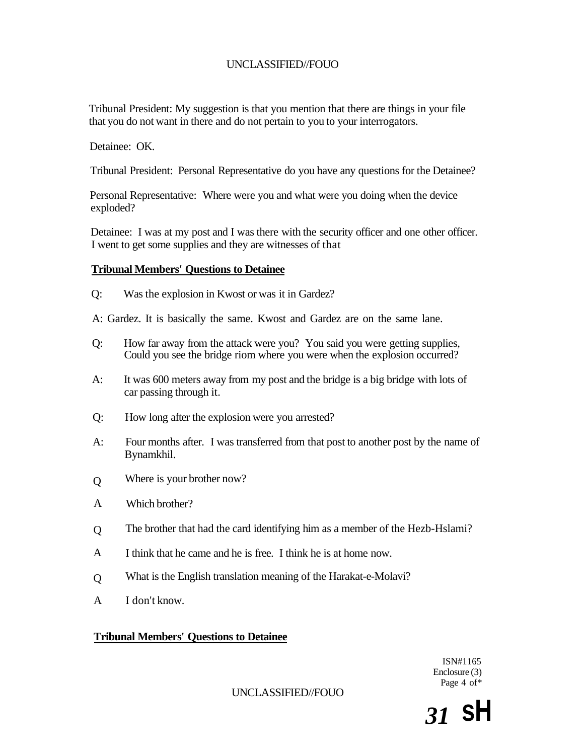Tribunal President: My suggestion is that you mention that there are things in your file that you do not want in there and do not pertain to you to your interrogators.

Detainee: OK.

Tribunal President: Personal Representative do you have any questions for the Detainee?

Personal Representative: Where were you and what were you doing when the device exploded?

Detainee: I was at my post and I was there with the security officer and one other officer. I went to get some supplies and they are witnesses of that

**Tribunal Members' Questions to Detainee**

Q: Was the explosion in Kwost or was it in Gardez?

A: Gardez. It is basically the same. Kwost and Gardez are on the same lane.

Q: How far away from the attack were you? You said you were getting supplies, Could you see the bridge riom where you were when the explosion occurred?

A: It was 600 meters away from my post and the bridge is a big bridge with lots of car passing through it.

Q: How long after the explosion were you arrested?

A: Four months after. I was transferred from that post to another post by the name of Bynamkhil.

Q Where is your brother now?

A Which brother?

Q The brother that had the card identifying him as a member of the Hezb-Hslami?

A I think that he came and he is free. I think he is at home now.

Q What is the English translation meaning of the Harakat-e-Molavi?

A I don't know.

**Tribunal Members' Questions to Detainee**

ISN#1165
Enclosure (3)
Page 4 of*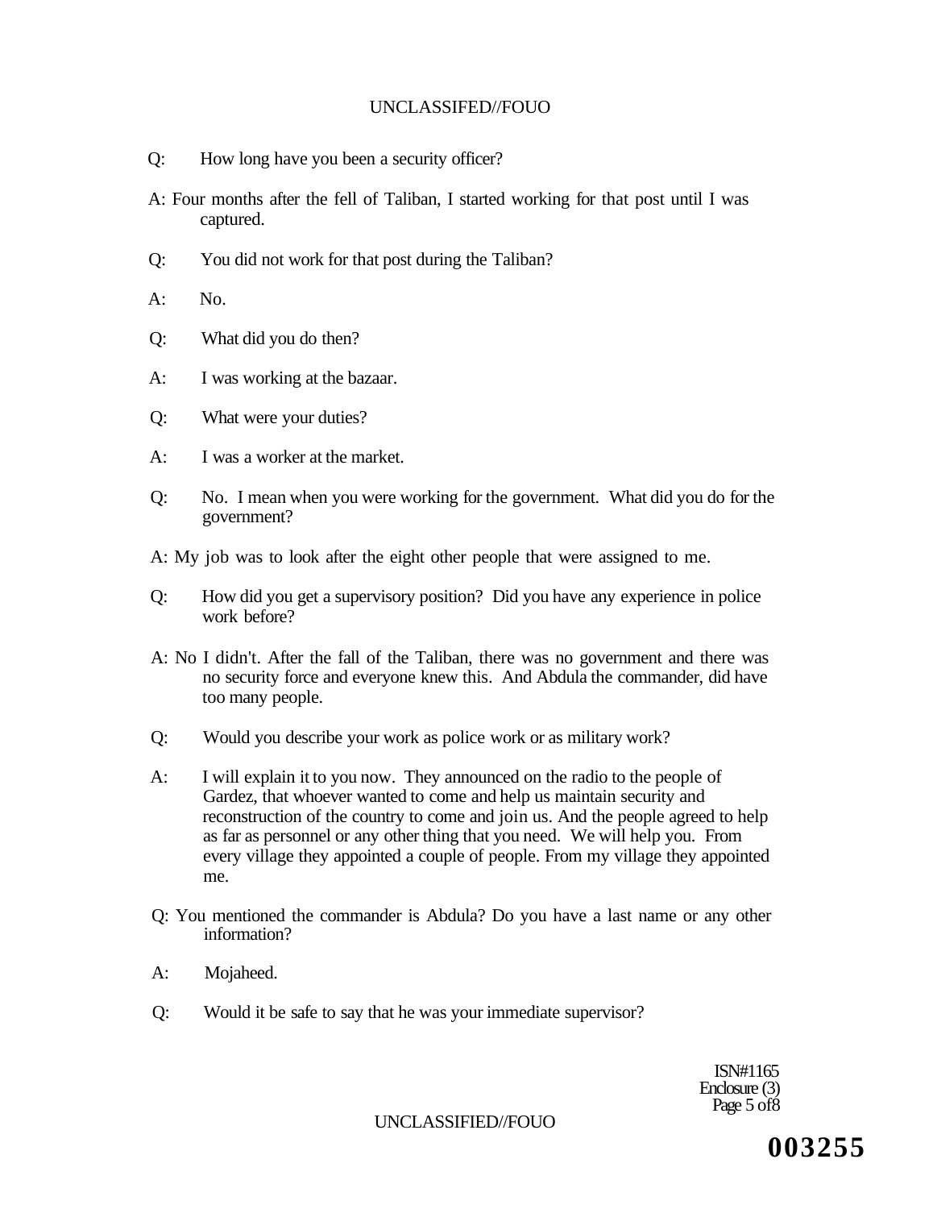Q: How long have you been a security officer?

A: Four months after the fell of Taliban, I started working for that post until I was captured.

Q: You did not work for that post during the Taliban?

A: No.

Q: What did you do then?

A: I was working at the bazaar.

Q: What were your duties?

A: I was a worker at the market.

Q: No. I mean when you were working for the government. What did you do for the government?

A: My job was to look after the eight other people that were assigned to me.

Q: How did you get a supervisory position? Did you have any experience in police work before?

A: No I didn't. After the fall of the Taliban, there was no government and there was no security force and everyone knew this. And Abdula the commander, did have too many people.

Q: Would you describe your work as police work or as military work?

A: I will explain it to you now. They announced on the radio to the people of Gardez, that whoever wanted to come and help us maintain security and reconstruction of the country to come and join us. And the people agreed to help as far as personnel or any other thing that you need. We will help you. From every village they appointed a couple of people. From my village they appointed me.

Q: You mentioned the commander is Abdula? Do you have a last name or any other information?

A: Mojaheed.

Q: Would it be safe to say that he was your immediate supervisor?

ISN#1165
Enclosure (3)
Page 5 of 8

003255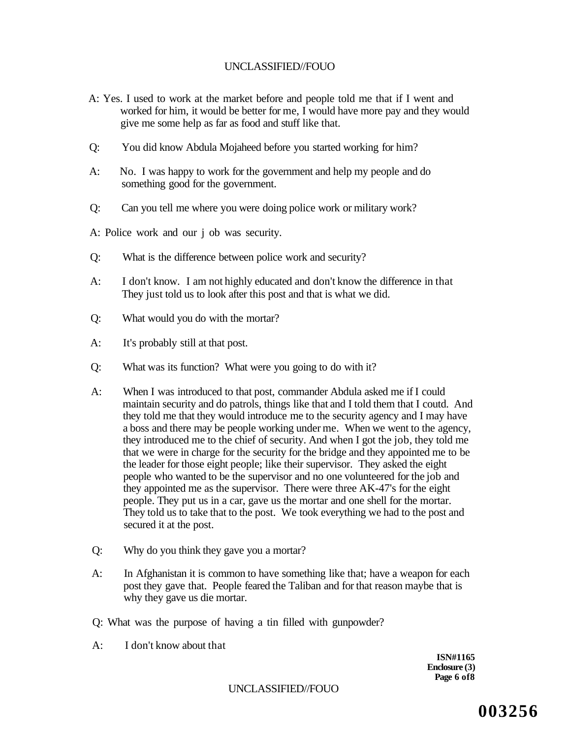A: Yes. I used to work at the market before and people told me that if I went and worked for him, it would be better for me, I would have more pay and they would give me some help as far as food and stuff like that.

Q: You did know Abdula Mojaheed before you started working for him?

A: No. I was happy to work for the government and help my people and do something good for the government.

Q: Can you tell me where you were doing police work or military work?

A: Police work and our j ob was security.

Q: What is the difference between police work and security?

A: I don't know. I am not highly educated and don't know the difference in that They just told us to look after this post and that is what we did.

Q: What would you do with the mortar?

A: It's probably still at that post.

Q: What was its function? What were you going to do with it?

A: When I was introduced to that post, commander Abdula asked me if I could maintain security and do patrols, things like that and I told them that I coutd. And they told me that they would introduce me to the security agency and I may have a boss and there may be people working under me. When we went to the agency, they introduced me to the chief of security. And when I got the job, they told me that we were in charge for the security for the bridge and they appointed me to be the leader for those eight people; like their supervisor. They asked the eight people who wanted to be the supervisor and no one volunteered for the job and they appointed me as the supervisor. There were three AK-47's for the eight people. They put us in a car, gave us the mortar and one shell for the mortar. They told us to take that to the post. We took everything we had to the post and secured it at the post.

Q: Why do you think they gave you a mortar?

A: In Afghanistan it is common to have something like that; have a weapon for each post they gave that. People feared the Taliban and for that reason maybe that is why they gave us die mortar.

Q: What was the purpose of having a tin filled with gunpowder?

A: I don't know about that

**ISN#1165**
**Enclosure (3)**
**Page 6 of8**

**003256**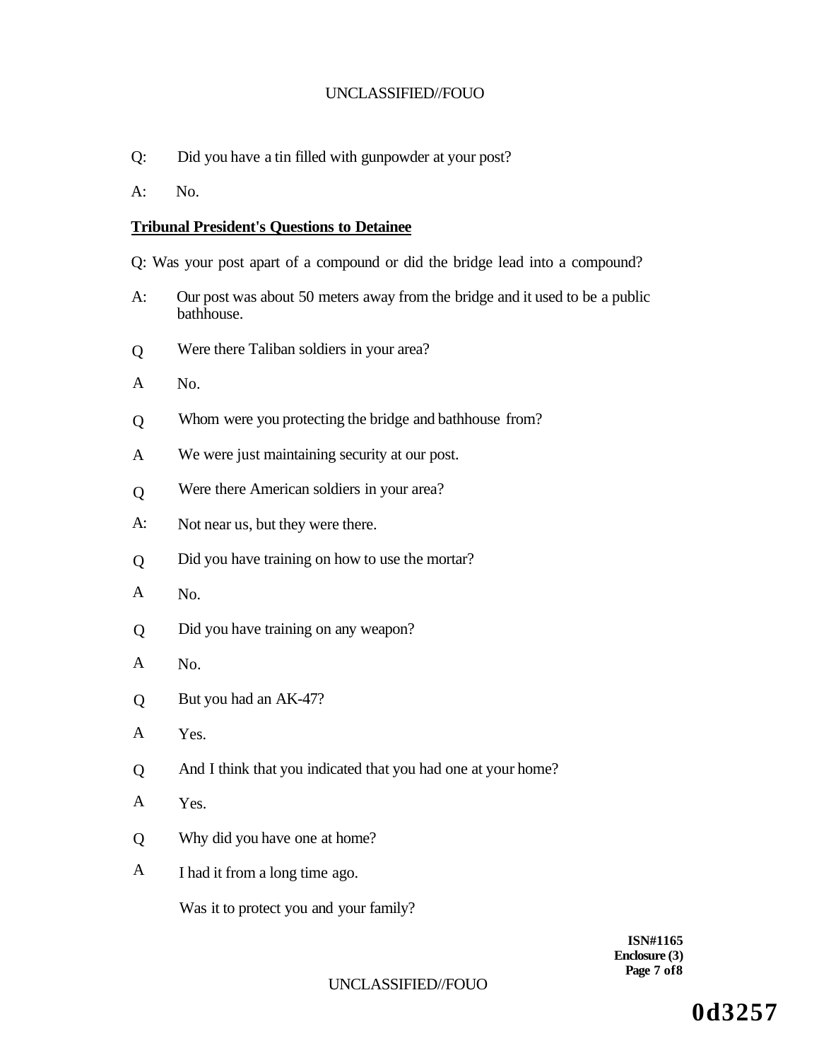Q: Did you have a tin filled with gunpowder at your post?

A: No.

**Tribunal President's Questions to Detainee**

Q: Was your post apart of a compound or did the bridge lead into a compound?

A: Our post was about 50 meters away from the bridge and it used to be a public bathhouse.

Q Were there Taliban soldiers in your area?

A No.

Q Whom were you protecting the bridge and bathhouse from?

A We were just maintaining security at our post.

Q Were there American soldiers in your area?

A: Not near us, but they were there.

Q Did you have training on how to use the mortar?

A No.

Q Did you have training on any weapon?

A No.

Q But you had an AK-47?

A Yes.

Q And I think that you indicated that you had one at your home?

A Yes.

Q Why did you have one at home?

A I had it from a long time ago.

Was it to protect you and your family?

**ISN#1165**
**Enclosure (3)**

**0d3257**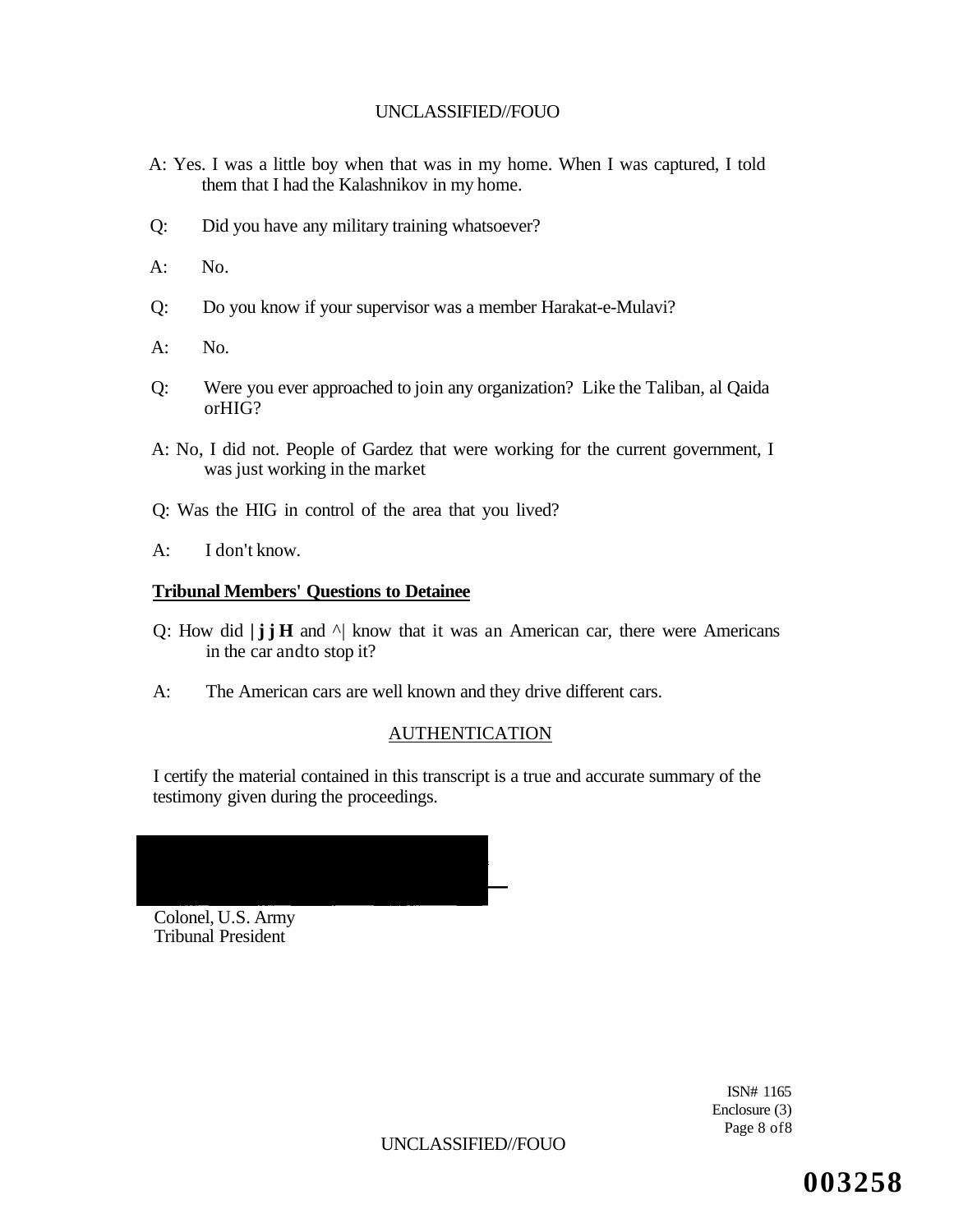A: Yes. I was a little boy when that was in my home. When I was captured, I told them that I had the Kalashnikov in my home.

Q: Did you have any military training whatsoever?

A: No.

Q: Do you know if your supervisor was a member Harakat-e-Mulavi?

A: No.

Q: Were you ever approached to join any organization? Like the Taliban, al Qaida orHIG?

A: No, I did not. People of Gardez that were working for the current government, I was just working in the market

Q: Was the HIG in control of the area that you lived?

A: I don't know.

**Tribunal Members' Questions to Detainee**

Q: How did **|jjH** and ^| know that it was an American car, there were Americans in the car andto stop it?

A: The American cars are well known and they drive different cars.

AUTHENTICATION

I certify the material contained in this transcript is a true and accurate summary of the testimony given during the proceedings.

Colonel, U.S. Army
Tribunal President

ISN# 1165
Enclosure (3)

003258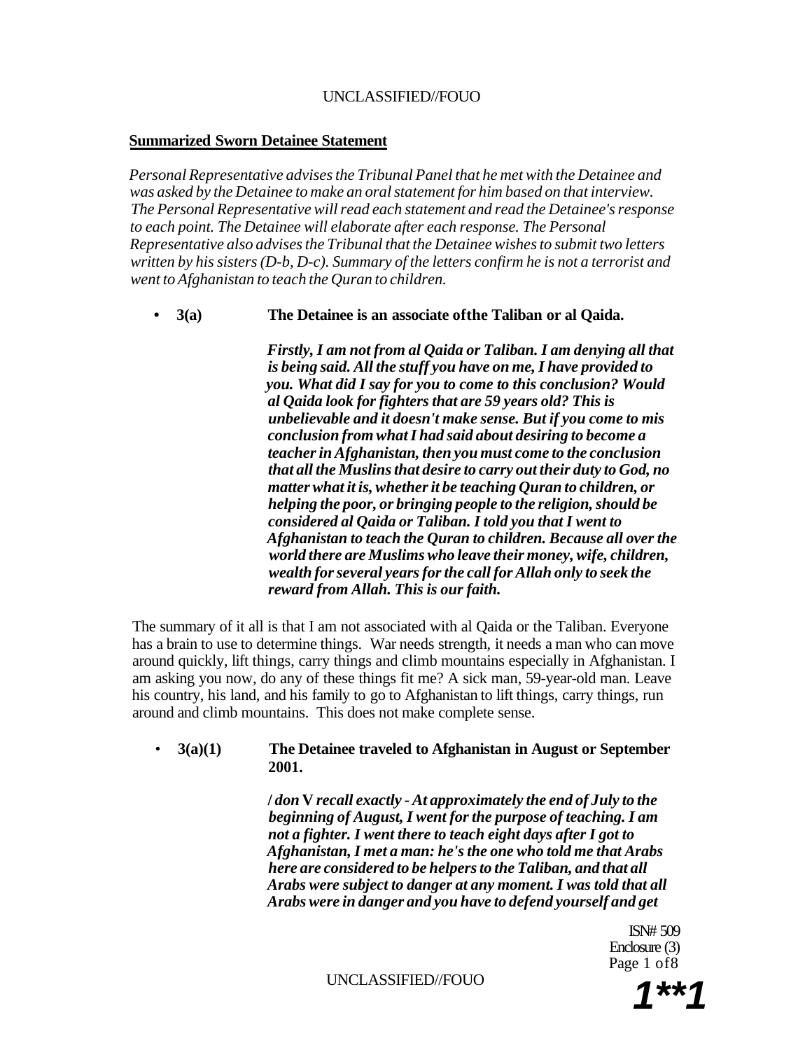**Summarized Sworn Detainee Statement**

*Personal Representative advises the Tribunal Panel that he met with the Detainee and was asked by the Detainee to make an oral statement for him based on that interview. The Personal Representative will read each statement and read the Detainee's response to each point. The Detainee will elaborate after each response. The Personal Representative also advises the Tribunal that the Detainee wishes to submit two letters written by his sisters (D-b, D-c). Summary of the letters confirm he is not a terrorist and went to Afghanistan to teach the Quran to children.*

- **3(a) The Detainee is an associate ofthe Taliban or al Qaida.**

  ***Firstly, I am not from al Qaida or Taliban. I am denying all that is being said. All the stuff you have on me, I have provided to you. What did I say for you to come to this conclusion? Would al Qaida look for fighters that are 59 years old? This is unbelievable and it doesn't make sense. But if you come to mis conclusion from what I had said about desiring to become a teacher in Afghanistan, then you must come to the conclusion that all the Muslims that desire to carry out their duty to God, no matter what it is, whether it be teaching Quran to children, or helping the poor, or bringing people to the religion, should be considered al Qaida or Taliban. I told you that I went to Afghanistan to teach the Quran to children. Because all over the world there are Muslims who leave their money, wife, children, wealth for several years for the call for Allah only to seek the reward from Allah. This is our faith.***

The summary of it all is that I am not associated with al Qaida or the Taliban. Everyone has a brain to use to determine things. War needs strength, it needs a man who can move around quickly, lift things, carry things and climb mountains especially in Afghanistan. I am asking you now, do any of these things fit me? A sick man, 59-year-old man. Leave his country, his land, and his family to go to Afghanistan to lift things, carry things, run around and climb mountains. This does not make complete sense.

- **3(a)(1) The Detainee traveled to Afghanistan in August or September 2001.**

  ***/ don V recall exactly - At approximately the end of July to the beginning of August, I went for the purpose of teaching. I am not a fighter. I went there to teach eight days after I got to Afghanistan, I met a man: he's the one who told me that Arabs here are considered to be helpers to the Taliban, and that all Arabs were subject to danger at any moment. I was told that all Arabs were in danger and you have to defend yourself and get***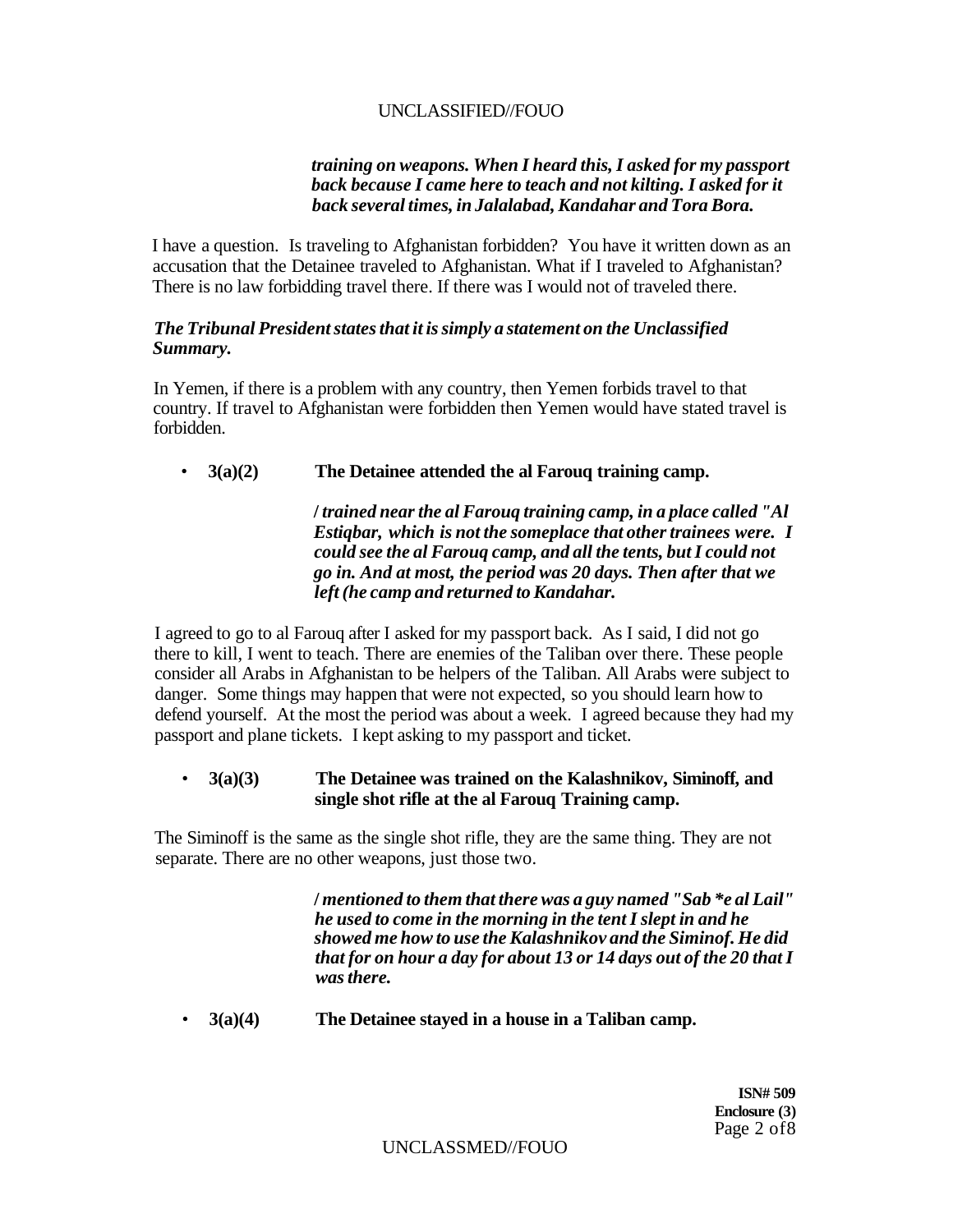***training on weapons. When I heard this, I asked for my passport back because I came here to teach and not kilting. I asked for it back several times, in Jalalabad, Kandahar and Tora Bora.***

I have a question. Is traveling to Afghanistan forbidden? You have it written down as an accusation that the Detainee traveled to Afghanistan. What if I traveled to Afghanistan? There is no law forbidding travel there. If there was I would not of traveled there.

***The Tribunal President states that it is simply a statement on the Unclassified Summary.***

In Yemen, if there is a problem with any country, then Yemen forbids travel to that country. If travel to Afghanistan were forbidden then Yemen would have stated travel is forbidden.

- **3(a)(2) The Detainee attended the al Farouq training camp.**

***/ trained near the al Farouq training camp, in a place called "Al Estiqbar, which is not the someplace that other trainees were. I could see the al Farouq camp, and all the tents, but I could not go in. And at most, the period was 20 days. Then after that we left (he camp and returned to Kandahar.***

I agreed to go to al Farouq after I asked for my passport back. As I said, I did not go there to kill, I went to teach. There are enemies of the Taliban over there. These people consider all Arabs in Afghanistan to be helpers of the Taliban. All Arabs were subject to danger. Some things may happen that were not expected, so you should learn how to defend yourself. At the most the period was about a week. I agreed because they had my passport and plane tickets. I kept asking to my passport and ticket.

- **3(a)(3) The Detainee was trained on the Kalashnikov, Siminoff, and single shot rifle at the al Farouq Training camp.**

The Siminoff is the same as the single shot rifle, they are the same thing. They are not separate. There are no other weapons, just those two.

***/ mentioned to them that there was a guy named "Sab *e al Lail" he used to come in the morning in the tent I slept in and he showed me how to use the Kalashnikov and the Siminof. He did that for on hour a day for about 13 or 14 days out of the 20 that I was there.***

- **3(a)(4) The Detainee stayed in a house in a Taliban camp.**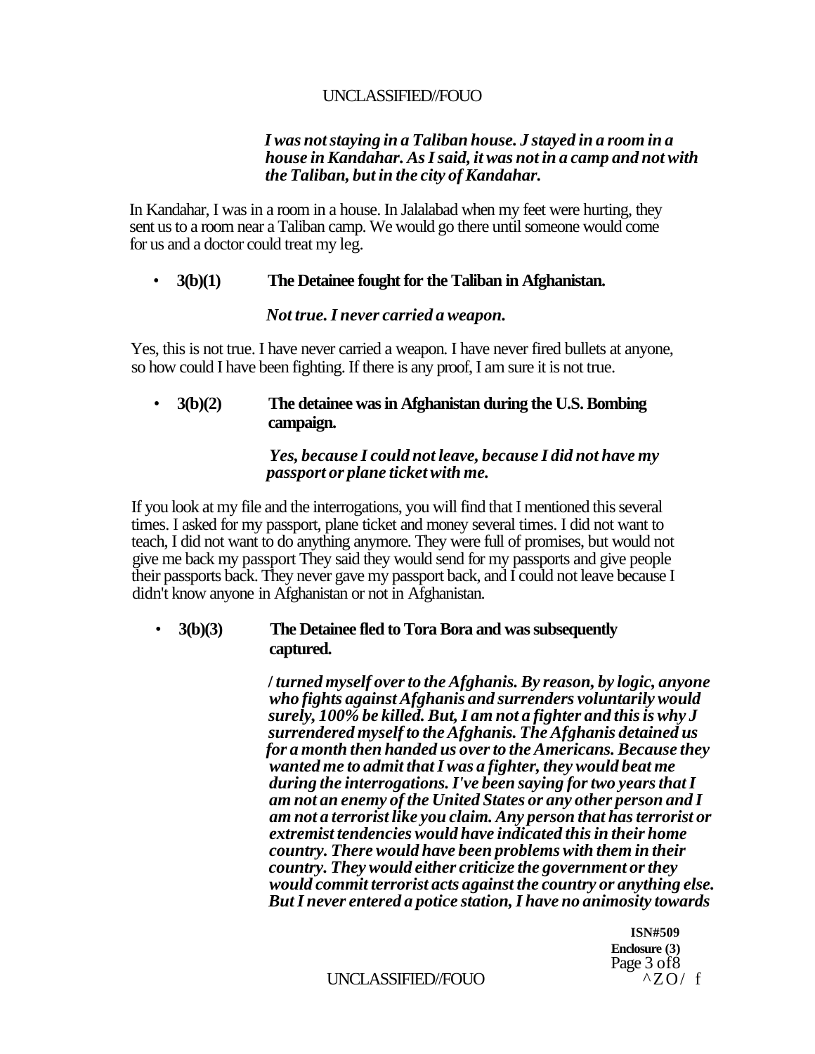*I was not staying in a Taliban house. J stayed in a room in a house in Kandahar. As I said, it was not in a camp and not with the Taliban, but in the city of Kandahar.*

In Kandahar, I was in a room in a house. In Jalalabad when my feet were hurting, they sent us to a room near a Taliban camp. We would go there until someone would come for us and a doctor could treat my leg.

- **3(b)(1) The Detainee fought for the Taliban in Afghanistan.**

  *Not true. I never carried a weapon.*

Yes, this is not true. I have never carried a weapon. I have never fired bullets at anyone, so how could I have been fighting. If there is any proof, I am sure it is not true.

- **3(b)(2) The detainee was in Afghanistan during the U.S. Bombing campaign.**

  *Yes, because I could not leave, because I did not have my passport or plane ticket with me.*

If you look at my file and the interrogations, you will find that I mentioned this several times. I asked for my passport, plane ticket and money several times. I did not want to teach, I did not want to do anything anymore. They were full of promises, but would not give me back my passport They said they would send for my passports and give people their passports back. They never gave my passport back, and I could not leave because I didn't know anyone in Afghanistan or not in Afghanistan.

- **3(b)(3) The Detainee fled to Tora Bora and was subsequently captured.**

  ***/ turned myself over to the Afghanis. By reason, by logic, anyone who fights against Afghanis and surrenders voluntarily would surely, 100% be killed. But, I am not a fighter and this is why J surrendered myself to the Afghanis. The Afghanis detained us for a month then handed us over to the Americans. Because they wanted me to admit that I was a fighter, they would beat me during the interrogations. I've been saying for two years that I am not an enemy of the United States or any other person and I am not a terrorist like you claim. Any person that has terrorist or extremist tendencies would have indicated this in their home country. There would have been problems with them in their country. They would either criticize the government or they would commit terrorist acts against the country or anything else. But I never entered a potice station, I have no animosity towards***

ISN#509
Enclosure (3)
Page 3 of8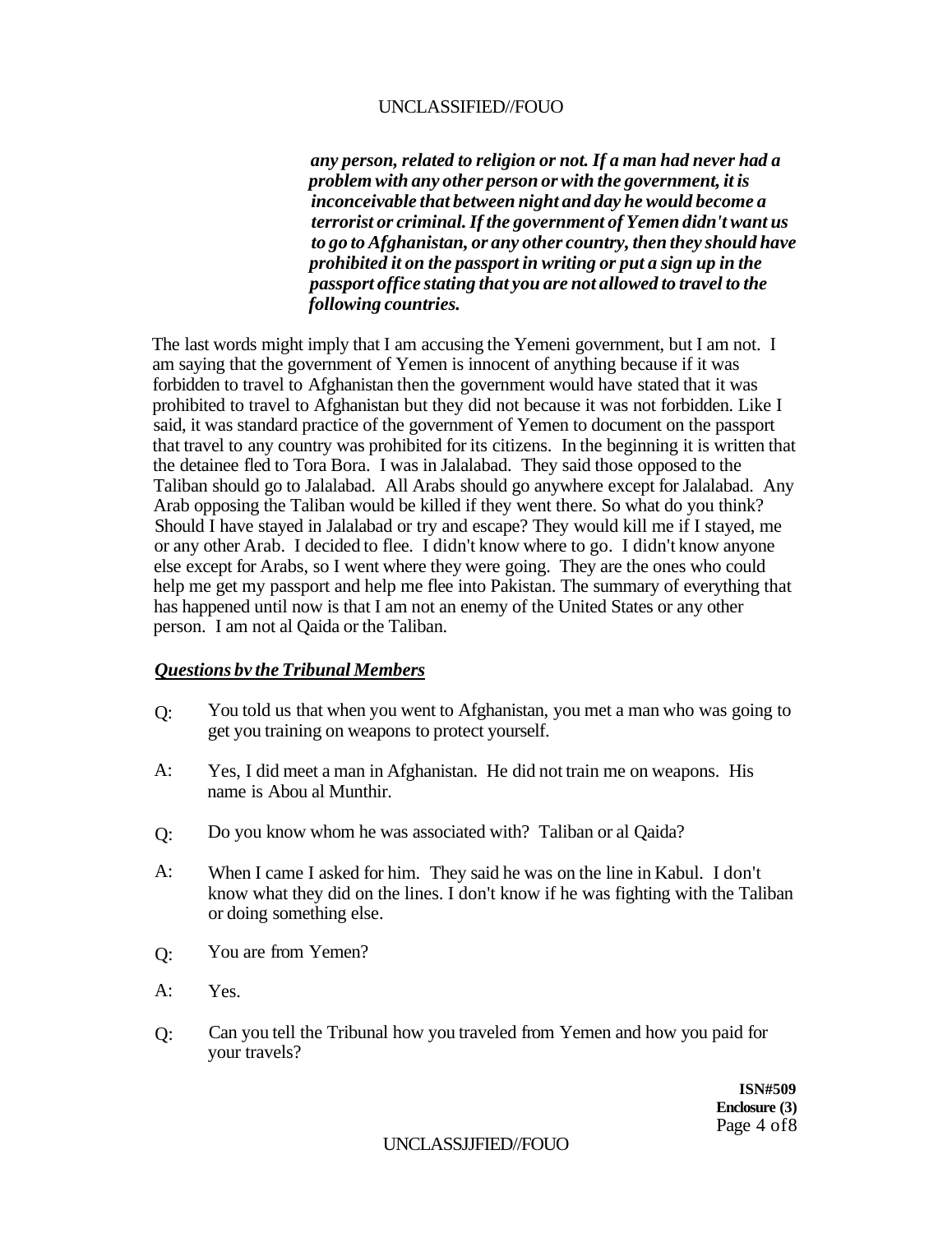*any person, related to religion or not. If a man had never had a problem with any other person or with the government, it is inconceivable that between night and day he would become a terrorist or criminal. If the government of Yemen didn't want us to go to Afghanistan, or any other country, then they should have prohibited it on the passport in writing or put a sign up in the passport office stating that you are not allowed to travel to the following countries.*

The last words might imply that I am accusing the Yemeni government, but I am not. I am saying that the government of Yemen is innocent of anything because if it was forbidden to travel to Afghanistan then the government would have stated that it was prohibited to travel to Afghanistan but they did not because it was not forbidden. Like I said, it was standard practice of the government of Yemen to document on the passport that travel to any country was prohibited for its citizens. In the beginning it is written that the detainee fled to Tora Bora. I was in Jalalabad. They said those opposed to the Taliban should go to Jalalabad. All Arabs should go anywhere except for Jalalabad. Any Arab opposing the Taliban would be killed if they went there. So what do you think? Should I have stayed in Jalalabad or try and escape? They would kill me if I stayed, me or any other Arab. I decided to flee. I didn't know where to go. I didn't know anyone else except for Arabs, so I went where they were going. They are the ones who could help me get my passport and help me flee into Pakistan. The summary of everything that has happened until now is that I am not an enemy of the United States or any other person. I am not al Qaida or the Taliban.

***Questions bv the Tribunal Members***

Q: You told us that when you went to Afghanistan, you met a man who was going to get you training on weapons to protect yourself.

A: Yes, I did meet a man in Afghanistan. He did not train me on weapons. His name is Abou al Munthir.

Q: Do you know whom he was associated with? Taliban or al Qaida?

A: When I came I asked for him. They said he was on the line in Kabul. I don't know what they did on the lines. I don't know if he was fighting with the Taliban or doing something else.

Q: You are from Yemen?

A: Yes.

Q: Can you tell the Tribunal how you traveled from Yemen and how you paid for your travels?

**ISN#509**
**Enclosure (3)**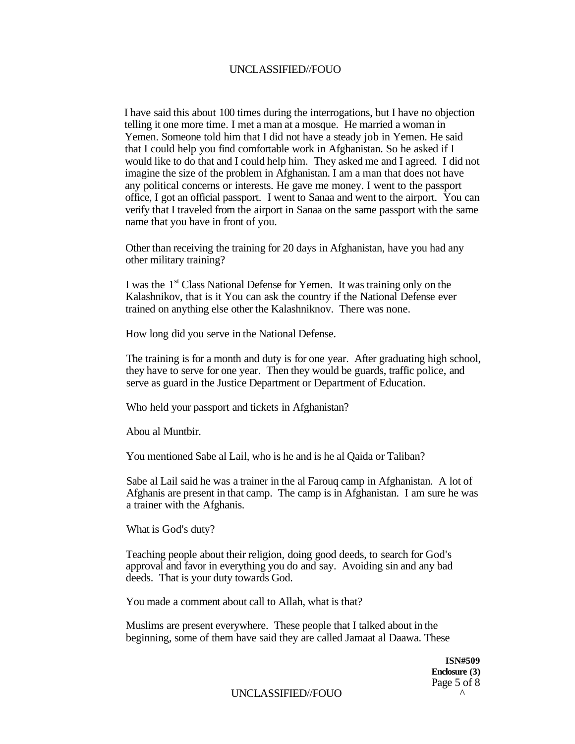I have said this about 100 times during the interrogations, but I have no objection telling it one more time. I met a man at a mosque. He married a woman in Yemen. Someone told him that I did not have a steady job in Yemen. He said that I could help you find comfortable work in Afghanistan. So he asked if I would like to do that and I could help him. They asked me and I agreed. I did not imagine the size of the problem in Afghanistan. I am a man that does not have any political concerns or interests. He gave me money. I went to the passport office, I got an official passport. I went to Sanaa and went to the airport. You can verify that I traveled from the airport in Sanaa on the same passport with the same name that you have in front of you.

Other than receiving the training for 20 days in Afghanistan, have you had any other military training?

I was the 1st Class National Defense for Yemen. It was training only on the Kalashnikov, that is it You can ask the country if the National Defense ever trained on anything else other the Kalashniknov. There was none.

How long did you serve in the National Defense.

The training is for a month and duty is for one year. After graduating high school, they have to serve for one year. Then they would be guards, traffic police, and serve as guard in the Justice Department or Department of Education.

Who held your passport and tickets in Afghanistan?

Abou al Muntbir.

You mentioned Sabe al Lail, who is he and is he al Qaida or Taliban?

Sabe al Lail said he was a trainer in the al Farouq camp in Afghanistan. A lot of Afghanis are present in that camp. The camp is in Afghanistan. I am sure he was a trainer with the Afghanis.

What is God's duty?

Teaching people about their religion, doing good deeds, to search for God's approval and favor in everything you do and say. Avoiding sin and any bad deeds. That is your duty towards God.

You made a comment about call to Allah, what is that?

Muslims are present everywhere. These people that I talked about in the beginning, some of them have said they are called Jamaat al Daawa. These

**ISN#509**
**Enclosure (3)**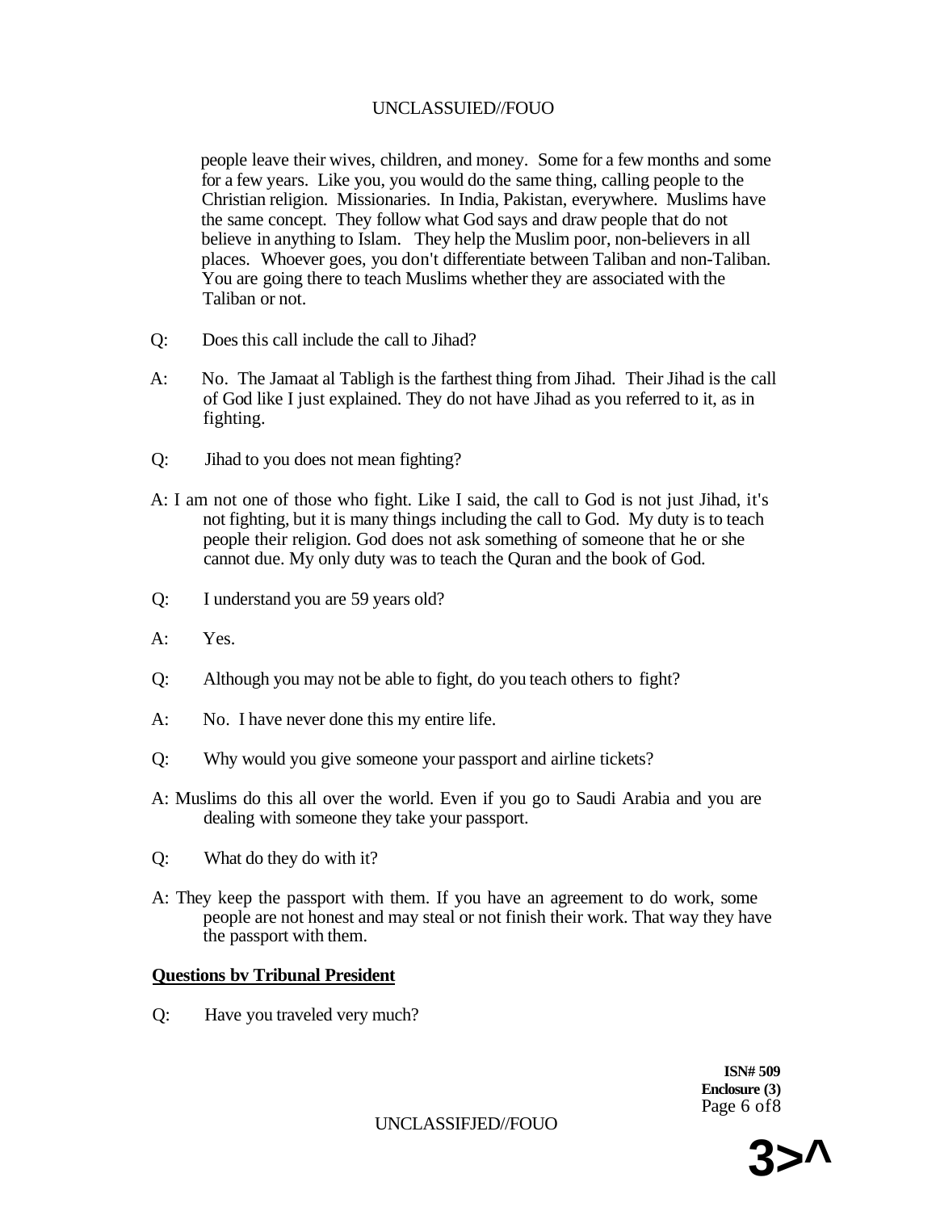people leave their wives, children, and money. Some for a few months and some for a few years. Like you, you would do the same thing, calling people to the Christian religion. Missionaries. In India, Pakistan, everywhere. Muslims have the same concept. They follow what God says and draw people that do not believe in anything to Islam. They help the Muslim poor, non-believers in all places. Whoever goes, you don't differentiate between Taliban and non-Taliban. You are going there to teach Muslims whether they are associated with the Taliban or not.

Q: Does this call include the call to Jihad?

A: No. The Jamaat al Tabligh is the farthest thing from Jihad. Their Jihad is the call of God like I just explained. They do not have Jihad as you referred to it, as in fighting.

Q: Jihad to you does not mean fighting?

A: I am not one of those who fight. Like I said, the call to God is not just Jihad, it's not fighting, but it is many things including the call to God. My duty is to teach people their religion. God does not ask something of someone that he or she cannot due. My only duty was to teach the Quran and the book of God.

Q: I understand you are 59 years old?

A: Yes.

Q: Although you may not be able to fight, do you teach others to fight?

A: No. I have never done this my entire life.

Q: Why would you give someone your passport and airline tickets?

A: Muslims do this all over the world. Even if you go to Saudi Arabia and you are dealing with someone they take your passport.

Q: What do they do with it?

A: They keep the passport with them. If you have an agreement to do work, some people are not honest and may steal or not finish their work. That way they have the passport with them.

**Questions bv Tribunal President**

Q: Have you traveled very much?

ISN# 509
Enclosure (3)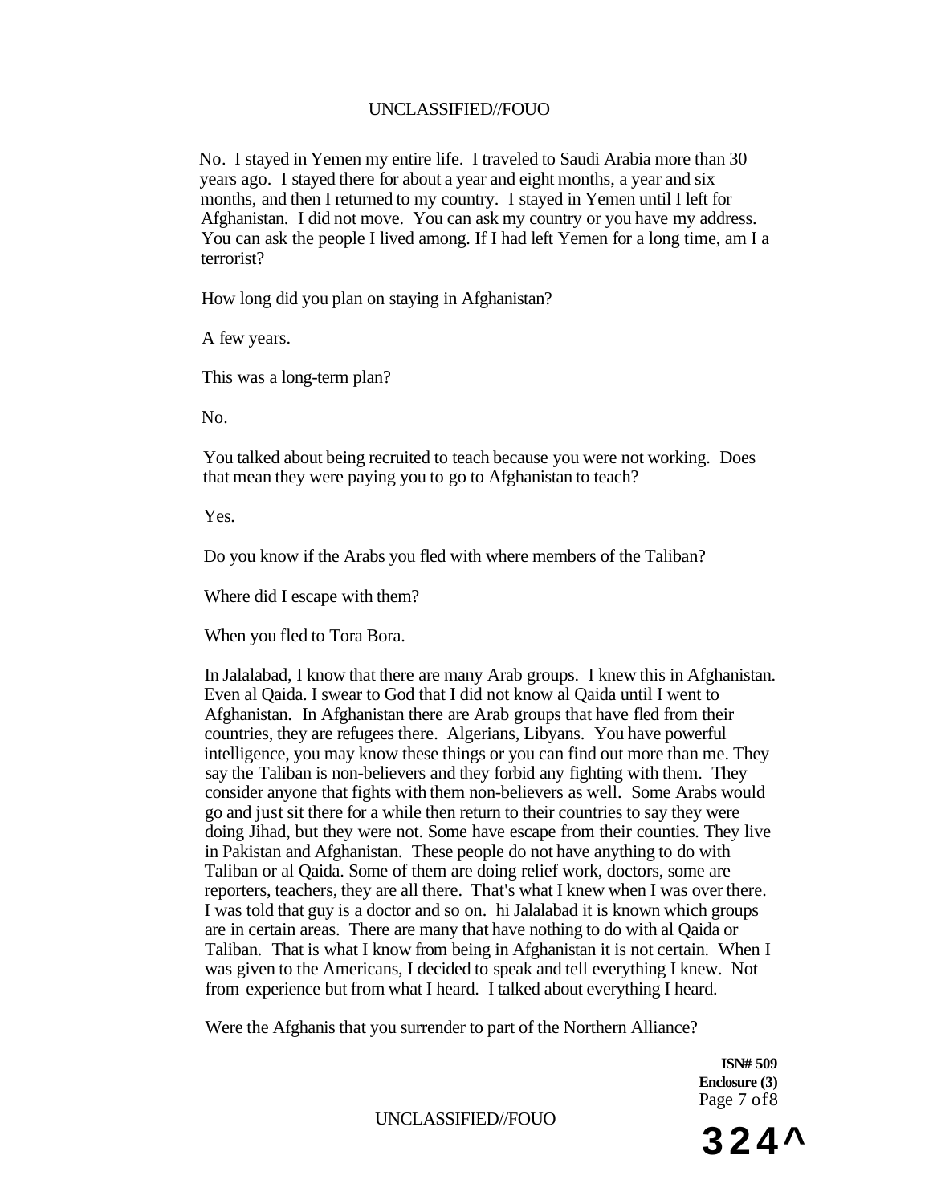No. I stayed in Yemen my entire life. I traveled to Saudi Arabia more than 30 years ago. I stayed there for about a year and eight months, a year and six months, and then I returned to my country. I stayed in Yemen until I left for Afghanistan. I did not move. You can ask my country or you have my address. You can ask the people I lived among. If I had left Yemen for a long time, am I a terrorist?

How long did you plan on staying in Afghanistan?

A few years.

This was a long-term plan?

No.

You talked about being recruited to teach because you were not working. Does that mean they were paying you to go to Afghanistan to teach?

Yes.

Do you know if the Arabs you fled with where members of the Taliban?

Where did I escape with them?

When you fled to Tora Bora.

In Jalalabad, I know that there are many Arab groups. I knew this in Afghanistan. Even al Qaida. I swear to God that I did not know al Qaida until I went to Afghanistan. In Afghanistan there are Arab groups that have fled from their countries, they are refugees there. Algerians, Libyans. You have powerful intelligence, you may know these things or you can find out more than me. They say the Taliban is non-believers and they forbid any fighting with them. They consider anyone that fights with them non-believers as well. Some Arabs would go and just sit there for a while then return to their countries to say they were doing Jihad, but they were not. Some have escape from their counties. They live in Pakistan and Afghanistan. These people do not have anything to do with Taliban or al Qaida. Some of them are doing relief work, doctors, some are reporters, teachers, they are all there. That's what I knew when I was over there. I was told that guy is a doctor and so on. hi Jalalabad it is known which groups are in certain areas. There are many that have nothing to do with al Qaida or Taliban. That is what I know from being in Afghanistan it is not certain. When I was given to the Americans, I decided to speak and tell everything I knew. Not from experience but from what I heard. I talked about everything I heard.

Were the Afghanis that you surrender to part of the Northern Alliance?

**ISN# 509**
**Enclosure (3)**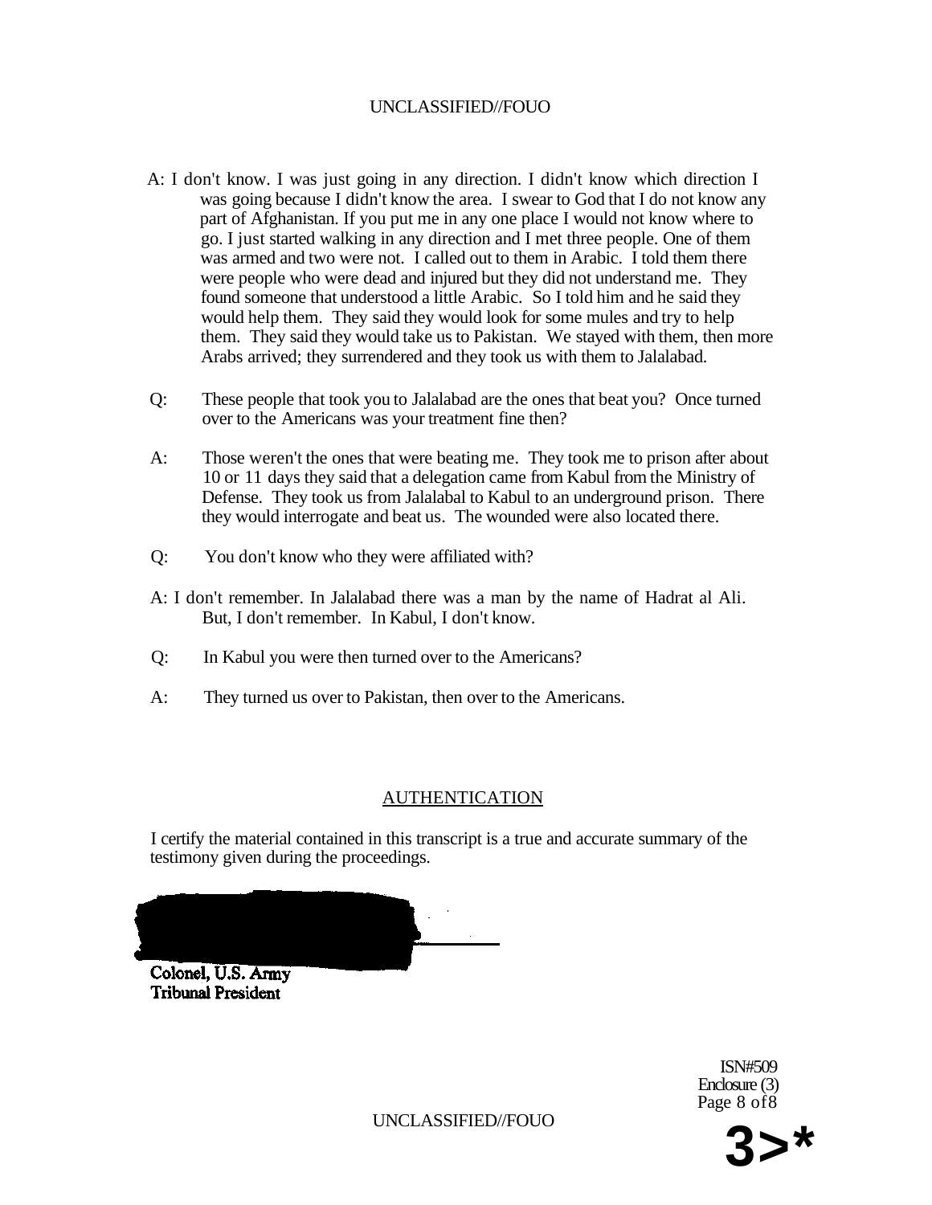A: I don't know. I was just going in any direction. I didn't know which direction I was going because I didn't know the area. I swear to God that I do not know any part of Afghanistan. If you put me in any one place I would not know where to go. I just started walking in any direction and I met three people. One of them was armed and two were not. I called out to them in Arabic. I told them there were people who were dead and injured but they did not understand me. They found someone that understood a little Arabic. So I told him and he said they would help them. They said they would look for some mules and try to help them. They said they would take us to Pakistan. We stayed with them, then more Arabs arrived; they surrendered and they took us with them to Jalalabad.

Q: These people that took you to Jalalabad are the ones that beat you? Once turned over to the Americans was your treatment fine then?

A: Those weren't the ones that were beating me. They took me to prison after about 10 or 11 days they said that a delegation came from Kabul from the Ministry of Defense. They took us from Jalalabal to Kabul to an underground prison. There they would interrogate and beat us. The wounded were also located there.

Q: You don't know who they were affiliated with?

A: I don't remember. In Jalalabad there was a man by the name of Hadrat al Ali. But, I don't remember. In Kabul, I don't know.

Q: In Kabul you were then turned over to the Americans?

A: They turned us over to Pakistan, then over to the Americans.

## AUTHENTICATION

I certify the material contained in this transcript is a true and accurate summary of the testimony given during the proceedings.

**Colonel, U.S. Army**
**Tribunal President**

ISN#509
Enclosure (3)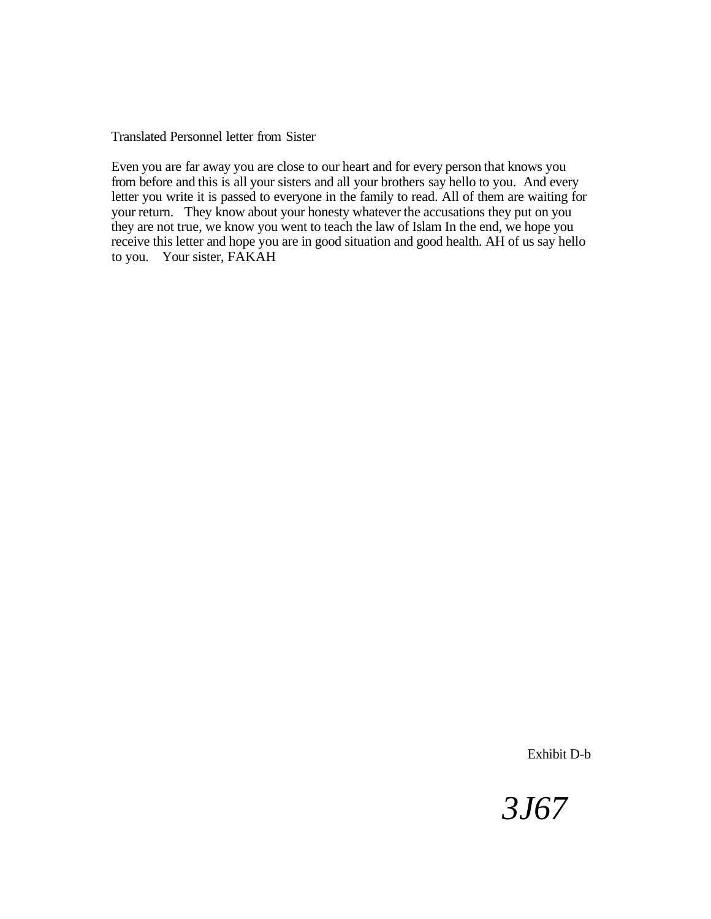Translated Personnel letter from Sister

Even you are far away you are close to our heart and for every person that knows you from before and this is all your sisters and all your brothers say hello to you. And every letter you write it is passed to everyone in the family to read. All of them are waiting for your return. They know about your honesty whatever the accusations they put on you they are not true, we know you went to teach the law of Islam In the end, we hope you receive this letter and hope you are in good situation and good health. AH of us say hello to you. Your sister, FAKAH

Exhibit D-b

*3J67*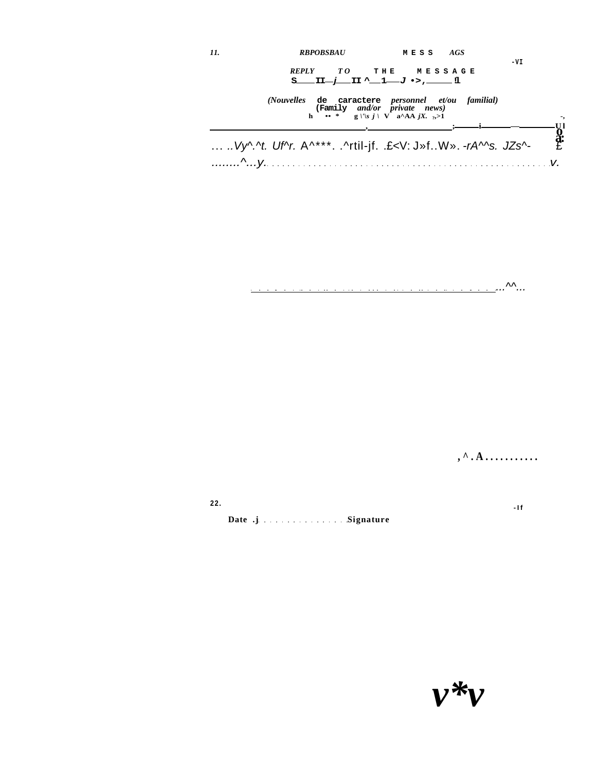11. RBPOBSBAU MESS AGS

REPLY TO THE MESSAGE

(Nouvelles de caractere personnel et/ou familial)
(Family and/or private news)

… ..Vy^.^t. Uf^r. A^***. .^rtil-jf. .£<V: J»f..W». -rA^^s. JZs^-
........^...y. ........................................................ v.

...^^...

, ^ . A ...........

22.

Date .j ................ Signature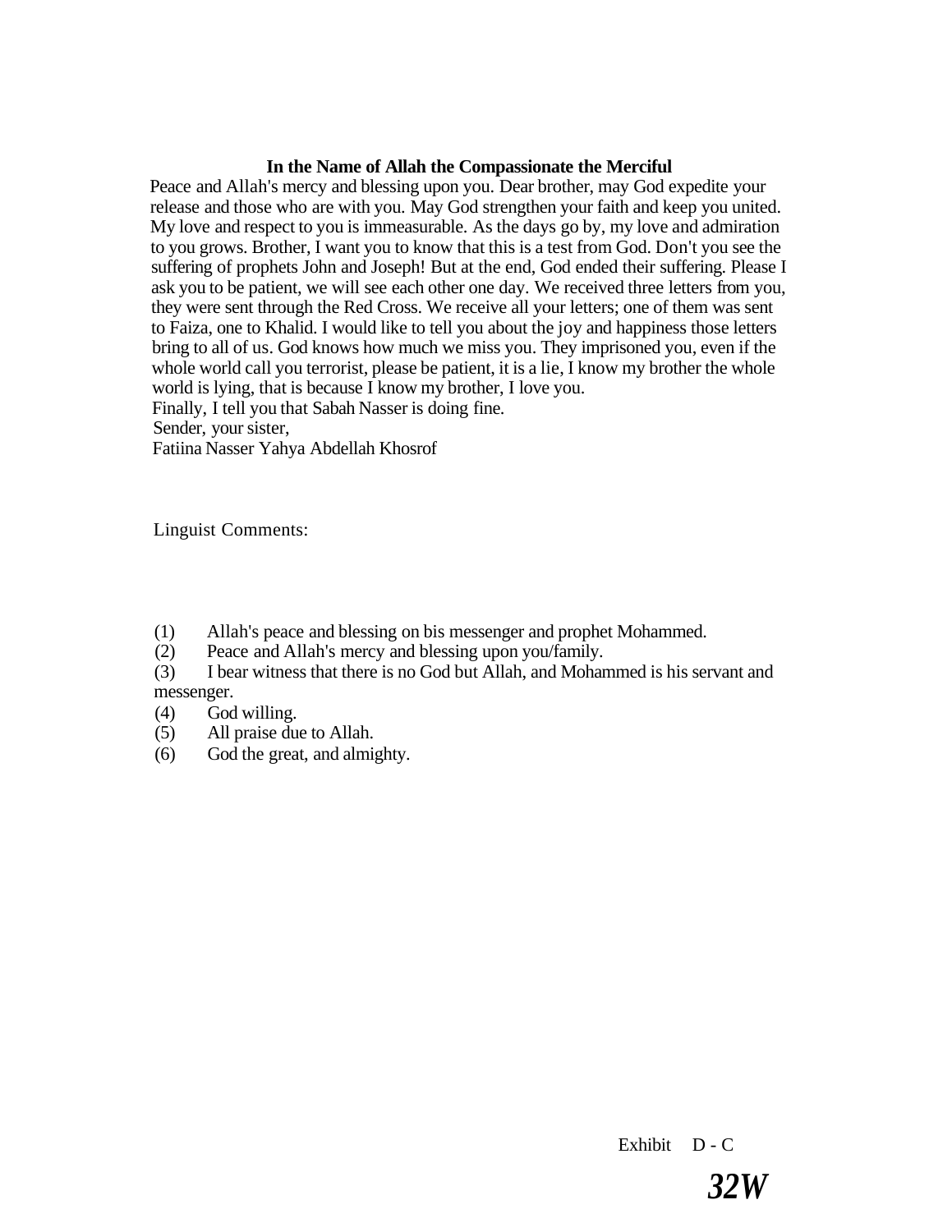**In the Name of Allah the Compassionate the Merciful**

Peace and Allah's mercy and blessing upon you. Dear brother, may God expedite your release and those who are with you. May God strengthen your faith and keep you united. My love and respect to you is immeasurable. As the days go by, my love and admiration to you grows. Brother, I want you to know that this is a test from God. Don't you see the suffering of prophets John and Joseph! But at the end, God ended their suffering. Please I ask you to be patient, we will see each other one day. We received three letters from you, they were sent through the Red Cross. We receive all your letters; one of them was sent to Faiza, one to Khalid. I would like to tell you about the joy and happiness those letters bring to all of us. God knows how much we miss you. They imprisoned you, even if the whole world call you terrorist, please be patient, it is a lie, I know my brother the whole world is lying, that is because I know my brother, I love you.

Finally, I tell you that Sabah Nasser is doing fine.

Sender, your sister,

Fatiina Nasser Yahya Abdellah Khosrof

Linguist Comments:

(1) Allah's peace and blessing on bis messenger and prophet Mohammed.

(2) Peace and Allah's mercy and blessing upon you/family.

(3) I bear witness that there is no God but Allah, and Mohammed is his servant and messenger.

(4) God willing.

(5) All praise due to Allah.

(6) God the great, and almighty.

Exhibit D - C

*32W*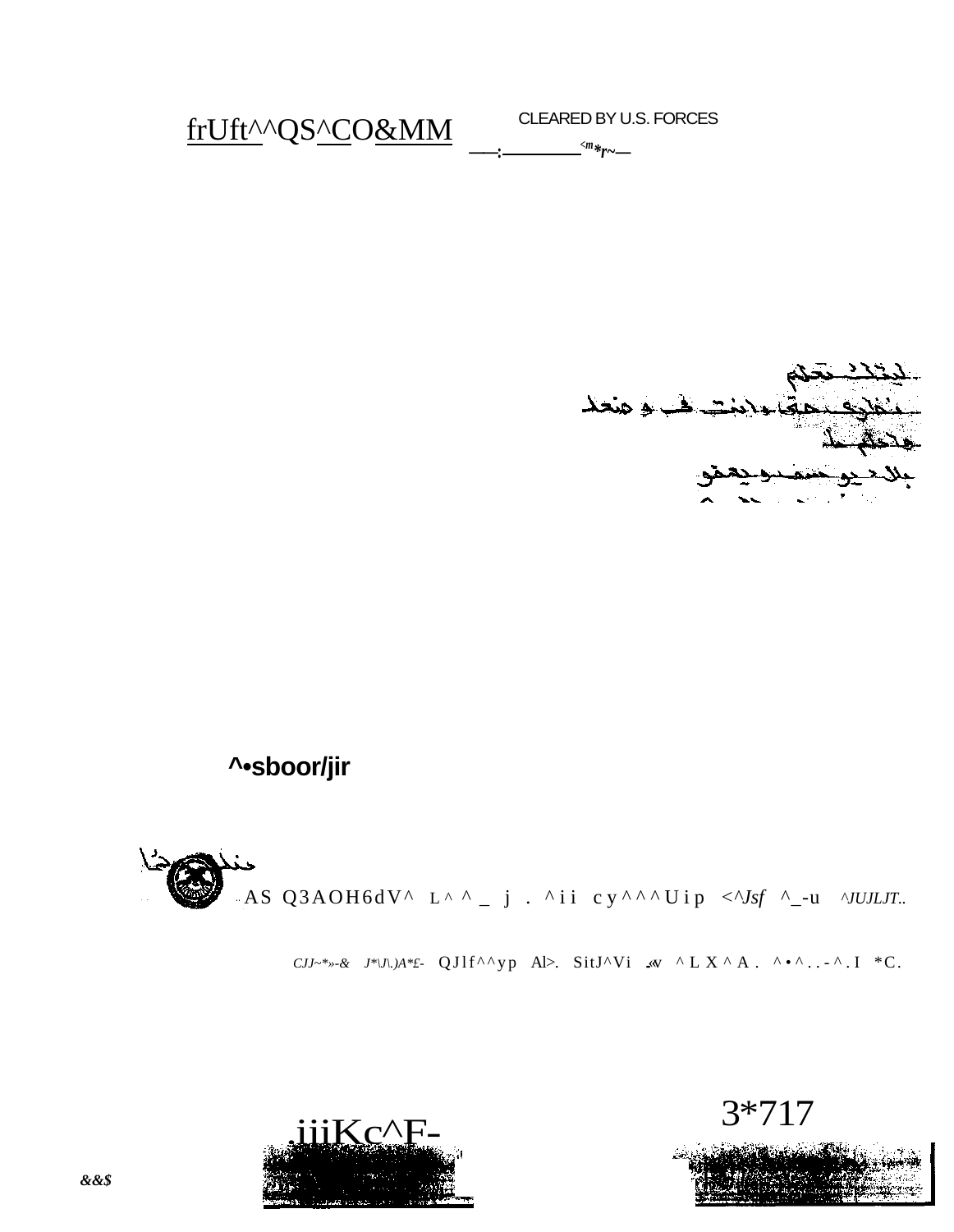frUft^^QS^CO&MM

CLEARED BY U.S. FORCES

**^•sboor/jir**

AS Q3AOH6dV^ L ^ ^ _ j . ^ i i c y ^ ^ ^ U i p <^Jsf ^_-u ^JUJLJT..

CJJ~*»-& J*\J\.)A*£- QJlf^^yp Al>. SitJ^Vi ^ L X ^ A . ^ • ^ . . - ^ . I *C.

3*717

.iiiKc^F-

&&$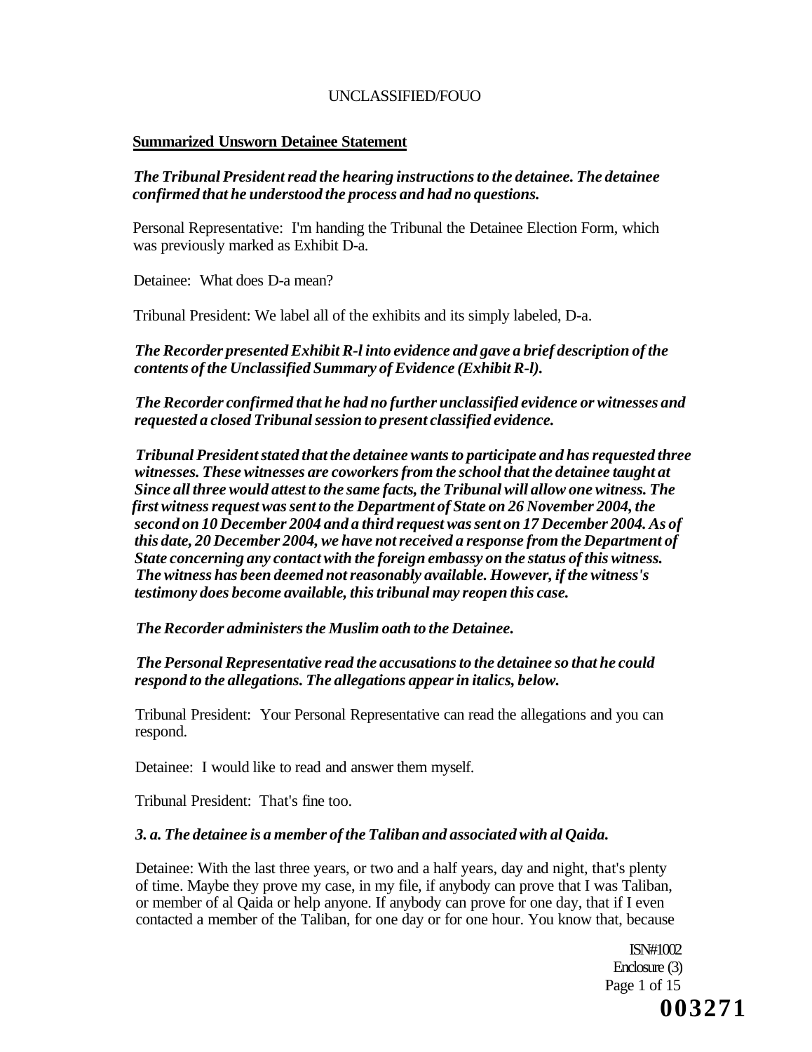UNCLASSIFIED/FOUO

**Summarized Unsworn Detainee Statement**

***The Tribunal President read the hearing instructions to the detainee. The detainee confirmed that he understood the process and had no questions.***

Personal Representative: I'm handing the Tribunal the Detainee Election Form, which was previously marked as Exhibit D-a.

Detainee: What does D-a mean?

Tribunal President: We label all of the exhibits and its simply labeled, D-a.

***The Recorder presented Exhibit R-l into evidence and gave a brief description of the contents of the Unclassified Summary of Evidence (Exhibit R-l).***

***The Recorder confirmed that he had no further unclassified evidence or witnesses and requested a closed Tribunal session to present classified evidence.***

***Tribunal President stated that the detainee wants to participate and has requested three witnesses. These witnesses are coworkers from the school that the detainee taught at Since all three would attest to the same facts, the Tribunal will allow one witness. The first witness request was sent to the Department of State on 26 November 2004, the second on 10 December 2004 and a third request was sent on 17 December 2004. As of this date, 20 December 2004, we have not received a response from the Department of State concerning any contact with the foreign embassy on the status of this witness. The witness has been deemed not reasonably available. However, if the witness's testimony does become available, this tribunal may reopen this case.***

***The Recorder administers the Muslim oath to the Detainee.***

***The Personal Representative read the accusations to the detainee so that he could respond to the allegations. The allegations appear in italics, below.***

Tribunal President: Your Personal Representative can read the allegations and you can respond.

Detainee: I would like to read and answer them myself.

Tribunal President: That's fine too.

***3. a. The detainee is a member of the Taliban and associated with al Qaida.***

Detainee: With the last three years, or two and a half years, day and night, that's plenty of time. Maybe they prove my case, in my file, if anybody can prove that I was Taliban, or member of al Qaida or help anyone. If anybody can prove for one day, that if I even contacted a member of the Taliban, for one day or for one hour. You know that, because

ISN#1002
Enclosure (3)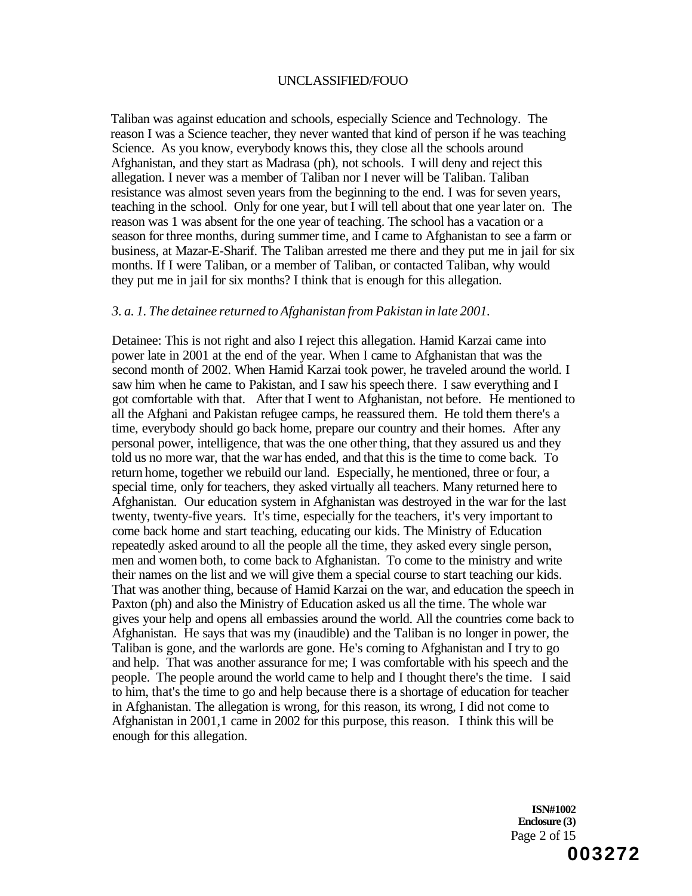Taliban was against education and schools, especially Science and Technology. The reason I was a Science teacher, they never wanted that kind of person if he was teaching Science. As you know, everybody knows this, they close all the schools around Afghanistan, and they start as Madrasa (ph), not schools. I will deny and reject this allegation. I never was a member of Taliban nor I never will be Taliban. Taliban resistance was almost seven years from the beginning to the end. I was for seven years, teaching in the school. Only for one year, but I will tell about that one year later on. The reason was 1 was absent for the one year of teaching. The school has a vacation or a season for three months, during summer time, and I came to Afghanistan to see a farm or business, at Mazar-E-Sharif. The Taliban arrested me there and they put me in jail for six months. If I were Taliban, or a member of Taliban, or contacted Taliban, why would they put me in jail for six months? I think that is enough for this allegation.

*3. a. 1. The detainee returned to Afghanistan from Pakistan in late 2001.*

Detainee: This is not right and also I reject this allegation. Hamid Karzai came into power late in 2001 at the end of the year. When I came to Afghanistan that was the second month of 2002. When Hamid Karzai took power, he traveled around the world. I saw him when he came to Pakistan, and I saw his speech there. I saw everything and I got comfortable with that. After that I went to Afghanistan, not before. He mentioned to all the Afghani and Pakistan refugee camps, he reassured them. He told them there's a time, everybody should go back home, prepare our country and their homes. After any personal power, intelligence, that was the one other thing, that they assured us and they told us no more war, that the war has ended, and that this is the time to come back. To return home, together we rebuild our land. Especially, he mentioned, three or four, a special time, only for teachers, they asked virtually all teachers. Many returned here to Afghanistan. Our education system in Afghanistan was destroyed in the war for the last twenty, twenty-five years. It's time, especially for the teachers, it's very important to come back home and start teaching, educating our kids. The Ministry of Education repeatedly asked around to all the people all the time, they asked every single person, men and women both, to come back to Afghanistan. To come to the ministry and write their names on the list and we will give them a special course to start teaching our kids. That was another thing, because of Hamid Karzai on the war, and education the speech in Paxton (ph) and also the Ministry of Education asked us all the time. The whole war gives your help and opens all embassies around the world. All the countries come back to Afghanistan. He says that was my (inaudible) and the Taliban is no longer in power, the Taliban is gone, and the warlords are gone. He's coming to Afghanistan and I try to go and help. That was another assurance for me; I was comfortable with his speech and the people. The people around the world came to help and I thought there's the time. I said to him, that's the time to go and help because there is a shortage of education for teacher in Afghanistan. The allegation is wrong, for this reason, its wrong, I did not come to Afghanistan in 2001,1 came in 2002 for this purpose, this reason. I think this will be enough for this allegation.

**ISN#1002**
**Enclosure (3)**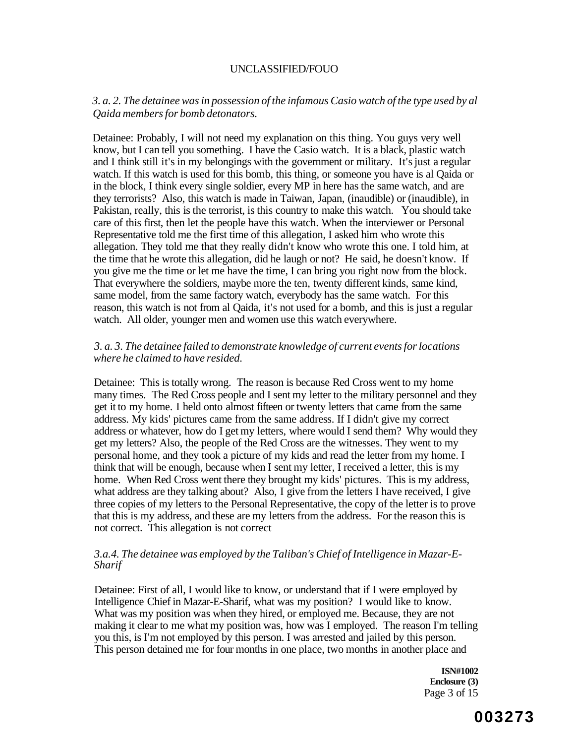*3. a. 2. The detainee was in possession of the infamous Casio watch of the type used by al Qaida members for bomb detonators.*

Detainee: Probably, I will not need my explanation on this thing. You guys very well know, but I can tell you something. I have the Casio watch. It is a black, plastic watch and I think still it's in my belongings with the government or military. It's just a regular watch. If this watch is used for this bomb, this thing, or someone you have is al Qaida or in the block, I think every single soldier, every MP in here has the same watch, and are they terrorists? Also, this watch is made in Taiwan, Japan, (inaudible) or (inaudible), in Pakistan, really, this is the terrorist, is this country to make this watch. You should take care of this first, then let the people have this watch. When the interviewer or Personal Representative told me the first time of this allegation, I asked him who wrote this allegation. They told me that they really didn't know who wrote this one. I told him, at the time that he wrote this allegation, did he laugh or not? He said, he doesn't know. If you give me the time or let me have the time, I can bring you right now from the block. That everywhere the soldiers, maybe more the ten, twenty different kinds, same kind, same model, from the same factory watch, everybody has the same watch. For this reason, this watch is not from al Qaida, it's not used for a bomb, and this is just a regular watch. All older, younger men and women use this watch everywhere.

*3. a. 3. The detainee failed to demonstrate knowledge of current events for locations where he claimed to have resided.*

Detainee: This is totally wrong. The reason is because Red Cross went to my home many times. The Red Cross people and I sent my letter to the military personnel and they get it to my home. I held onto almost fifteen or twenty letters that came from the same address. My kids' pictures came from the same address. If I didn't give my correct address or whatever, how do I get my letters, where would I send them? Why would they get my letters? Also, the people of the Red Cross are the witnesses. They went to my personal home, and they took a picture of my kids and read the letter from my home. I think that will be enough, because when I sent my letter, I received a letter, this is my home. When Red Cross went there they brought my kids' pictures. This is my address, what address are they talking about? Also, I give from the letters I have received, I give three copies of my letters to the Personal Representative, the copy of the letter is to prove that this is my address, and these are my letters from the address. For the reason this is not correct. This allegation is not correct

*3.a.4. The detainee was employed by the Taliban's Chief of Intelligence in Mazar-E-Sharif*

Detainee: First of all, I would like to know, or understand that if I were employed by Intelligence Chief in Mazar-E-Sharif, what was my position? I would like to know. What was my position was when they hired, or employed me. Because, they are not making it clear to me what my position was, how was I employed. The reason I'm telling you this, is I'm not employed by this person. I was arrested and jailed by this person. This person detained me for four months in one place, two months in another place and

**ISN#1002**
**Enclosure (3)**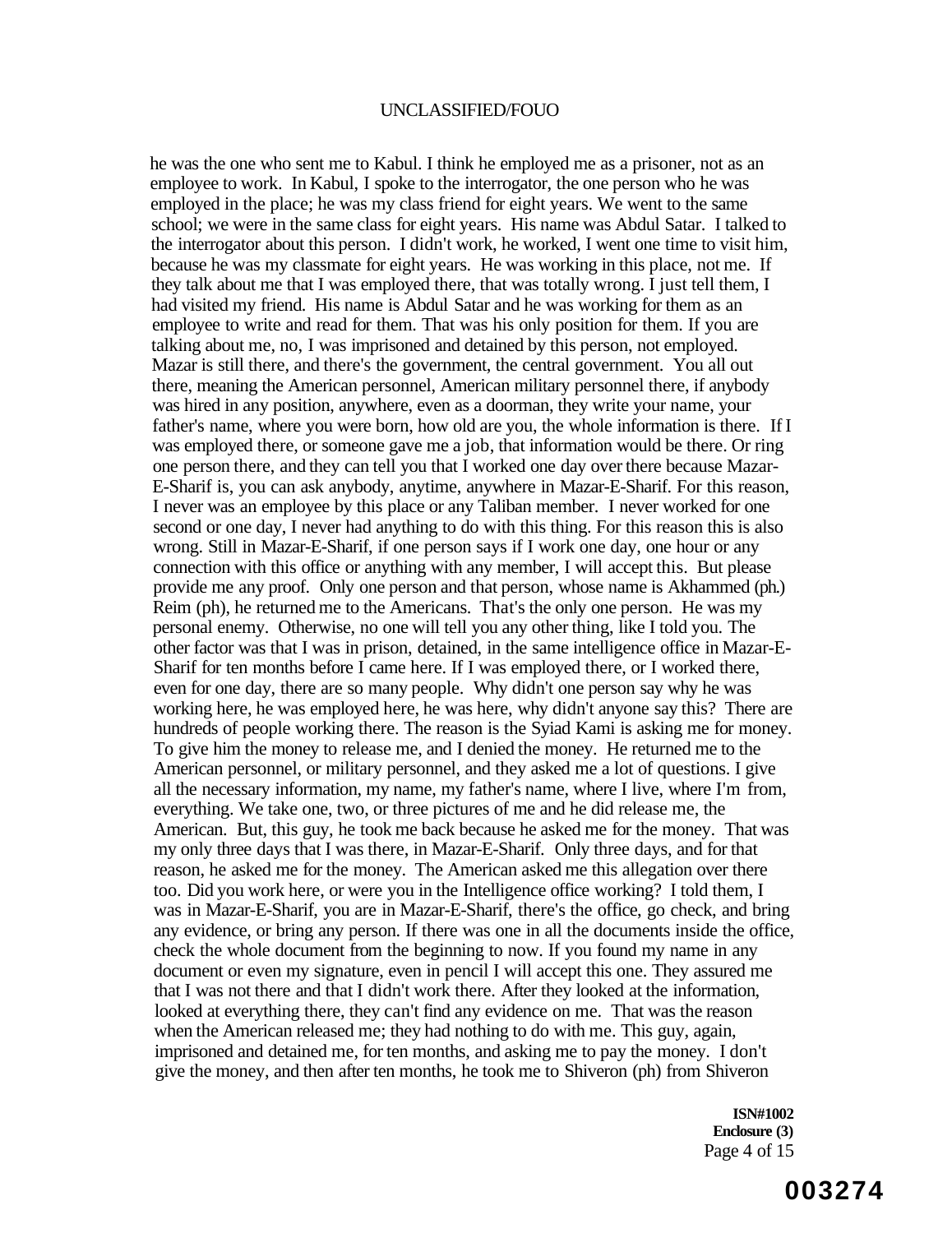he was the one who sent me to Kabul. I think he employed me as a prisoner, not as an employee to work. In Kabul, I spoke to the interrogator, the one person who he was employed in the place; he was my class friend for eight years. We went to the same school; we were in the same class for eight years. His name was Abdul Satar. I talked to the interrogator about this person. I didn't work, he worked, I went one time to visit him, because he was my classmate for eight years. He was working in this place, not me. If they talk about me that I was employed there, that was totally wrong. I just tell them, I had visited my friend. His name is Abdul Satar and he was working for them as an employee to write and read for them. That was his only position for them. If you are talking about me, no, I was imprisoned and detained by this person, not employed. Mazar is still there, and there's the government, the central government. You all out there, meaning the American personnel, American military personnel there, if anybody was hired in any position, anywhere, even as a doorman, they write your name, your father's name, where you were born, how old are you, the whole information is there. If I was employed there, or someone gave me a job, that information would be there. Or ring one person there, and they can tell you that I worked one day over there because Mazar-E-Sharif is, you can ask anybody, anytime, anywhere in Mazar-E-Sharif. For this reason, I never was an employee by this place or any Taliban member. I never worked for one second or one day, I never had anything to do with this thing. For this reason this is also wrong. Still in Mazar-E-Sharif, if one person says if I work one day, one hour or any connection with this office or anything with any member, I will accept this. But please provide me any proof. Only one person and that person, whose name is Akhammed (ph.) Reim (ph), he returned me to the Americans. That's the only one person. He was my personal enemy. Otherwise, no one will tell you any other thing, like I told you. The other factor was that I was in prison, detained, in the same intelligence office in Mazar-E-Sharif for ten months before I came here. If I was employed there, or I worked there, even for one day, there are so many people. Why didn't one person say why he was working here, he was employed here, he was here, why didn't anyone say this? There are hundreds of people working there. The reason is the Syiad Kami is asking me for money. To give him the money to release me, and I denied the money. He returned me to the American personnel, or military personnel, and they asked me a lot of questions. I give all the necessary information, my name, my father's name, where I live, where I'm from, everything. We take one, two, or three pictures of me and he did release me, the American. But, this guy, he took me back because he asked me for the money. That was my only three days that I was there, in Mazar-E-Sharif. Only three days, and for that reason, he asked me for the money. The American asked me this allegation over there too. Did you work here, or were you in the Intelligence office working? I told them, I was in Mazar-E-Sharif, you are in Mazar-E-Sharif, there's the office, go check, and bring any evidence, or bring any person. If there was one in all the documents inside the office, check the whole document from the beginning to now. If you found my name in any document or even my signature, even in pencil I will accept this one. They assured me that I was not there and that I didn't work there. After they looked at the information, looked at everything there, they can't find any evidence on me. That was the reason when the American released me; they had nothing to do with me. This guy, again, imprisoned and detained me, for ten months, and asking me to pay the money. I don't give the money, and then after ten months, he took me to Shiveron (ph) from Shiveron

**ISN#1002**
**Enclosure (3)**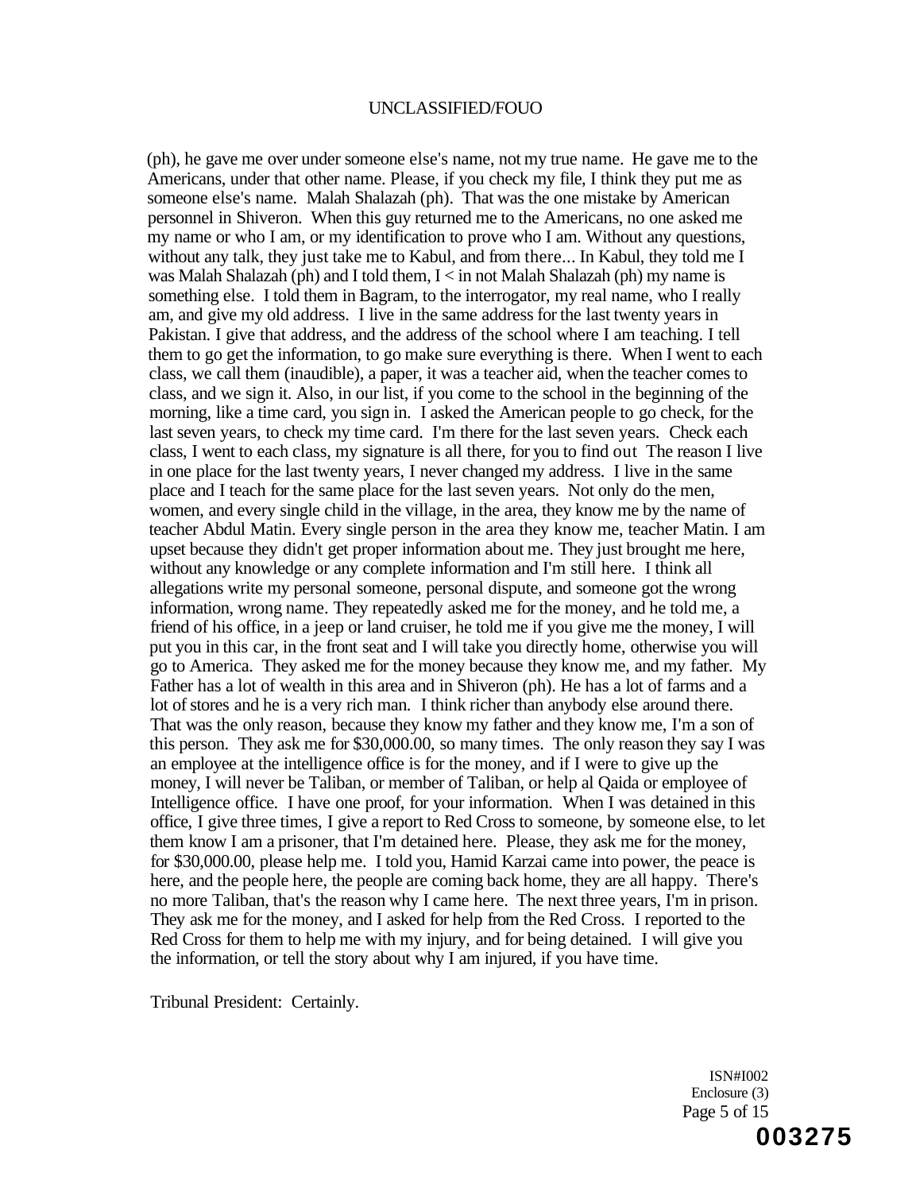(ph), he gave me over under someone else's name, not my true name. He gave me to the Americans, under that other name. Please, if you check my file, I think they put me as someone else's name. Malah Shalazah (ph). That was the one mistake by American personnel in Shiveron. When this guy returned me to the Americans, no one asked me my name or who I am, or my identification to prove who I am. Without any questions, without any talk, they just take me to Kabul, and from there... In Kabul, they told me I was Malah Shalazah (ph) and I told them, I < in not Malah Shalazah (ph) my name is something else. I told them in Bagram, to the interrogator, my real name, who I really am, and give my old address. I live in the same address for the last twenty years in Pakistan. I give that address, and the address of the school where I am teaching. I tell them to go get the information, to go make sure everything is there. When I went to each class, we call them (inaudible), a paper, it was a teacher aid, when the teacher comes to class, and we sign it. Also, in our list, if you come to the school in the beginning of the morning, like a time card, you sign in. I asked the American people to go check, for the last seven years, to check my time card. I'm there for the last seven years. Check each class, I went to each class, my signature is all there, for you to find out The reason I live in one place for the last twenty years, I never changed my address. I live in the same place and I teach for the same place for the last seven years. Not only do the men, women, and every single child in the village, in the area, they know me by the name of teacher Abdul Matin. Every single person in the area they know me, teacher Matin. I am upset because they didn't get proper information about me. They just brought me here, without any knowledge or any complete information and I'm still here. I think all allegations write my personal someone, personal dispute, and someone got the wrong information, wrong name. They repeatedly asked me for the money, and he told me, a friend of his office, in a jeep or land cruiser, he told me if you give me the money, I will put you in this car, in the front seat and I will take you directly home, otherwise you will go to America. They asked me for the money because they know me, and my father. My Father has a lot of wealth in this area and in Shiveron (ph). He has a lot of farms and a lot of stores and he is a very rich man. I think richer than anybody else around there. That was the only reason, because they know my father and they know me, I'm a son of this person. They ask me for $30,000.00, so many times. The only reason they say I was an employee at the intelligence office is for the money, and if I were to give up the money, I will never be Taliban, or member of Taliban, or help al Qaida or employee of Intelligence office. I have one proof, for your information. When I was detained in this office, I give three times, I give a report to Red Cross to someone, by someone else, to let them know I am a prisoner, that I'm detained here. Please, they ask me for the money, for $30,000.00, please help me. I told you, Hamid Karzai came into power, the peace is here, and the people here, the people are coming back home, they are all happy. There's no more Taliban, that's the reason why I came here. The next three years, I'm in prison. They ask me for the money, and I asked for help from the Red Cross. I reported to the Red Cross for them to help me with my injury, and for being detained. I will give you the information, or tell the story about why I am injured, if you have time.

Tribunal President: Certainly.

ISN#I002
Enclosure (3)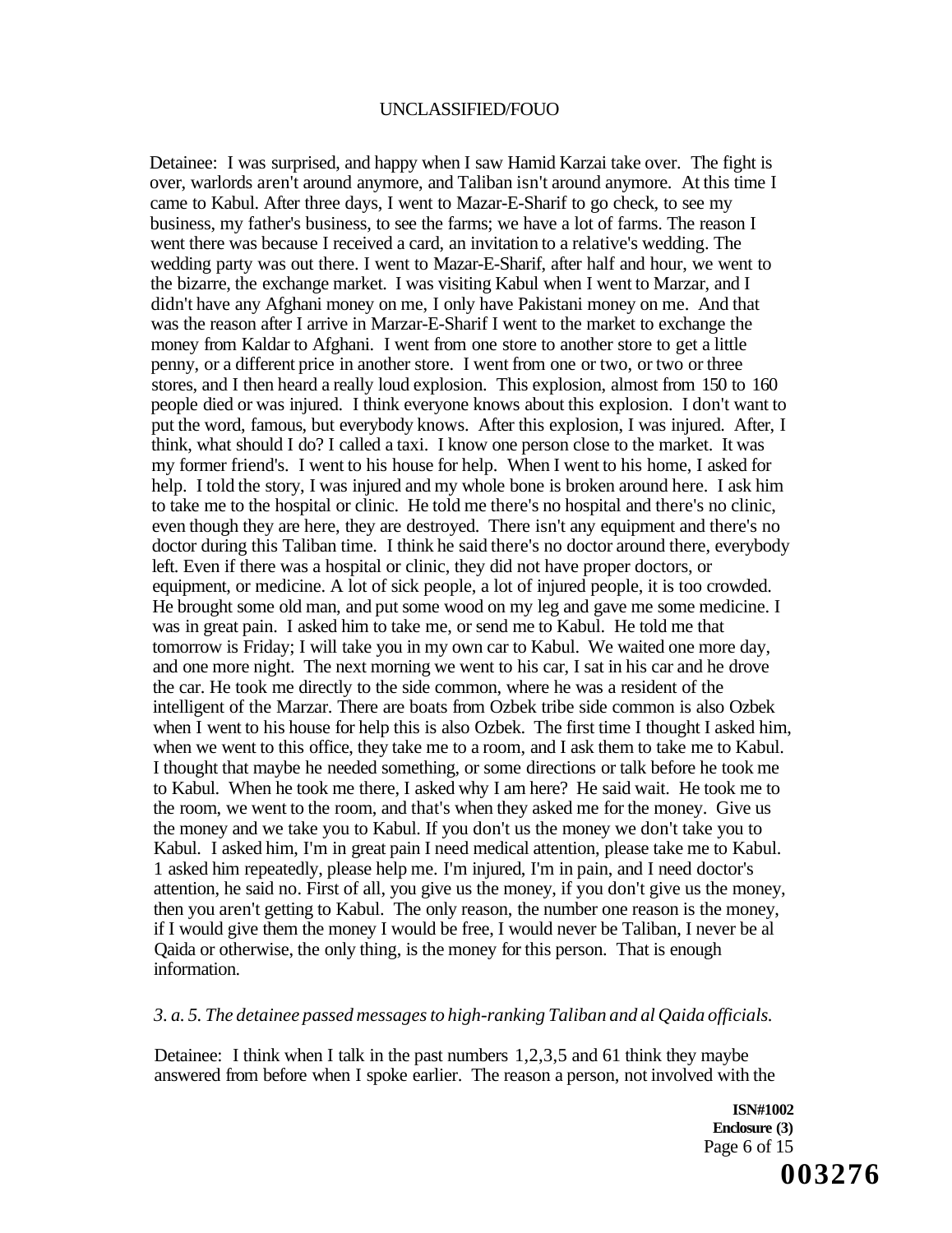Detainee: I was surprised, and happy when I saw Hamid Karzai take over. The fight is over, warlords aren't around anymore, and Taliban isn't around anymore. At this time I came to Kabul. After three days, I went to Mazar-E-Sharif to go check, to see my business, my father's business, to see the farms; we have a lot of farms. The reason I went there was because I received a card, an invitation to a relative's wedding. The wedding party was out there. I went to Mazar-E-Sharif, after half and hour, we went to the bizarre, the exchange market. I was visiting Kabul when I went to Marzar, and I didn't have any Afghani money on me, I only have Pakistani money on me. And that was the reason after I arrive in Marzar-E-Sharif I went to the market to exchange the money from Kaldar to Afghani. I went from one store to another store to get a little penny, or a different price in another store. I went from one or two, or two or three stores, and I then heard a really loud explosion. This explosion, almost from 150 to 160 people died or was injured. I think everyone knows about this explosion. I don't want to put the word, famous, but everybody knows. After this explosion, I was injured. After, I think, what should I do? I called a taxi. I know one person close to the market. It was my former friend's. I went to his house for help. When I went to his home, I asked for help. I told the story, I was injured and my whole bone is broken around here. I ask him to take me to the hospital or clinic. He told me there's no hospital and there's no clinic, even though they are here, they are destroyed. There isn't any equipment and there's no doctor during this Taliban time. I think he said there's no doctor around there, everybody left. Even if there was a hospital or clinic, they did not have proper doctors, or equipment, or medicine. A lot of sick people, a lot of injured people, it is too crowded. He brought some old man, and put some wood on my leg and gave me some medicine. I was in great pain. I asked him to take me, or send me to Kabul. He told me that tomorrow is Friday; I will take you in my own car to Kabul. We waited one more day, and one more night. The next morning we went to his car, I sat in his car and he drove the car. He took me directly to the side common, where he was a resident of the intelligent of the Marzar. There are boats from Ozbek tribe side common is also Ozbek when I went to his house for help this is also Ozbek. The first time I thought I asked him, when we went to this office, they take me to a room, and I ask them to take me to Kabul. I thought that maybe he needed something, or some directions or talk before he took me to Kabul. When he took me there, I asked why I am here? He said wait. He took me to the room, we went to the room, and that's when they asked me for the money. Give us the money and we take you to Kabul. If you don't us the money we don't take you to Kabul. I asked him, I'm in great pain I need medical attention, please take me to Kabul. 1 asked him repeatedly, please help me. I'm injured, I'm in pain, and I need doctor's attention, he said no. First of all, you give us the money, if you don't give us the money, then you aren't getting to Kabul. The only reason, the number one reason is the money, if I would give them the money I would be free, I would never be Taliban, I never be al Qaida or otherwise, the only thing, is the money for this person. That is enough information.

*3. a. 5. The detainee passed messages to high-ranking Taliban and al Qaida officials.*

Detainee: I think when I talk in the past numbers 1,2,3,5 and 61 think they maybe answered from before when I spoke earlier. The reason a person, not involved with the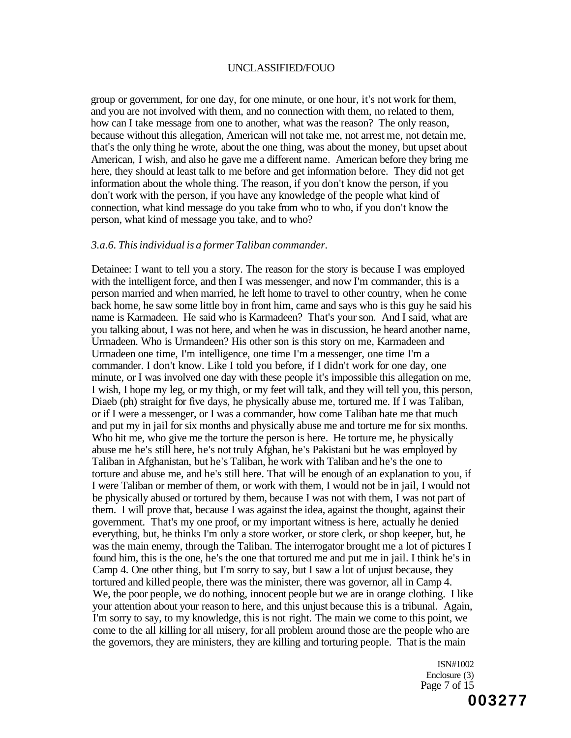group or government, for one day, for one minute, or one hour, it's not work for them, and you are not involved with them, and no connection with them, no related to them, how can I take message from one to another, what was the reason? The only reason, because without this allegation, American will not take me, not arrest me, not detain me, that's the only thing he wrote, about the one thing, was about the money, but upset about American, I wish, and also he gave me a different name. American before they bring me here, they should at least talk to me before and get information before. They did not get information about the whole thing. The reason, if you don't know the person, if you don't work with the person, if you have any knowledge of the people what kind of connection, what kind message do you take from who to who, if you don't know the person, what kind of message you take, and to who?

*3.a.6. This individual is a former Taliban commander.*

Detainee: I want to tell you a story. The reason for the story is because I was employed with the intelligent force, and then I was messenger, and now I'm commander, this is a person married and when married, he left home to travel to other country, when he come back home, he saw some little boy in front him, came and says who is this guy he said his name is Karmadeen. He said who is Karmadeen? That's your son. And I said, what are you talking about, I was not here, and when he was in discussion, he heard another name, Urmadeen. Who is Urmandeen? His other son is this story on me, Karmadeen and Urmadeen one time, I'm intelligence, one time I'm a messenger, one time I'm a commander. I don't know. Like I told you before, if I didn't work for one day, one minute, or I was involved one day with these people it's impossible this allegation on me, I wish, I hope my leg, or my thigh, or my feet will talk, and they will tell you, this person, Diaeb (ph) straight for five days, he physically abuse me, tortured me. If I was Taliban, or if I were a messenger, or I was a commander, how come Taliban hate me that much and put my in jail for six months and physically abuse me and torture me for six months. Who hit me, who give me the torture the person is here. He torture me, he physically abuse me he's still here, he's not truly Afghan, he's Pakistani but he was employed by Taliban in Afghanistan, but he's Taliban, he work with Taliban and he's the one to torture and abuse me, and he's still here. That will be enough of an explanation to you, if I were Taliban or member of them, or work with them, I would not be in jail, I would not be physically abused or tortured by them, because I was not with them, I was not part of them. I will prove that, because I was against the idea, against the thought, against their government. That's my one proof, or my important witness is here, actually he denied everything, but, he thinks I'm only a store worker, or store clerk, or shop keeper, but, he was the main enemy, through the Taliban. The interrogator brought me a lot of pictures I found him, this is the one, he's the one that tortured me and put me in jail. I think he's in Camp 4. One other thing, but I'm sorry to say, but I saw a lot of unjust because, they tortured and killed people, there was the minister, there was governor, all in Camp 4. We, the poor people, we do nothing, innocent people but we are in orange clothing. I like your attention about your reason to here, and this unjust because this is a tribunal. Again, I'm sorry to say, to my knowledge, this is not right. The main we come to this point, we come to the all killing for all misery, for all problem around those are the people who are the governors, they are ministers, they are killing and torturing people. That is the main

ISN#1002
Enclosure (3)

003277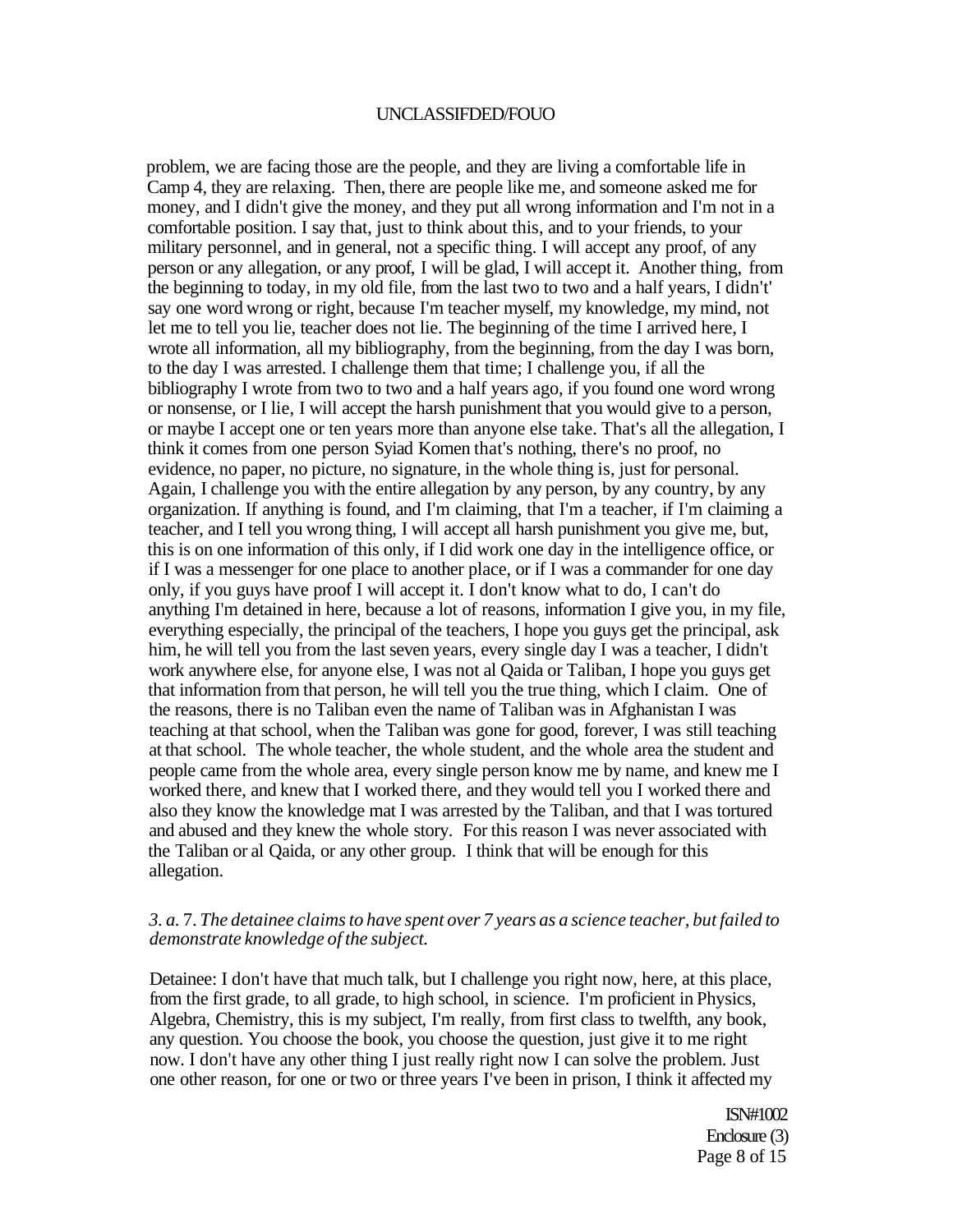problem, we are facing those are the people, and they are living a comfortable life in Camp 4, they are relaxing. Then, there are people like me, and someone asked me for money, and I didn't give the money, and they put all wrong information and I'm not in a comfortable position. I say that, just to think about this, and to your friends, to your military personnel, and in general, not a specific thing. I will accept any proof, of any person or any allegation, or any proof, I will be glad, I will accept it. Another thing, from the beginning to today, in my old file, from the last two to two and a half years, I didn't' say one word wrong or right, because I'm teacher myself, my knowledge, my mind, not let me to tell you lie, teacher does not lie. The beginning of the time I arrived here, I wrote all information, all my bibliography, from the beginning, from the day I was born, to the day I was arrested. I challenge them that time; I challenge you, if all the bibliography I wrote from two to two and a half years ago, if you found one word wrong or nonsense, or I lie, I will accept the harsh punishment that you would give to a person, or maybe I accept one or ten years more than anyone else take. That's all the allegation, I think it comes from one person Syiad Komen that's nothing, there's no proof, no evidence, no paper, no picture, no signature, in the whole thing is, just for personal. Again, I challenge you with the entire allegation by any person, by any country, by any organization. If anything is found, and I'm claiming, that I'm a teacher, if I'm claiming a teacher, and I tell you wrong thing, I will accept all harsh punishment you give me, but, this is on one information of this only, if I did work one day in the intelligence office, or if I was a messenger for one place to another place, or if I was a commander for one day only, if you guys have proof I will accept it. I don't know what to do, I can't do anything I'm detained in here, because a lot of reasons, information I give you, in my file, everything especially, the principal of the teachers, I hope you guys get the principal, ask him, he will tell you from the last seven years, every single day I was a teacher, I didn't work anywhere else, for anyone else, I was not al Qaida or Taliban, I hope you guys get that information from that person, he will tell you the true thing, which I claim. One of the reasons, there is no Taliban even the name of Taliban was in Afghanistan I was teaching at that school, when the Taliban was gone for good, forever, I was still teaching at that school. The whole teacher, the whole student, and the whole area the student and people came from the whole area, every single person know me by name, and knew me I worked there, and knew that I worked there, and they would tell you I worked there and also they know the knowledge mat I was arrested by the Taliban, and that I was tortured and abused and they knew the whole story. For this reason I was never associated with the Taliban or al Qaida, or any other group. I think that will be enough for this allegation.

*3. a. 7. The detainee claims to have spent over 7 years as a science teacher, but failed to demonstrate knowledge of the subject.*

Detainee: I don't have that much talk, but I challenge you right now, here, at this place, from the first grade, to all grade, to high school, in science. I'm proficient in Physics, Algebra, Chemistry, this is my subject, I'm really, from first class to twelfth, any book, any question. You choose the book, you choose the question, just give it to me right now. I don't have any other thing I just really right now I can solve the problem. Just one other reason, for one or two or three years I've been in prison, I think it affected my

ISN#1002
Enclosure (3)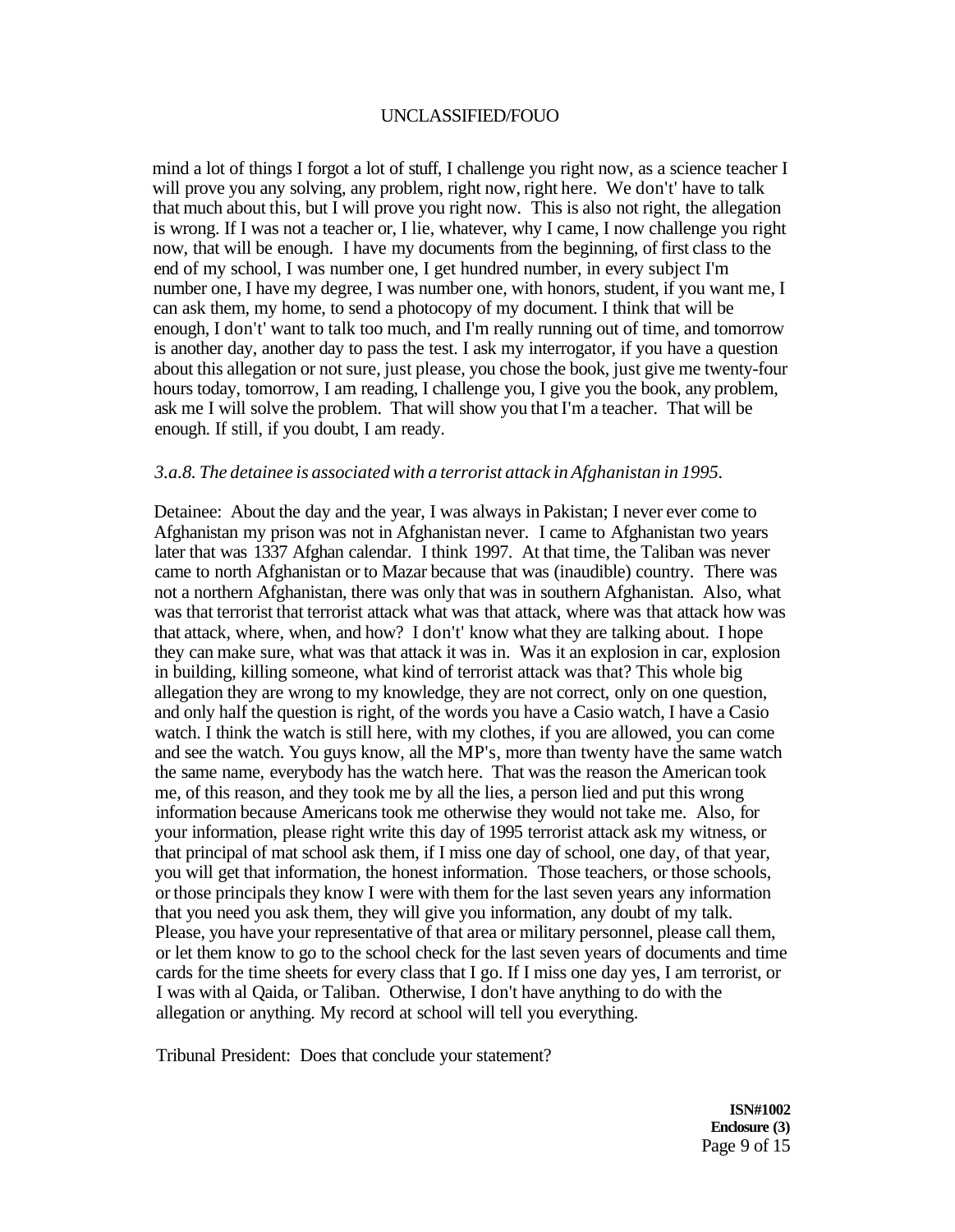mind a lot of things I forgot a lot of stuff, I challenge you right now, as a science teacher I will prove you any solving, any problem, right now, right here. We don't' have to talk that much about this, but I will prove you right now. This is also not right, the allegation is wrong. If I was not a teacher or, I lie, whatever, why I came, I now challenge you right now, that will be enough. I have my documents from the beginning, of first class to the end of my school, I was number one, I get hundred number, in every subject I'm number one, I have my degree, I was number one, with honors, student, if you want me, I can ask them, my home, to send a photocopy of my document. I think that will be enough, I don't' want to talk too much, and I'm really running out of time, and tomorrow is another day, another day to pass the test. I ask my interrogator, if you have a question about this allegation or not sure, just please, you chose the book, just give me twenty-four hours today, tomorrow, I am reading, I challenge you, I give you the book, any problem, ask me I will solve the problem. That will show you that I'm a teacher. That will be enough. If still, if you doubt, I am ready.

*3.a.8. The detainee is associated with a terrorist attack in Afghanistan in 1995.*

Detainee: About the day and the year, I was always in Pakistan; I never ever come to Afghanistan my prison was not in Afghanistan never. I came to Afghanistan two years later that was 1337 Afghan calendar. I think 1997. At that time, the Taliban was never came to north Afghanistan or to Mazar because that was (inaudible) country. There was not a northern Afghanistan, there was only that was in southern Afghanistan. Also, what was that terrorist that terrorist attack what was that attack, where was that attack how was that attack, where, when, and how? I don't' know what they are talking about. I hope they can make sure, what was that attack it was in. Was it an explosion in car, explosion in building, killing someone, what kind of terrorist attack was that? This whole big allegation they are wrong to my knowledge, they are not correct, only on one question, and only half the question is right, of the words you have a Casio watch, I have a Casio watch. I think the watch is still here, with my clothes, if you are allowed, you can come and see the watch. You guys know, all the MP's, more than twenty have the same watch the same name, everybody has the watch here. That was the reason the American took me, of this reason, and they took me by all the lies, a person lied and put this wrong information because Americans took me otherwise they would not take me. Also, for your information, please right write this day of 1995 terrorist attack ask my witness, or that principal of mat school ask them, if I miss one day of school, one day, of that year, you will get that information, the honest information. Those teachers, or those schools, or those principals they know I were with them for the last seven years any information that you need you ask them, they will give you information, any doubt of my talk. Please, you have your representative of that area or military personnel, please call them, or let them know to go to the school check for the last seven years of documents and time cards for the time sheets for every class that I go. If I miss one day yes, I am terrorist, or I was with al Qaida, or Taliban. Otherwise, I don't have anything to do with the allegation or anything. My record at school will tell you everything.

Tribunal President: Does that conclude your statement?

**ISN#1002**
**Enclosure (3)**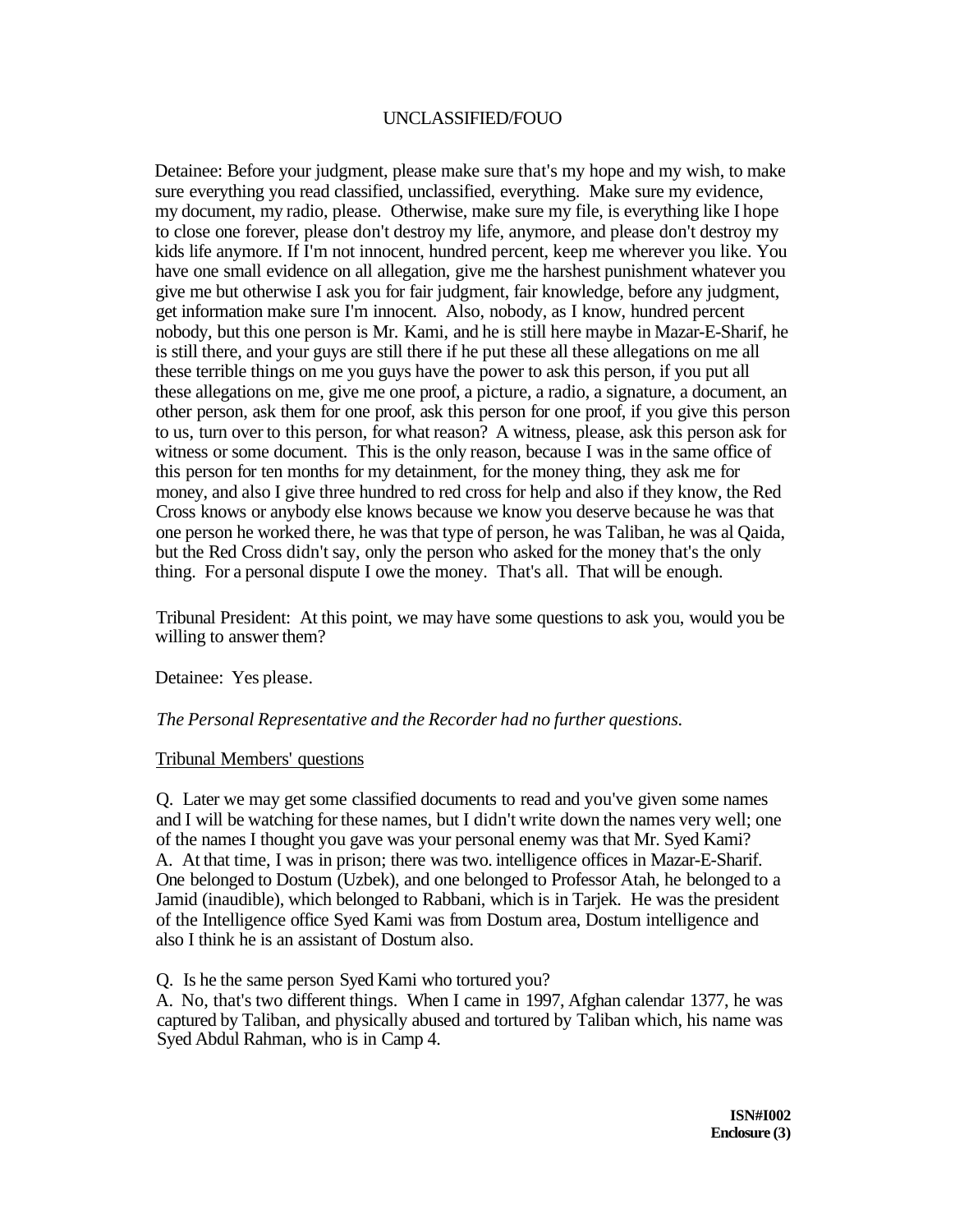Detainee: Before your judgment, please make sure that's my hope and my wish, to make sure everything you read classified, unclassified, everything. Make sure my evidence, my document, my radio, please. Otherwise, make sure my file, is everything like I hope to close one forever, please don't destroy my life, anymore, and please don't destroy my kids life anymore. If I'm not innocent, hundred percent, keep me wherever you like. You have one small evidence on all allegation, give me the harshest punishment whatever you give me but otherwise I ask you for fair judgment, fair knowledge, before any judgment, get information make sure I'm innocent. Also, nobody, as I know, hundred percent nobody, but this one person is Mr. Kami, and he is still here maybe in Mazar-E-Sharif, he is still there, and your guys are still there if he put these all these allegations on me all these terrible things on me you guys have the power to ask this person, if you put all these allegations on me, give me one proof, a picture, a radio, a signature, a document, an other person, ask them for one proof, ask this person for one proof, if you give this person to us, turn over to this person, for what reason? A witness, please, ask this person ask for witness or some document. This is the only reason, because I was in the same office of this person for ten months for my detainment, for the money thing, they ask me for money, and also I give three hundred to red cross for help and also if they know, the Red Cross knows or anybody else knows because we know you deserve because he was that one person he worked there, he was that type of person, he was Taliban, he was al Qaida, but the Red Cross didn't say, only the person who asked for the money that's the only thing. For a personal dispute I owe the money. That's all. That will be enough.

Tribunal President: At this point, we may have some questions to ask you, would you be willing to answer them?

Detainee: Yes please.

*The Personal Representative and the Recorder had no further questions.*

Tribunal Members' questions

Q. Later we may get some classified documents to read and you've given some names and I will be watching for these names, but I didn't write down the names very well; one of the names I thought you gave was your personal enemy was that Mr. Syed Kami?
A. At that time, I was in prison; there was two. intelligence offices in Mazar-E-Sharif. One belonged to Dostum (Uzbek), and one belonged to Professor Atah, he belonged to a Jamid (inaudible), which belonged to Rabbani, which is in Tarjek. He was the president of the Intelligence office Syed Kami was from Dostum area, Dostum intelligence and also I think he is an assistant of Dostum also.

Q. Is he the same person Syed Kami who tortured you?
A. No, that's two different things. When I came in 1997, Afghan calendar 1377, he was captured by Taliban, and physically abused and tortured by Taliban which, his name was Syed Abdul Rahman, who is in Camp 4.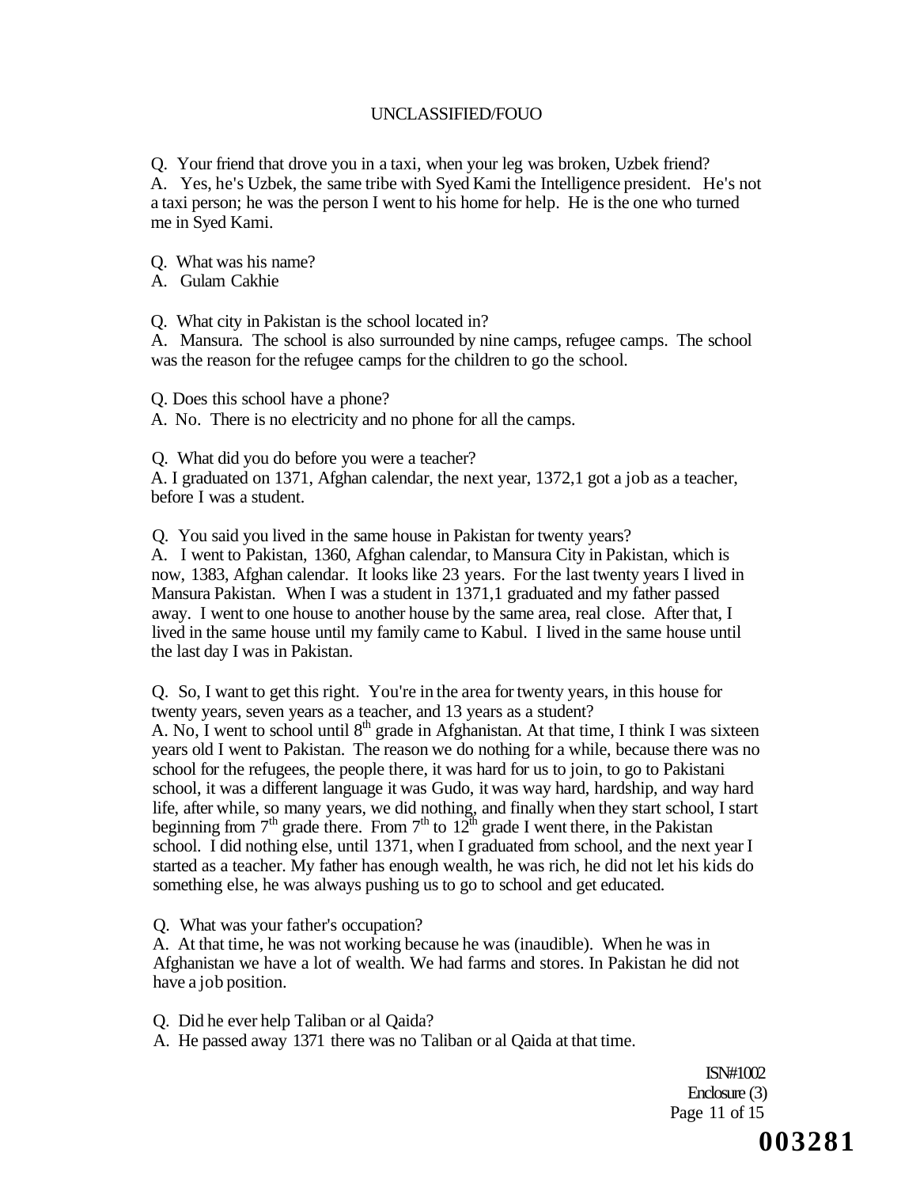Q. Your friend that drove you in a taxi, when your leg was broken, Uzbek friend?
A. Yes, he's Uzbek, the same tribe with Syed Kami the Intelligence president. He's not a taxi person; he was the person I went to his home for help. He is the one who turned me in Syed Kami.

Q. What was his name?
A. Gulam Cakhie

Q. What city in Pakistan is the school located in?
A. Mansura. The school is also surrounded by nine camps, refugee camps. The school was the reason for the refugee camps for the children to go the school.

Q. Does this school have a phone?
A. No. There is no electricity and no phone for all the camps.

Q. What did you do before you were a teacher?
A. I graduated on 1371, Afghan calendar, the next year, 1372,1 got a job as a teacher, before I was a student.

Q. You said you lived in the same house in Pakistan for twenty years?
A. I went to Pakistan, 1360, Afghan calendar, to Mansura City in Pakistan, which is now, 1383, Afghan calendar. It looks like 23 years. For the last twenty years I lived in Mansura Pakistan. When I was a student in 1371,1 graduated and my father passed away. I went to one house to another house by the same area, real close. After that, I lived in the same house until my family came to Kabul. I lived in the same house until the last day I was in Pakistan.

Q. So, I want to get this right. You're in the area for twenty years, in this house for twenty years, seven years as a teacher, and 13 years as a student?
A. No, I went to school until 8th grade in Afghanistan. At that time, I think I was sixteen years old I went to Pakistan. The reason we do nothing for a while, because there was no school for the refugees, the people there, it was hard for us to join, to go to Pakistani school, it was a different language it was Gudo, it was way hard, hardship, and way hard life, after while, so many years, we did nothing, and finally when they start school, I start beginning from 7th grade there. From 7th to 12th grade I went there, in the Pakistan school. I did nothing else, until 1371, when I graduated from school, and the next year I started as a teacher. My father has enough wealth, he was rich, he did not let his kids do something else, he was always pushing us to go to school and get educated.

Q. What was your father's occupation?
A. At that time, he was not working because he was (inaudible). When he was in Afghanistan we have a lot of wealth. We had farms and stores. In Pakistan he did not have a job position.

Q. Did he ever help Taliban or al Qaida?
A. He passed away 1371 there was no Taliban or al Qaida at that time.

ISN#1002
Enclosure (3)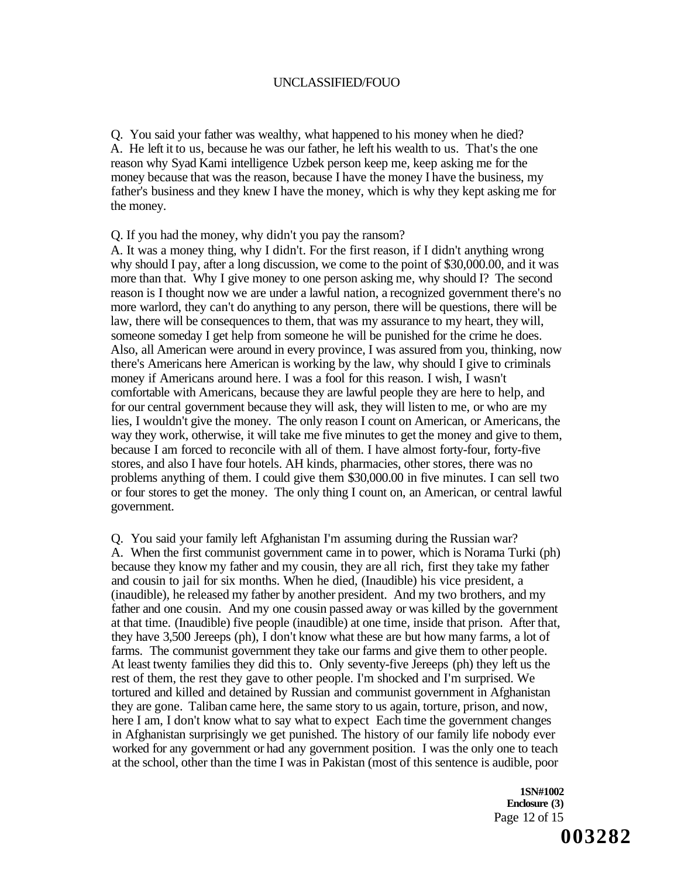Q. You said your father was wealthy, what happened to his money when he died?
A. He left it to us, because he was our father, he left his wealth to us. That's the one reason why Syad Kami intelligence Uzbek person keep me, keep asking me for the money because that was the reason, because I have the money I have the business, my father's business and they knew I have the money, which is why they kept asking me for the money.

Q. If you had the money, why didn't you pay the ransom?
A. It was a money thing, why I didn't. For the first reason, if I didn't anything wrong why should I pay, after a long discussion, we come to the point of $30,000.00, and it was more than that. Why I give money to one person asking me, why should I? The second reason is I thought now we are under a lawful nation, a recognized government there's no more warlord, they can't do anything to any person, there will be questions, there will be law, there will be consequences to them, that was my assurance to my heart, they will, someone someday I get help from someone he will be punished for the crime he does. Also, all American were around in every province, I was assured from you, thinking, now there's Americans here American is working by the law, why should I give to criminals money if Americans around here. I was a fool for this reason. I wish, I wasn't comfortable with Americans, because they are lawful people they are here to help, and for our central government because they will ask, they will listen to me, or who are my lies, I wouldn't give the money. The only reason I count on American, or Americans, the way they work, otherwise, it will take me five minutes to get the money and give to them, because I am forced to reconcile with all of them. I have almost forty-four, forty-five stores, and also I have four hotels. AH kinds, pharmacies, other stores, there was no problems anything of them. I could give them $30,000.00 in five minutes. I can sell two or four stores to get the money. The only thing I count on, an American, or central lawful government.

Q. You said your family left Afghanistan I'm assuming during the Russian war?
A. When the first communist government came in to power, which is Norama Turki (ph) because they know my father and my cousin, they are all rich, first they take my father and cousin to jail for six months. When he died, (Inaudible) his vice president, a (inaudible), he released my father by another president. And my two brothers, and my father and one cousin. And my one cousin passed away or was killed by the government at that time. (Inaudible) five people (inaudible) at one time, inside that prison. After that, they have 3,500 Jereeps (ph), I don't know what these are but how many farms, a lot of farms. The communist government they take our farms and give them to other people. At least twenty families they did this to. Only seventy-five Jereeps (ph) they left us the rest of them, the rest they gave to other people. I'm shocked and I'm surprised. We tortured and killed and detained by Russian and communist government in Afghanistan they are gone. Taliban came here, the same story to us again, torture, prison, and now, here I am, I don't know what to say what to expect Each time the government changes in Afghanistan surprisingly we get punished. The history of our family life nobody ever worked for any government or had any government position. I was the only one to teach at the school, other than the time I was in Pakistan (most of this sentence is audible, poor

**1SN#1002**
**Enclosure (3)**

**003282**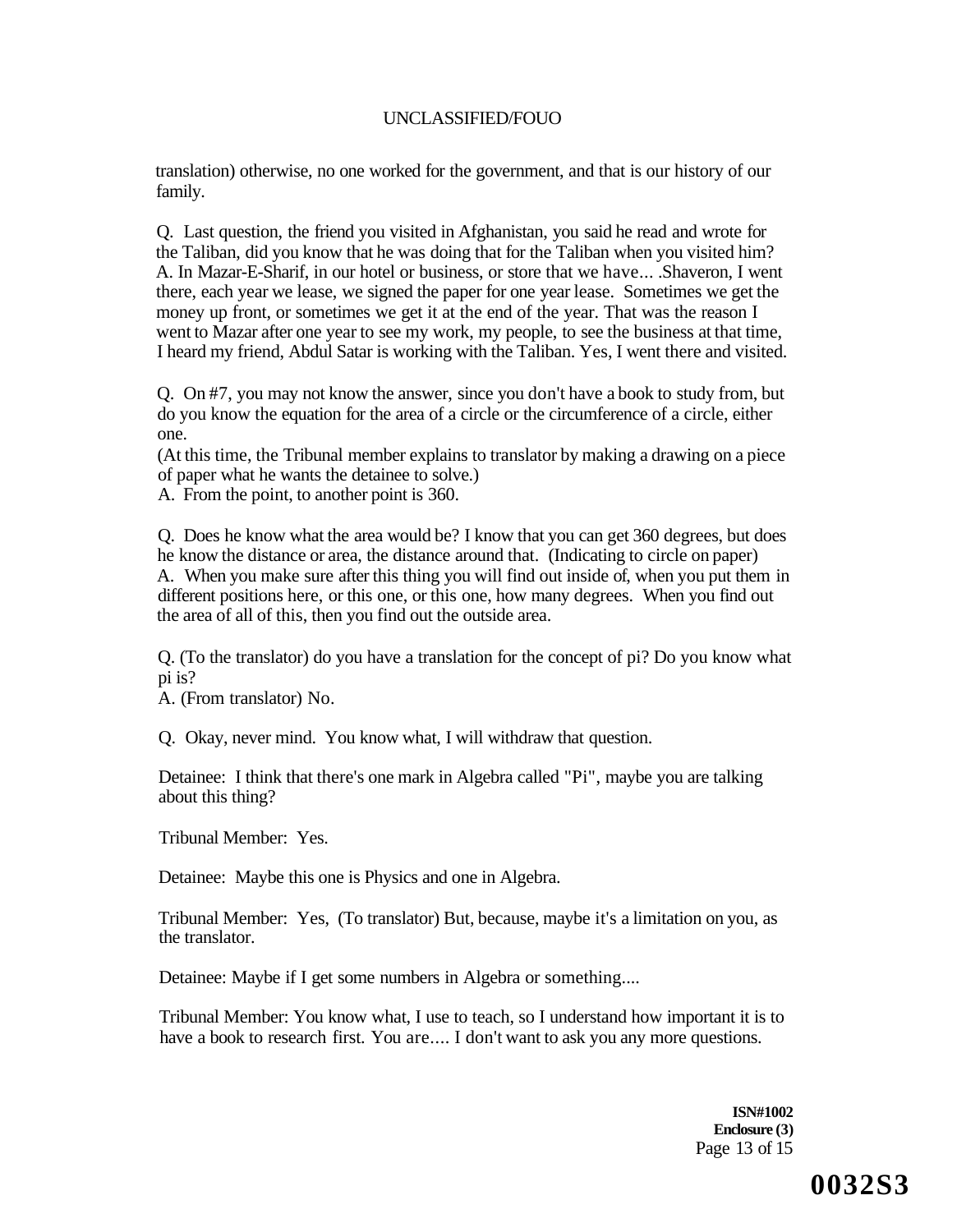translation) otherwise, no one worked for the government, and that is our history of our family.

Q. Last question, the friend you visited in Afghanistan, you said he read and wrote for the Taliban, did you know that he was doing that for the Taliban when you visited him?
A. In Mazar-E-Sharif, in our hotel or business, or store that we have... .Shaveron, I went there, each year we lease, we signed the paper for one year lease. Sometimes we get the money up front, or sometimes we get it at the end of the year. That was the reason I went to Mazar after one year to see my work, my people, to see the business at that time, I heard my friend, Abdul Satar is working with the Taliban. Yes, I went there and visited.

Q. On #7, you may not know the answer, since you don't have a book to study from, but do you know the equation for the area of a circle or the circumference of a circle, either one.
(At this time, the Tribunal member explains to translator by making a drawing on a piece of paper what he wants the detainee to solve.)
A. From the point, to another point is 360.

Q. Does he know what the area would be? I know that you can get 360 degrees, but does he know the distance or area, the distance around that. (Indicating to circle on paper)
A. When you make sure after this thing you will find out inside of, when you put them in different positions here, or this one, or this one, how many degrees. When you find out the area of all of this, then you find out the outside area.

Q. (To the translator) do you have a translation for the concept of pi? Do you know what pi is?
A. (From translator) No.

Q. Okay, never mind. You know what, I will withdraw that question.

Detainee: I think that there's one mark in Algebra called "Pi", maybe you are talking about this thing?

Tribunal Member: Yes.

Detainee: Maybe this one is Physics and one in Algebra.

Tribunal Member: Yes, (To translator) But, because, maybe it's a limitation on you, as the translator.

Detainee: Maybe if I get some numbers in Algebra or something....

Tribunal Member: You know what, I use to teach, so I understand how important it is to have a book to research first. You are.... I don't want to ask you any more questions.

**ISN#1002**
**Enclosure (3)**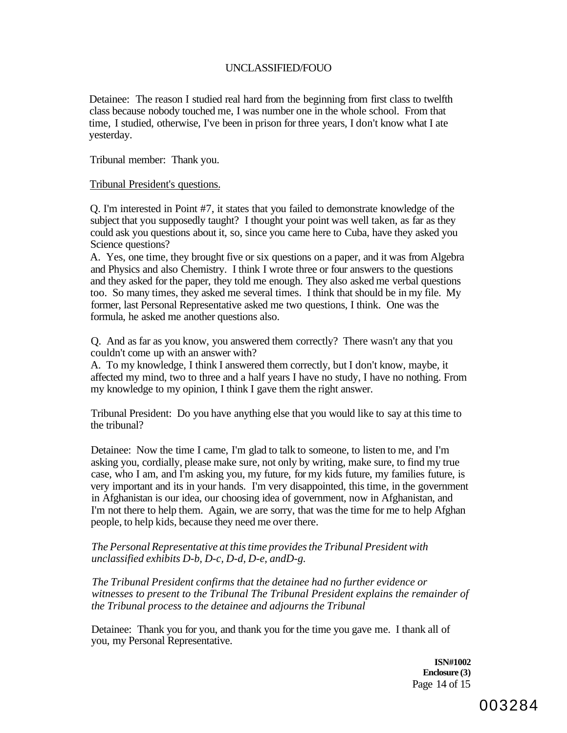Detainee: The reason I studied real hard from the beginning from first class to twelfth class because nobody touched me, I was number one in the whole school. From that time, I studied, otherwise, I've been in prison for three years, I don't know what I ate yesterday.

Tribunal member: Thank you.

Tribunal President's questions.

Q. I'm interested in Point #7, it states that you failed to demonstrate knowledge of the subject that you supposedly taught? I thought your point was well taken, as far as they could ask you questions about it, so, since you came here to Cuba, have they asked you Science questions?
A. Yes, one time, they brought five or six questions on a paper, and it was from Algebra and Physics and also Chemistry. I think I wrote three or four answers to the questions and they asked for the paper, they told me enough. They also asked me verbal questions too. So many times, they asked me several times. I think that should be in my file. My former, last Personal Representative asked me two questions, I think. One was the formula, he asked me another questions also.

Q. And as far as you know, you answered them correctly? There wasn't any that you couldn't come up with an answer with?
A. To my knowledge, I think I answered them correctly, but I don't know, maybe, it affected my mind, two to three and a half years I have no study, I have no nothing. From my knowledge to my opinion, I think I gave them the right answer.

Tribunal President: Do you have anything else that you would like to say at this time to the tribunal?

Detainee: Now the time I came, I'm glad to talk to someone, to listen to me, and I'm asking you, cordially, please make sure, not only by writing, make sure, to find my true case, who I am, and I'm asking you, my future, for my kids future, my families future, is very important and its in your hands. I'm very disappointed, this time, in the government in Afghanistan is our idea, our choosing idea of government, now in Afghanistan, and I'm not there to help them. Again, we are sorry, that was the time for me to help Afghan people, to help kids, because they need me over there.

*The Personal Representative at this time provides the Tribunal President with unclassified exhibits D-b, D-c, D-d, D-e, andD-g.*

*The Tribunal President confirms that the detainee had no further evidence or witnesses to present to the Tribunal The Tribunal President explains the remainder of the Tribunal process to the detainee and adjourns the Tribunal*

Detainee: Thank you for you, and thank you for the time you gave me. I thank all of you, my Personal Representative.

**ISN#1002**
**Enclosure (3)**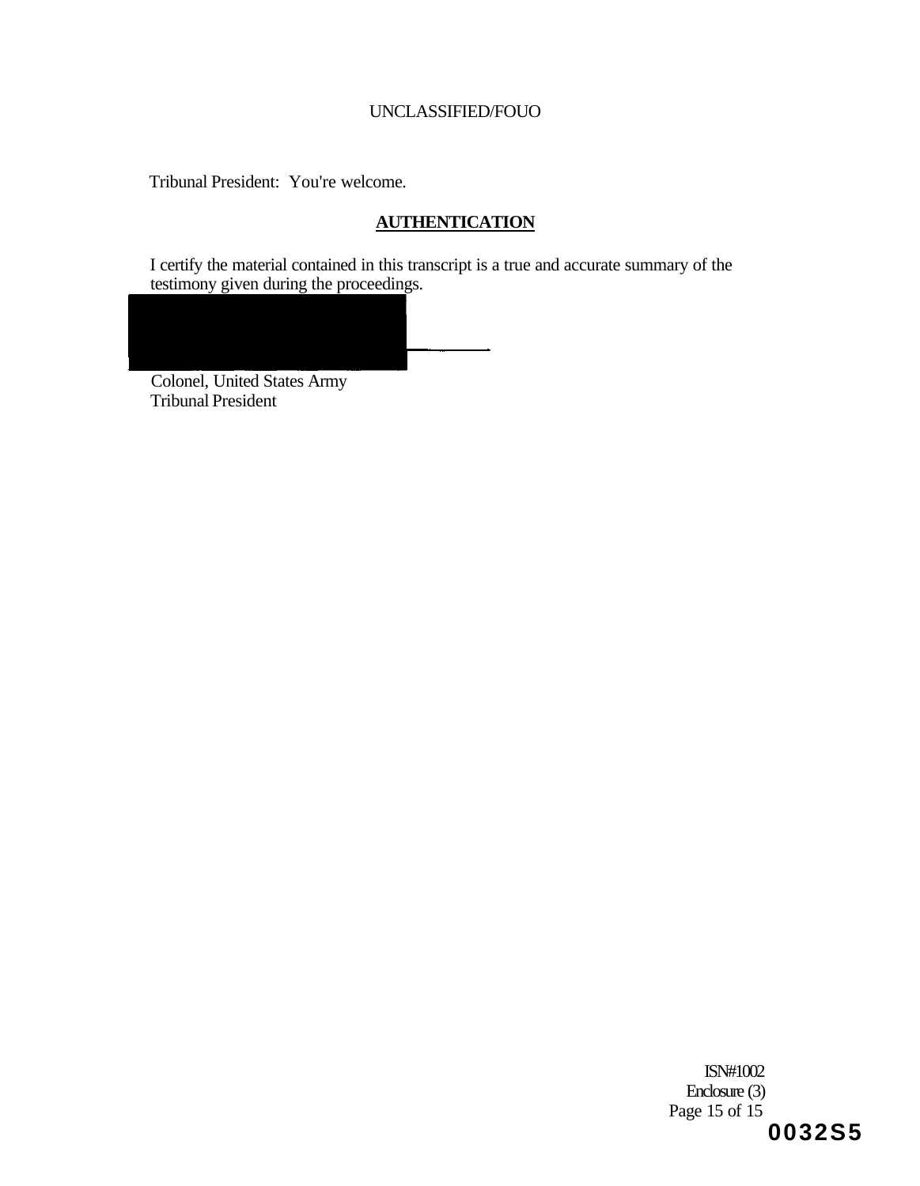Tribunal President: You're welcome.

## AUTHENTICATION

I certify the material contained in this transcript is a true and accurate summary of the testimony given during the proceedings.

Colonel, United States Army
Tribunal President

ISN#1002
Enclosure (3)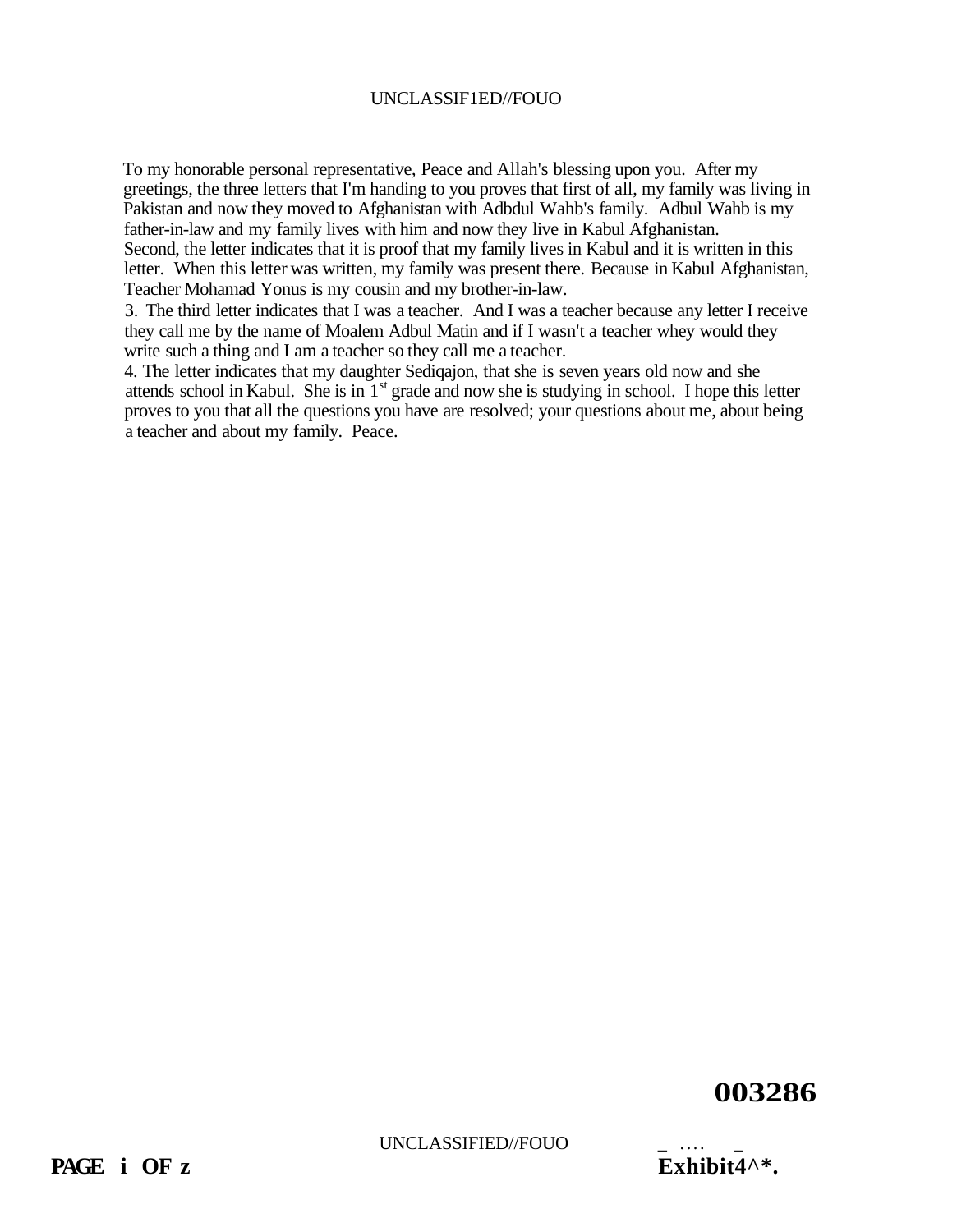To my honorable personal representative, Peace and Allah's blessing upon you. After my greetings, the three letters that I'm handing to you proves that first of all, my family was living in Pakistan and now they moved to Afghanistan with Adbdul Wahb's family. Adbul Wahb is my father-in-law and my family lives with him and now they live in Kabul Afghanistan. Second, the letter indicates that it is proof that my family lives in Kabul and it is written in this letter. When this letter was written, my family was present there. Because in Kabul Afghanistan, Teacher Mohamad Yonus is my cousin and my brother-in-law.

3. The third letter indicates that I was a teacher. And I was a teacher because any letter I receive they call me by the name of Moalem Adbul Matin and if I wasn't a teacher whey would they write such a thing and I am a teacher so they call me a teacher.

4. The letter indicates that my daughter Sediqajon, that she is seven years old now and she attends school in Kabul. She is in 1st grade and now she is studying in school. I hope this letter proves to you that all the questions you have are resolved; your questions about me, about being a teacher and about my family. Peace.

003286

Exhibit4^*.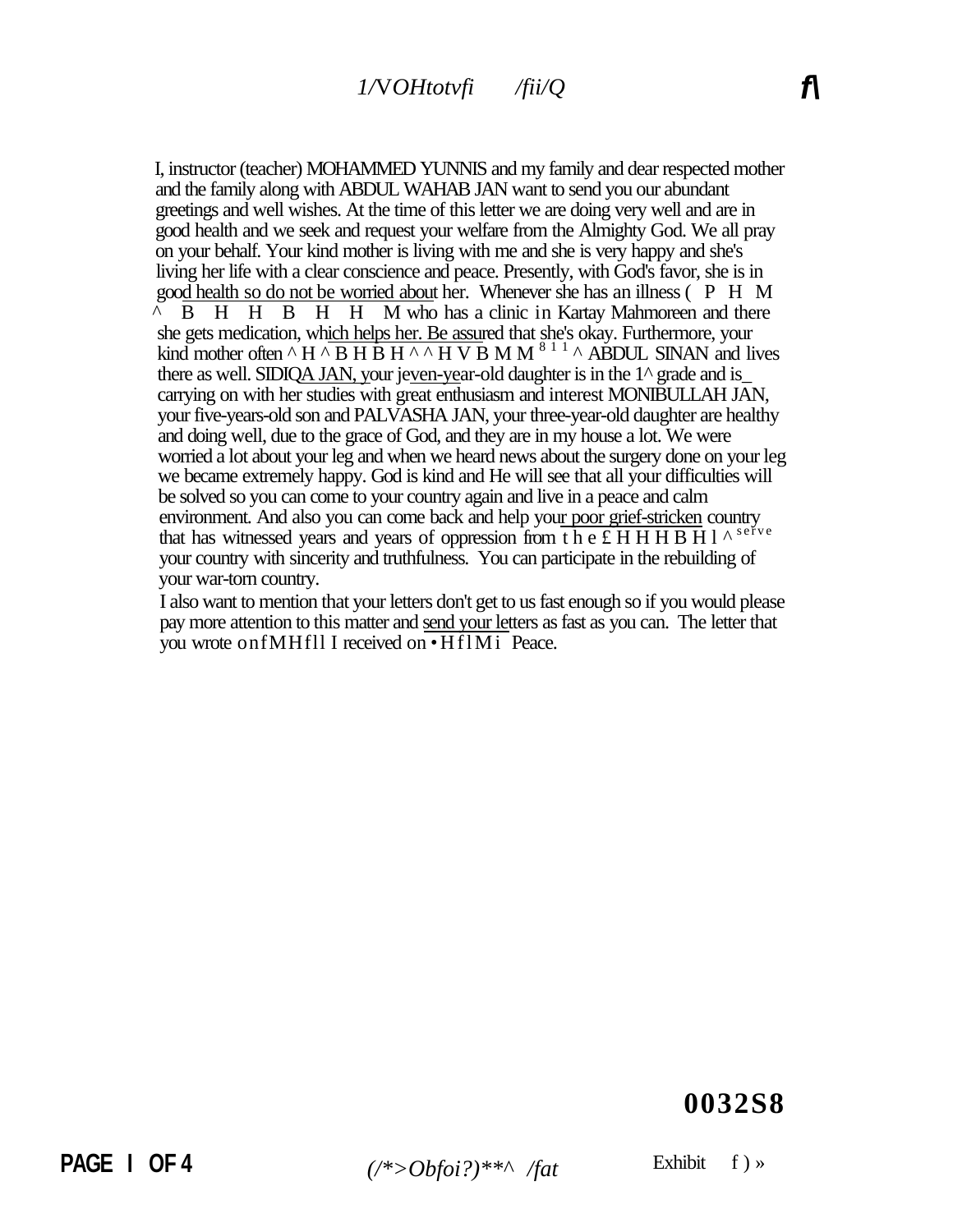I, instructor (teacher) MOHAMMED YUNNIS and my family and dear respected mother and the family along with ABDUL WAHAB JAN want to send you our abundant greetings and well wishes. At the time of this letter we are doing very well and are in good health and we seek and request your welfare from the Almighty God. We all pray on your behalf. Your kind mother is living with me and she is very happy and she's living her life with a clear conscience and peace. Presently, with God's favor, she is in good health so do not be worried about her. Whenever she has an illness ( P H M ^ B H H B H H M who has a clinic in Kartay Mahmoreen and there she gets medication, which helps her. Be assured that she's okay. Furthermore, your kind mother often ^ H ^ B H B H ^ ^ H V B M M 8 1 1 ^ ABDUL SINAN and lives there as well. SIDIQA JAN, your jeven-year-old daughter is in the 1^ grade and is carrying on with her studies with great enthusiasm and interest MONIBULLAH JAN, your five-years-old son and PALVASHA JAN, your three-year-old daughter are healthy and doing well, due to the grace of God, and they are in my house a lot. We were worried a lot about your leg and when we heard news about the surgery done on your leg we became extremely happy. God is kind and He will see that all your difficulties will be solved so you can come to your country again and live in a peace and calm environment. And also you can come back and help your poor grief-stricken country that has witnessed years and years of oppression from the £ H H H B H l ^ serve your country with sincerity and truthfulness. You can participate in the rebuilding of your war-torn country.

I also want to mention that your letters don't get to us fast enough so if you would please pay more attention to this matter and send your letters as fast as you can. The letter that you wrote on f M H f l l I received on • H f l M i Peace.

0032S8

Exhibit f ) »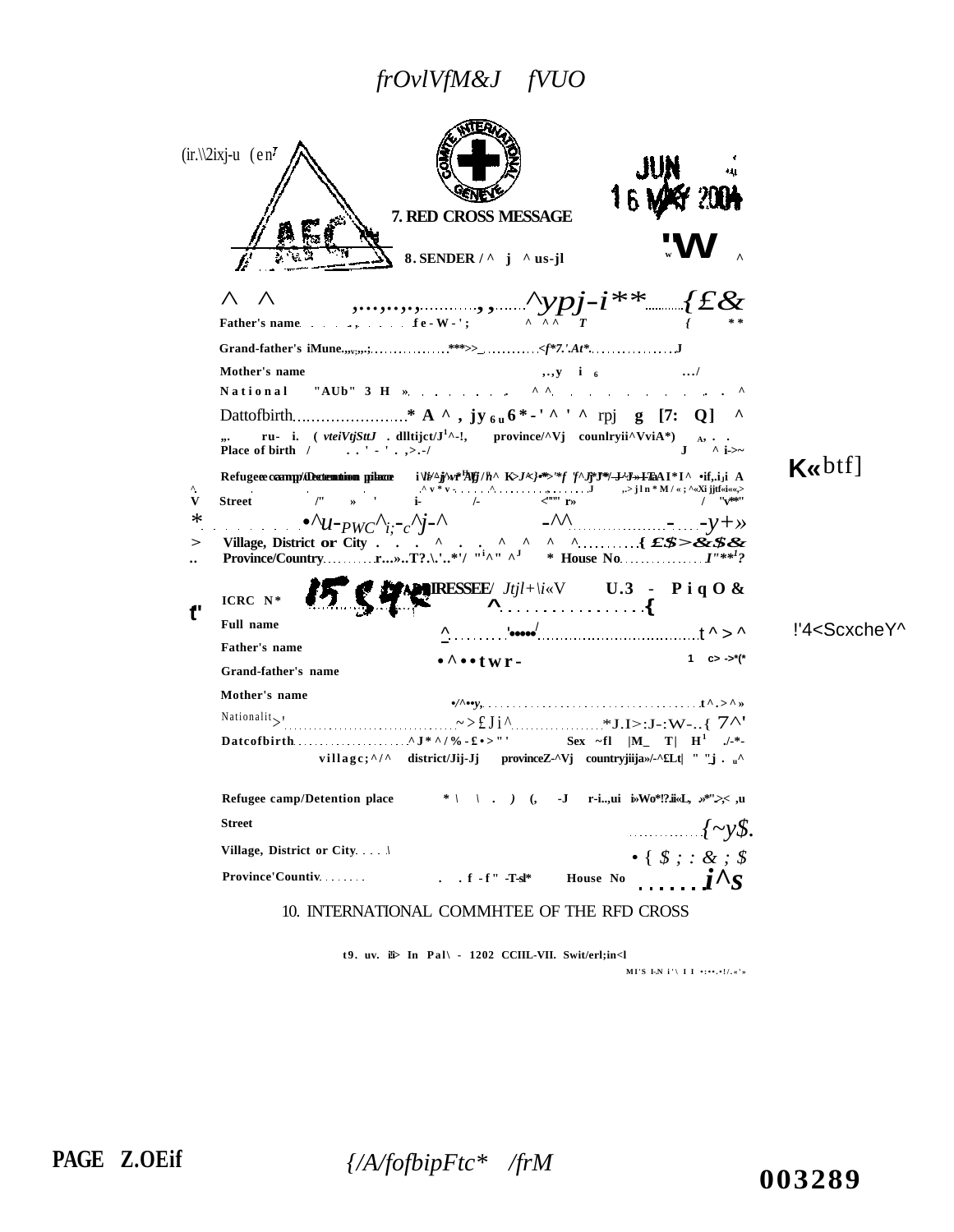frOvlVfM&J fVUO

(ir.\\2ixj-u (en7

JUN

16 MAY 2004

7. RED CROSS MESSAGE

8. SENDER / ^ j ^ us-jl

Father's name . . . f e - W - ' ; ^ ^ ^ T { * *

Grand-father's iMune.,,,;.,.;. ***>>_ <f*7.'.At* J

Mother's name ,.,y i 6 .../

National "AUb" 3 H » ^ ^ ^

Dattofbirth * A ^ , jy 6 u 6 * - ' ^ ' ^ rpj g [7: Q] ^

„. ru- i. ( vteiVtjStJ . dlltijct/J1^-!, province/^Vj counlryii^VviA*) A, . .
Place of birth / . . ' - ' . ,>.-/ J ^ i->~

Refugee camp/Detention place i\li^j\vi*Afj/h^ K>J*}•*>*f f^Jj*J*/-J-J»-I-EAI*I^ •if,.i,i A

Street /" » ' i- /- <""' r» / "v*"

•^u-PWC^i;-c^j-^ -^^ - -y+»

Village, District or City . . . ^ . . ^ ^ ^ ^ { £$>&$&

Province/Country r...»..T?.\.'..*'/ "i^" ^J * House No I"**?

K«btf]

ADDRESSEE/ Jtjl+\i«V U.3 - P i q O &

ICRC N* 15 548 ^ {

Full name ^ ' ••••• / t ^ > ^

Father's name

Grand-father's name • ^ • • t w r - 1 c> ->*(*

Mother's name •/^••y, t ^ . > ^ »

Nationalit > ' ~ > £ J i ^ *J.I>:J-:W-..{ 7^'

Datcofbirth ^ J * ^ / % - £ • > " ' Sex ~fl |M_ T| H1 ./-*-

villagc;^/^ district/Jij-Jj provinceZ-^Vj countryjiija»/-^£Lt| " "j . u^

!'4<ScxcheY^

Refugee camp/Detention place * \ \ . ) (, -J r-i..,ui i»Wo*!?.ii«L, »*">;< ,u

Street {~y$.

Village, District or City \ • { $ ; : & ; $

Province'Countiv . . f - f " -T-sl* House No i^s

10. INTERNATIONAL COMMHTEE OF THE RFD CROSS

t9. uv. iii> In Pal\ - 1202 CCIIL-VII. Swit/erl;in<l

MI'S I-N i'\ I I •:••.•!/.«'»

PAGE Z.OEif {/A/fofbipFtc* /frM

003289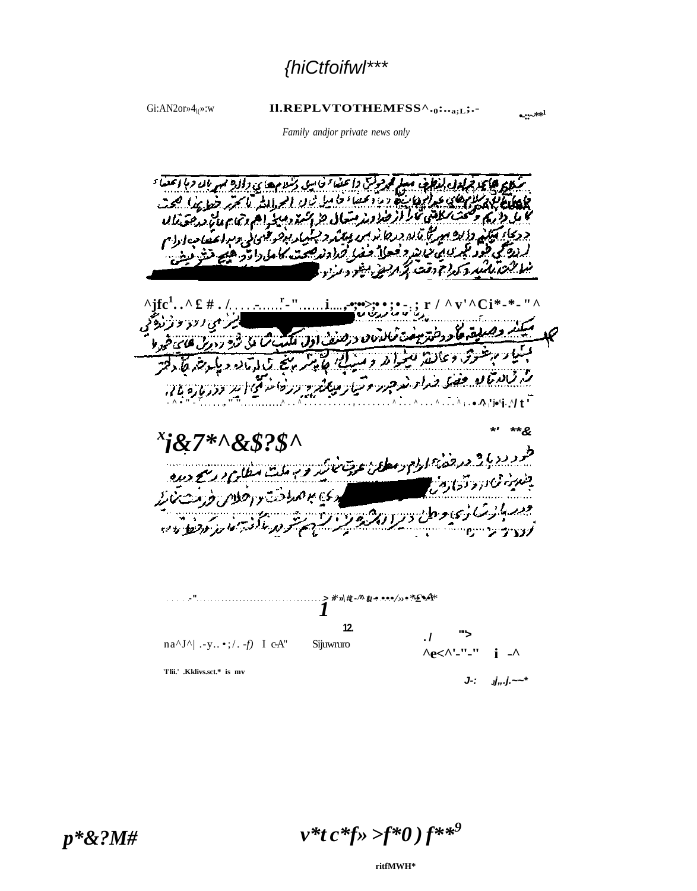**II. REPLY TO THE MESSAGE**

*Family and/or private news only*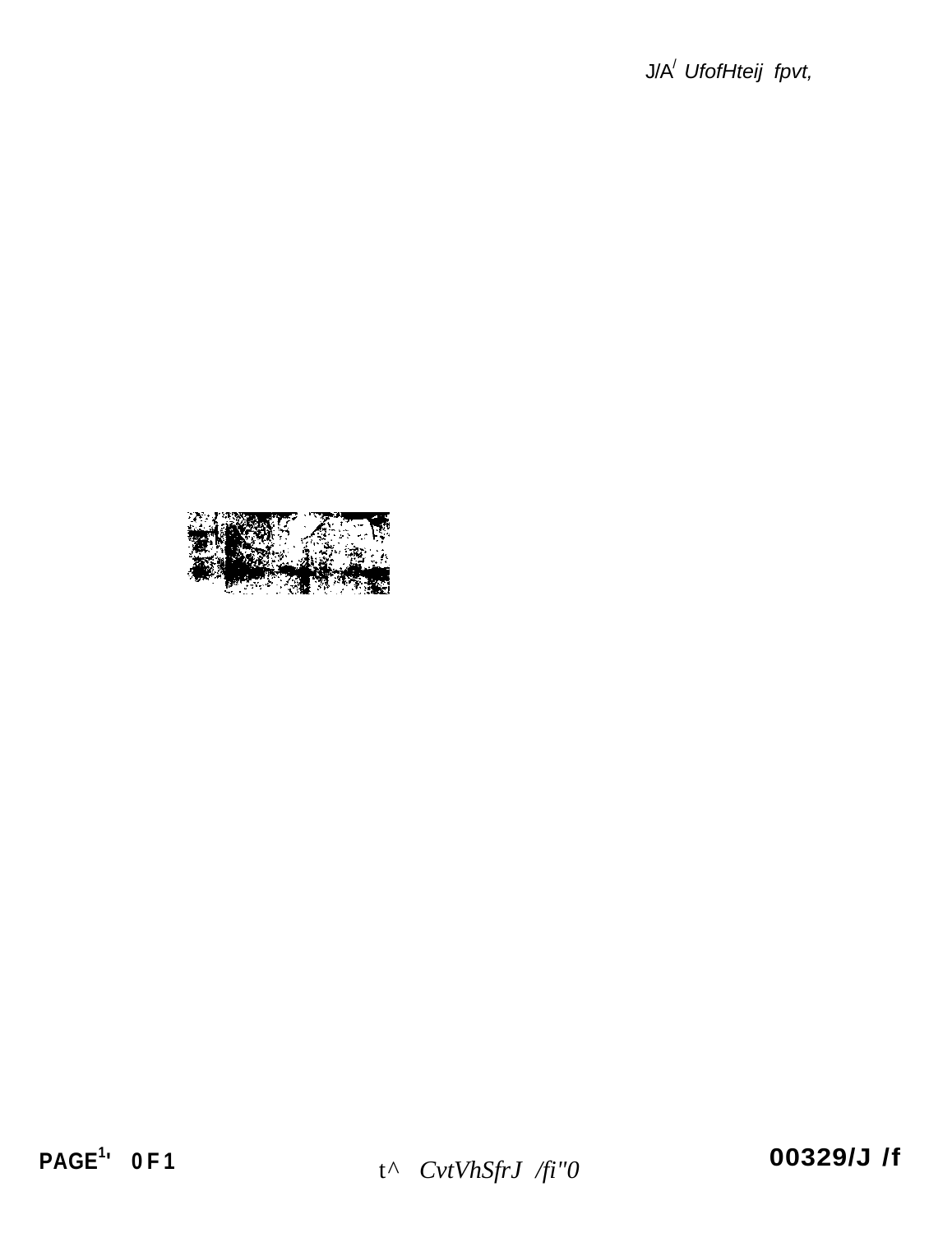J/A/ *UfofHteij fpvt,*

t^ *CvtVhSfrJ /fi"0*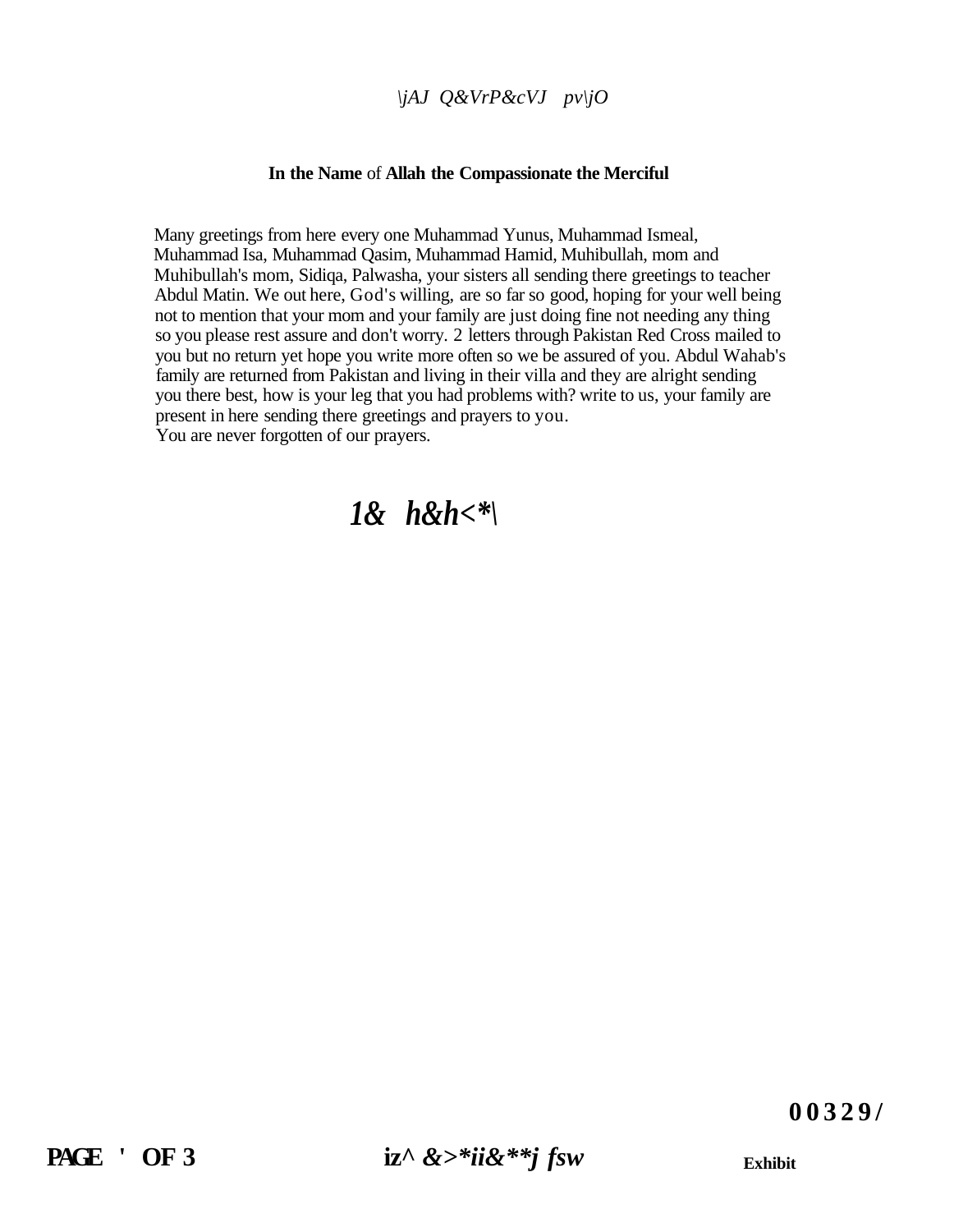\jAJ Q&VrP&cVJ pv\jO

**In the Name** of **Allah the Compassionate the Merciful**

Many greetings from here every one Muhammad Yunus, Muhammad Ismeal, Muhammad Isa, Muhammad Qasim, Muhammad Hamid, Muhibullah, mom and Muhibullah's mom, Sidiqa, Palwasha, your sisters all sending there greetings to teacher Abdul Matin. We out here, God's willing, are so far so good, hoping for your well being not to mention that your mom and your family are just doing fine not needing any thing so you please rest assure and don't worry. 2 letters through Pakistan Red Cross mailed to you but no return yet hope you write more often so we be assured of you. Abdul Wahab's family are returned from Pakistan and living in their villa and they are alright sending you there best, how is your leg that you had problems with? write to us, your family are present in here sending there greetings and prayers to you.
You are never forgotten of our prayers.

*1& h&h<*\*

**00329/**

**Exhibit**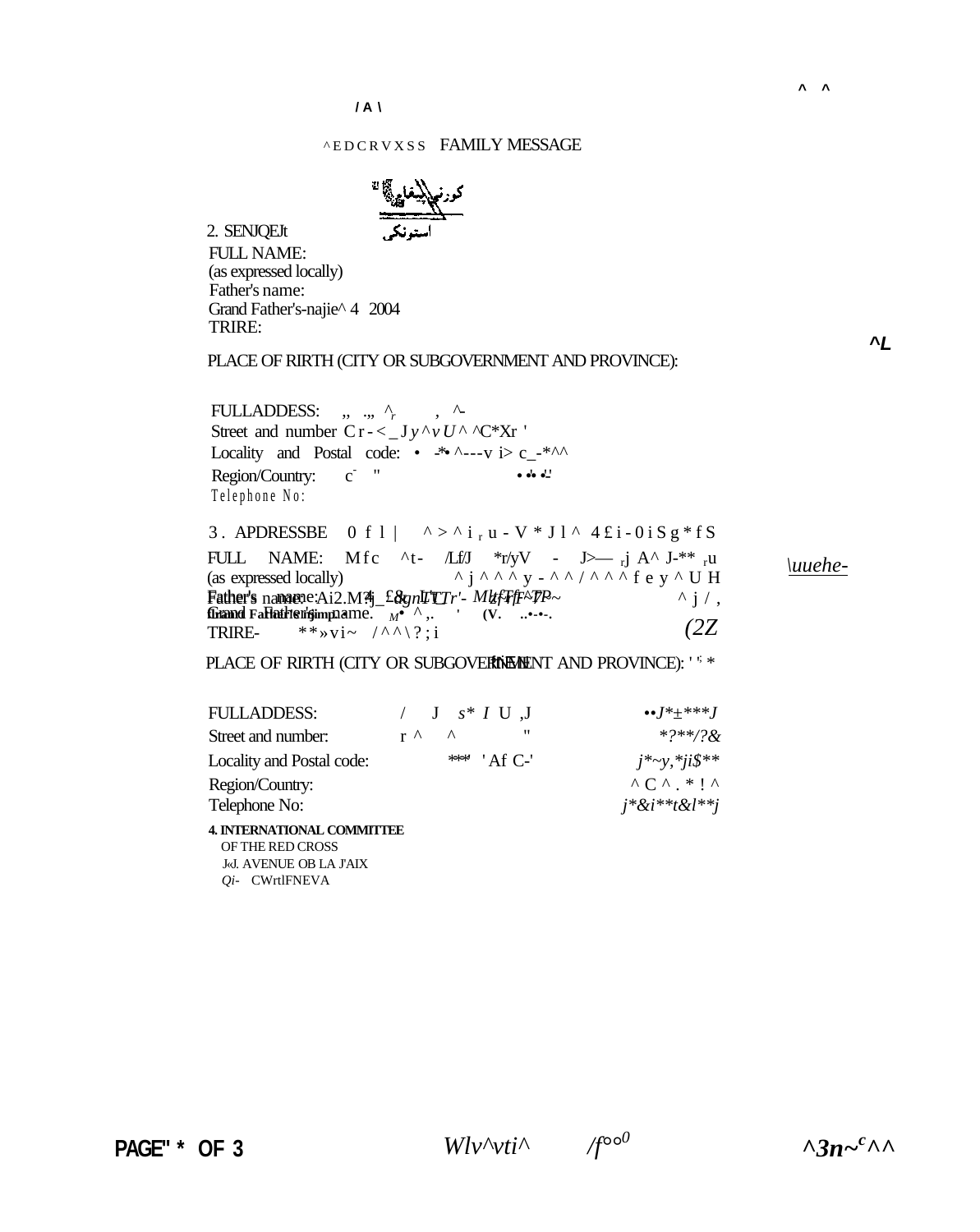/ A \

^EDCRVXSS FAMILY MESSAGE

کوزنی پیغام
استونکی

2. SENJQEJt

FULL NAME:
(as expressed locally)
Father's name:
Grand Father's-najie^ 4 2004
TRIRE:

^L

PLACE OF RIRTH (CITY OR SUBGOVERNMENT AND PROVINCE):

FULLADDESS: ,, .,, ^r , ^-
Street and number Cr-<_Jy^vU^ ^C*Xr '
Locality and Postal code: • -*• ^---v i> c_-*^^
Region/Country: c- " • •• •-'
Telephone No:

3. APDRESSBE 0 f l | ^ > ^ i r u - V * J l ^ 4£i-0iSg*fS
FULL NAME: Mfc ^t- /Lf/J *r/yV - J>— rj A^ J-** ru
(as expressed locally) ^j^^^y-^^/^^^fey^UH
Father's name: Ai2.M?j_£&gnLTTr'- MtfTFr^TP~ ^j/,
Grand Father's name. M• ^,. ' (V. ..•-•-.
TRIRE- **»vi~ /^^\?;i

\uuehe-

(2Z

PLACE OF RIRTH (CITY OR SUBGOVERNMENT AND PROVINCE): ' ' *

| | | |
|---|---|---|
| FULLADDESS: | / J s* I U ,J | ••J*±***J |
| Street and number: | r ^ ^ " | *?**/?& |
| Locality and Postal code: | *** 'Af C-' | j*~y,*ji$** |
| Region/Country: | | ^C^.*!^ |
| Telephone No: | | j*&i**t&l**j |

**4. INTERNATIONAL COMMITTEE**
OF THE RED CROSS
J«J. AVENUE OB LA J'AIX
Qi- CWrtlFNEVA

Wlv^vti^ /f°°0 ^3n~c^^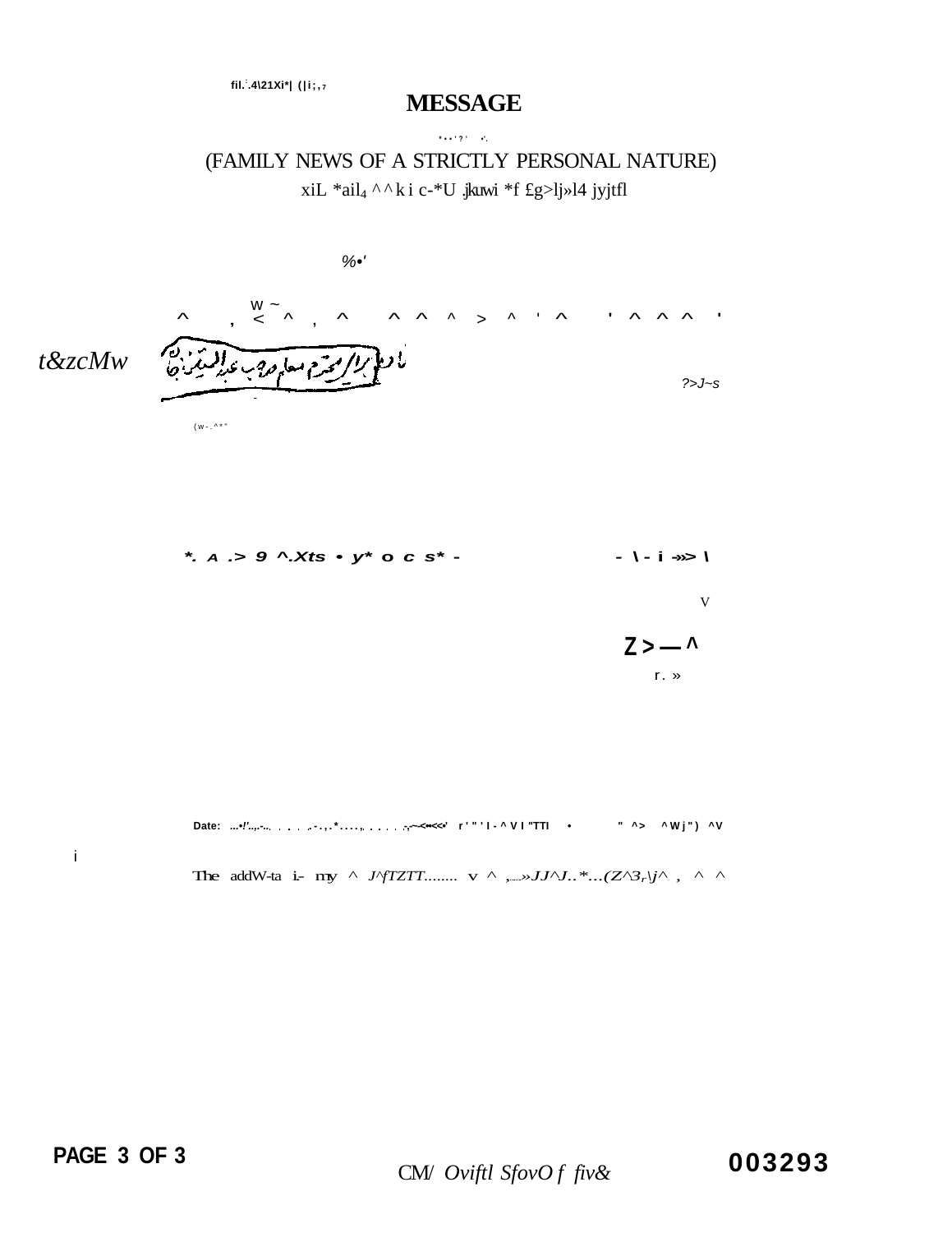fil.⁚.4\21Xi*| (|i;,₇

# MESSAGE

(FAMILY NEWS OF A STRICTLY PERSONAL NATURE)

xiL *ail4 ^^ki c-*U jkuwi *f £g>lj»l4 jyjtfl

%•'

w ~

^ , < ^ , ^ ^ ^ ^ > ^ ' ^ ' ^ ^ ^ '

t&zcMw ?>J~s

(w-.^*"

*. A .> 9 ^.Xts • y* o c s* - - \ - i -»> \

V

Z > — ^

r. »

Date: ...•!'..,.-.., . . . .,-.,.*....,. . . . . .,~<«<<' r'"'l-^VI"TTI • " ^> ^Wj") ^V

i

The addW-ta i.- my ^ J^fTZTT........ v ^ ,.....»JJ^J..*...(Z^3r\j^ , ^ ^

CM/ Oviftl SfovO f fiv&

003293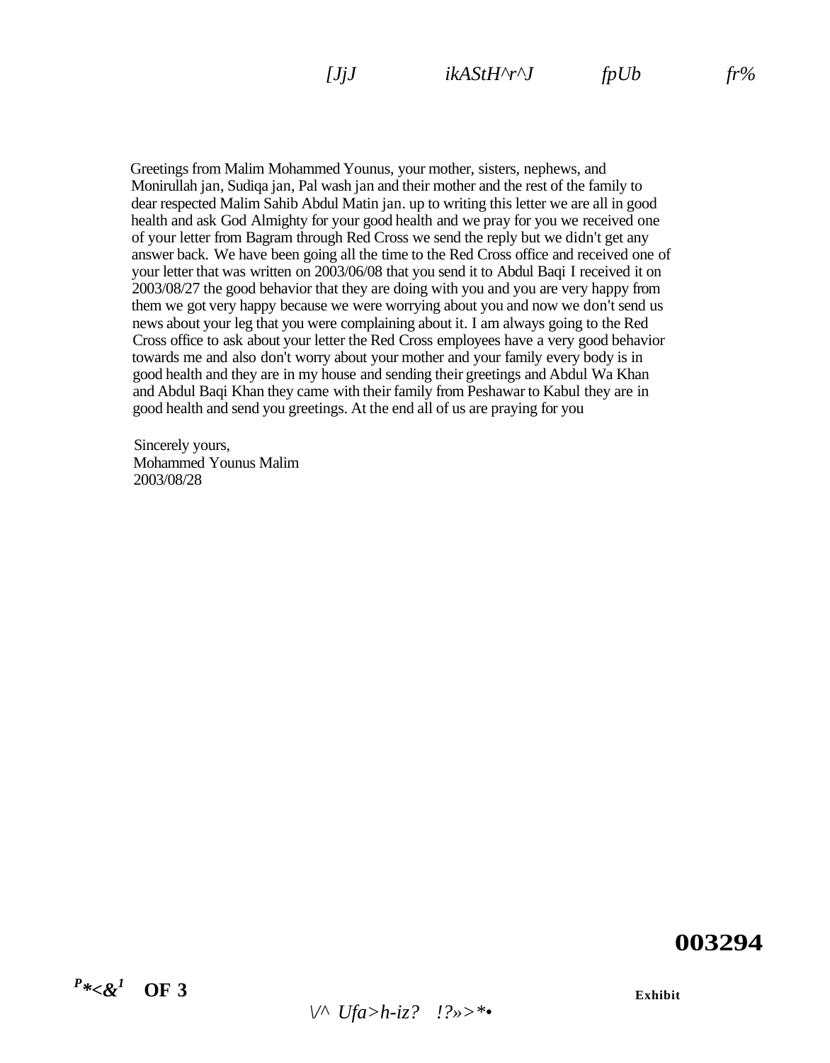Greetings from Malim Mohammed Younus, your mother, sisters, nephews, and Monirullah jan, Sudiqa jan, Pal wash jan and their mother and the rest of the family to dear respected Malim Sahib Abdul Matin jan. up to writing this letter we are all in good health and ask God Almighty for your good health and we pray for you we received one of your letter from Bagram through Red Cross we send the reply but we didn't get any answer back. We have been going all the time to the Red Cross office and received one of your letter that was written on 2003/06/08 that you send it to Abdul Baqi I received it on 2003/08/27 the good behavior that they are doing with you and you are very happy from them we got very happy because we were worrying about you and now we don't send us news about your leg that you were complaining about it. I am always going to the Red Cross office to ask about your letter the Red Cross employees have a very good behavior towards me and also don't worry about your mother and your family every body is in good health and they are in my house and sending their greetings and Abdul Wa Khan and Abdul Baqi Khan they came with their family from Peshawar to Kabul they are in good health and send you greetings. At the end all of us are praying for you

Sincerely yours,
Mohammed Younus Malim
2003/08/28

003294

Exhibit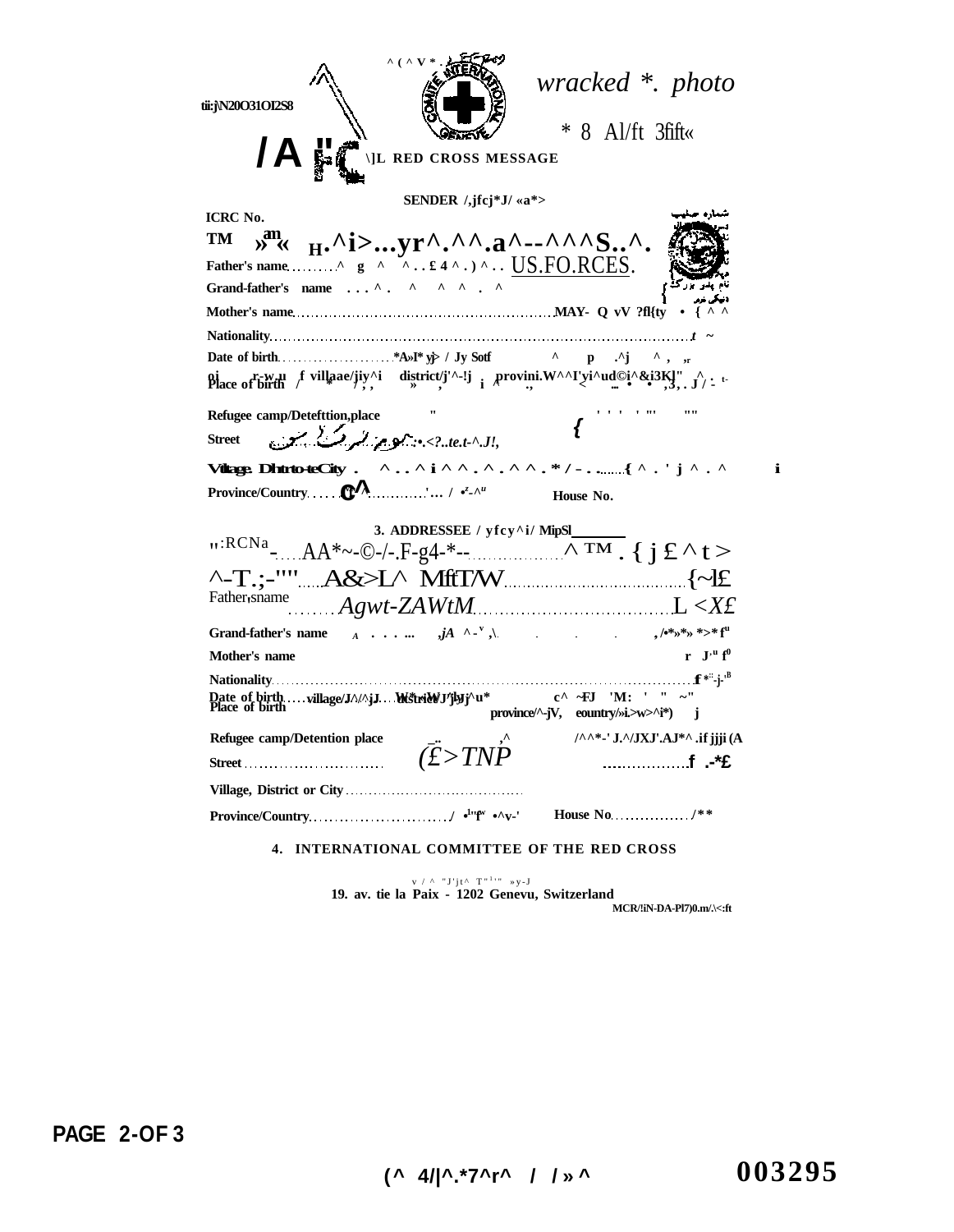tii:j\N20O31OI2S8

^ ( ^ V * .

*wracked *. photo*

\* 8 Al/ft 3fift«

/A

\]L RED CROSS MESSAGE

SENDER /,jfcj*J/ «a*>

ICRC No.

TM »am« H.^i>...yr^.^^.a^--^^^S..^.

Father's name.........^ g ^ ^..£4^.)^.. US.FO.RCES.

Grand-father's name ...^. ^ ^ ^ . ^

Mother's name ........................................................MAY- Q vV ?fl{ty • { ^ ^

Nationality .........................................................................................t ~

Date of birth .......................*A»I* yj> / Jy Sotf ^ p .^j ^ , ,r

Place of birth / f villaae/jiy^i district/j'^-!j provini.W^^I'yi^ud©i^&i3K]" ^ . t-

Refugee camp/Detefttion,place " ' ' ' ' "' ""

Street ...:•.<?..te.t-^.J!,

Village, District or City . ^..^i^^.^.^^.*/-..........{^.'j^.^ i

Province/Country......C^ .............'... / •^z-^u House No.

3. ADDRESSEE / yfcy^i/ MipSl

ICRCNo ......AA*~-©-/-.F-g4-*--..................^™. { j £ ^ t >

^-T.;-"" .......A&>L^ MftT/W .....................................{~l£

Father's name .........Agwt-ZAWtM......................................L <X£

Grand-father's name A . . . ... ,jA ^-v ,\. . . . ,/•*»*» *>*fu

Mother's name r J·u f0

Nationality ................................................................................f *::j-'B

Date of birth ......

Place of birth village/J^/^jJ.....W*-iW'j^u* district/J'j»yj c^ ~FJ 'M: ' " ~" province/^-jV, eountry/»i.>w>^i*) j

Refugee camp/Detention place ,^ /^^*-' J.^/JXJ'.AJ*^ .if jjji (A

Street ............................ (£>TNP ..................f .-*£

Village, District or City ......................................

Province/Country............................/ •1"fw •^v-' House No.................../**

4. INTERNATIONAL COMMITTEE OF THE RED CROSS

v / ^ "J'jt^ T"1'" »y-J

19. av. tie la Paix - 1202 Genevu, Switzerland

MCR/!iN-DA-Pl7)0.m/.\<:ft

(^ 4/|^.*7^r^ / /»^

003295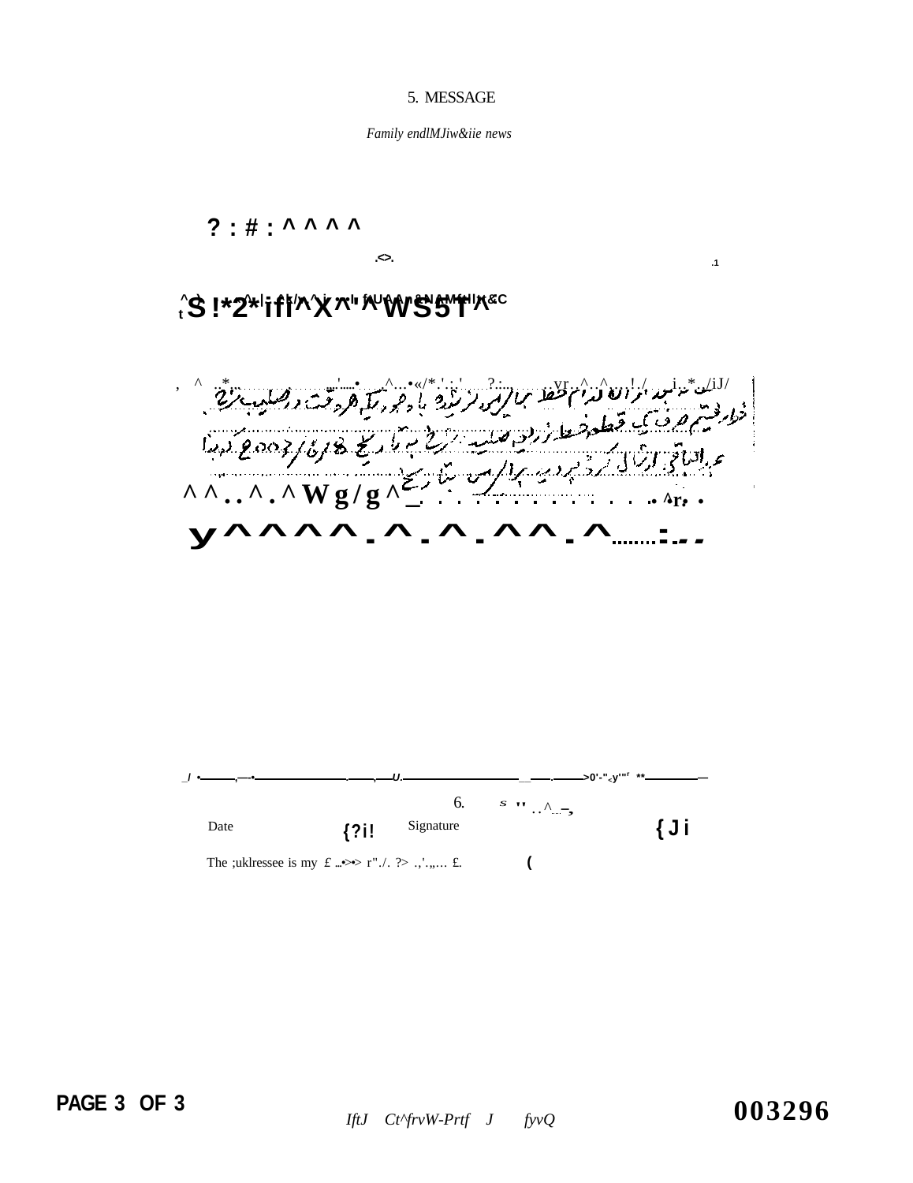5. MESSAGE

*Family endlMJiw&iie news*

? : # : ^ ^ ^ ^

.<>.

.1

^S !*2*ifl^X^^WS5T^

, ^ . * . '....• ^...•«/* ' . ' ?.: vr ^ ^ ! / i * /iJ/

^ ^ . . ^ . ^ W g / g ^_ . . . . . . . . . . . . .. ^r, .

y^^^^-^-^-^^-^........:.-.

6.

Date {?i! Signature {Ji

The ;uklressee is my £ ...•>•> r"./. ?> .,'.,,... £. (

003296

IftJ Ct^frvW-Prtf J fyvQ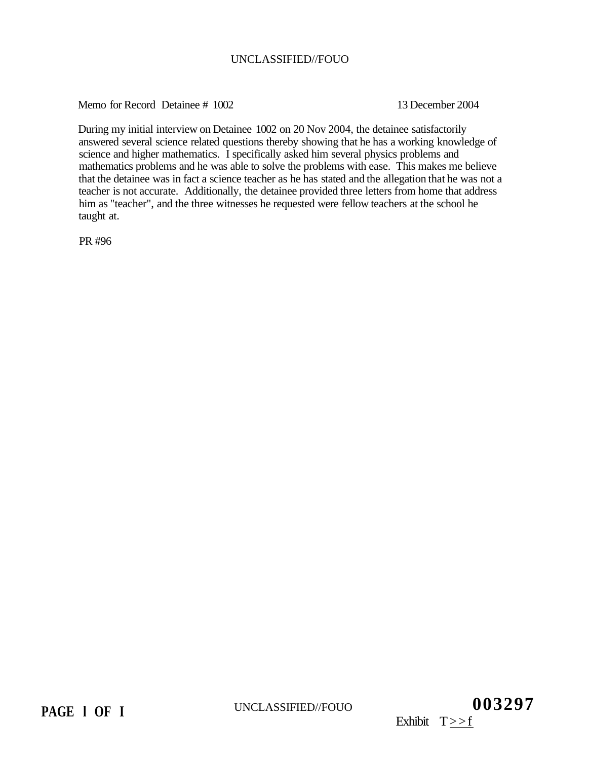UNCLASSIFIED//FOUO

Memo for Record Detainee # 1002 13 December 2004

During my initial interview on Detainee 1002 on 20 Nov 2004, the detainee satisfactorily answered several science related questions thereby showing that he has a working knowledge of science and higher mathematics. I specifically asked him several physics problems and mathematics problems and he was able to solve the problems with ease. This makes me believe that the detainee was in fact a science teacher as he has stated and the allegation that he was not a teacher is not accurate. Additionally, the detainee provided three letters from home that address him as "teacher", and the three witnesses he requested were fellow teachers at the school he taught at.

PR #96

UNCLASSIFIED//FOUO

003297

Exhibit T>>f